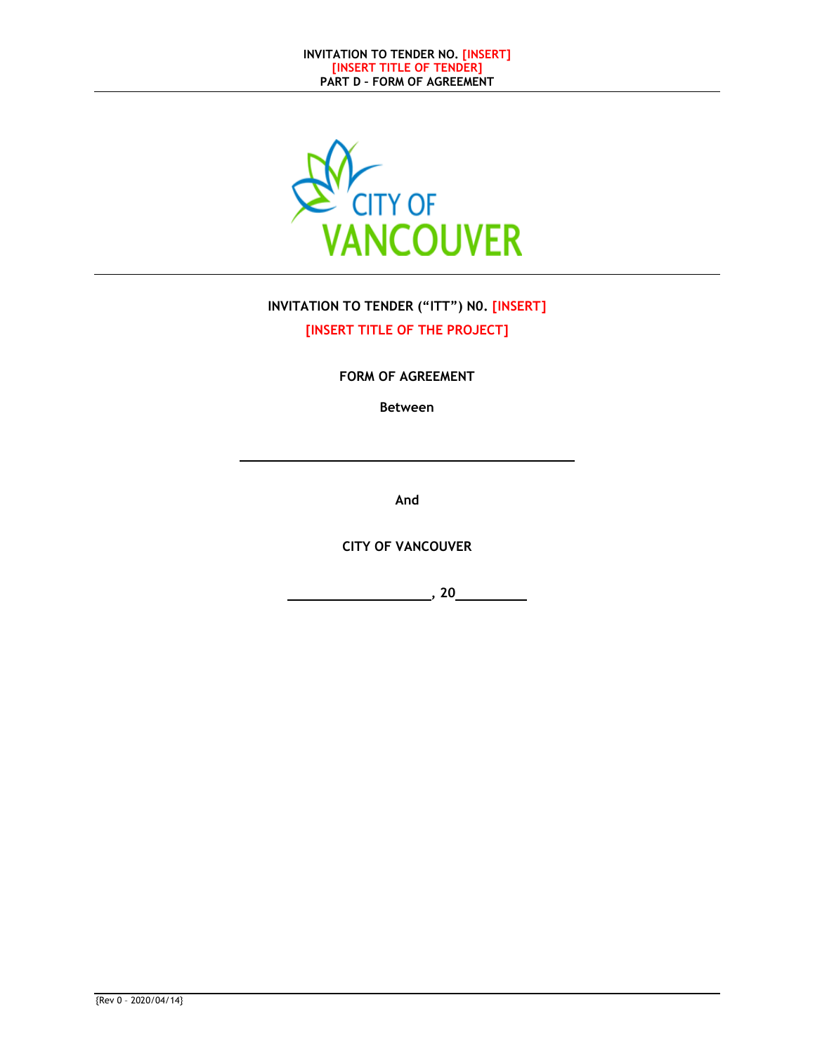# INVITATION TO TENDER ("ITT") NO. [INSERT]

## [INSERT TITLE OF THE PROJECT]

**FORM OF AGREEMENT**

**Between**

\_\_\_\_\_\_\_\_\_\_\_\_\_\_\_\_\_\_\_\_\_\_\_\_\_\_\_\_\_\_\_\_\_\_\_\_\_\_\_\_

**And**

**CITY OF VANCOUVER**

\_\_\_\_\_\_\_\_\_\_\_\_\_\_\_\_\_\_\_\_, 20\_\_\_\_\_\_\_\_\_\_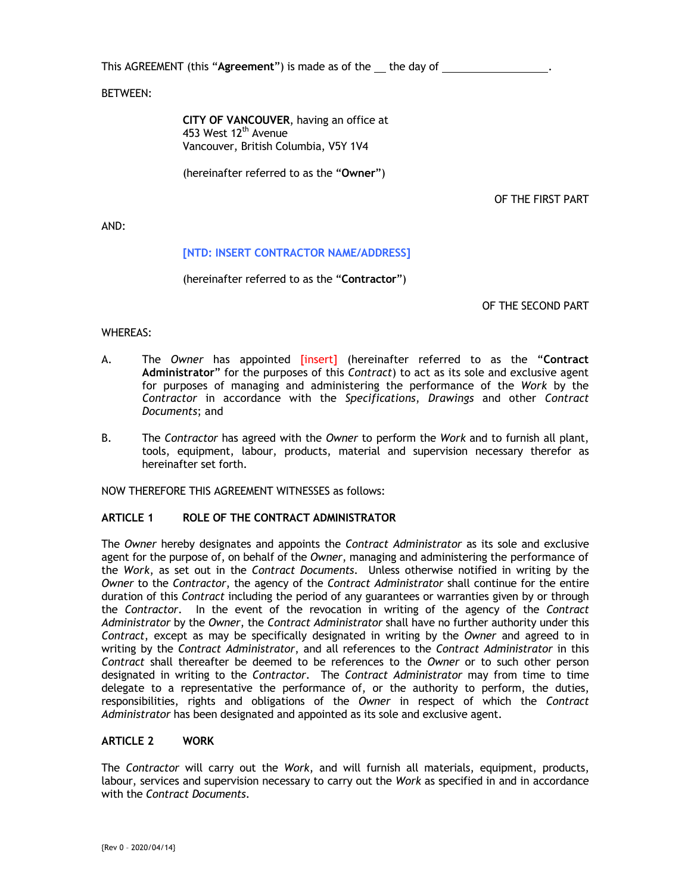This AGREEMENT (this "**Agreement**") is made as of the __ the day of _________________.

BETWEEN:

> **CITY OF VANCOUVER**, having an office at
> 453 West 12th Avenue
> Vancouver, British Columbia, V5Y 1V4
>
> (hereinafter referred to as the "**Owner**")

OF THE FIRST PART

AND:

> **[NTD: INSERT CONTRACTOR NAME/ADDRESS]**
>
> (hereinafter referred to as the "**Contractor**")

OF THE SECOND PART

WHEREAS:

A. The *Owner* has appointed [insert] (hereinafter referred to as the "**Contract Administrator**" for the purposes of this *Contract*) to act as its sole and exclusive agent for purposes of managing and administering the performance of the *Work* by the *Contractor* in accordance with the *Specifications*, *Drawings* and other *Contract Documents*; and

B. The *Contractor* has agreed with the *Owner* to perform the *Work* and to furnish all plant, tools, equipment, labour, products, material and supervision necessary therefor as hereinafter set forth.

NOW THEREFORE THIS AGREEMENT WITNESSES as follows:

## ARTICLE 1 ROLE OF THE CONTRACT ADMINISTRATOR

The *Owner* hereby designates and appoints the *Contract Administrator* as its sole and exclusive agent for the purpose of, on behalf of the *Owner*, managing and administering the performance of the *Work*, as set out in the *Contract Documents*. Unless otherwise notified in writing by the *Owner* to the *Contractor*, the agency of the *Contract Administrator* shall continue for the entire duration of this *Contract* including the period of any guarantees or warranties given by or through the *Contractor*. In the event of the revocation in writing of the agency of the *Contract Administrator* by the *Owner*, the *Contract Administrator* shall have no further authority under this *Contract*, except as may be specifically designated in writing by the *Owner* and agreed to in writing by the *Contract Administrator*, and all references to the *Contract Administrator* in this *Contract* shall thereafter be deemed to be references to the *Owner* or to such other person designated in writing to the *Contractor*. The *Contract Administrator* may from time to time delegate to a representative the performance of, or the authority to perform, the duties, responsibilities, rights and obligations of the *Owner* in respect of which the *Contract Administrator* has been designated and appointed as its sole and exclusive agent.

## ARTICLE 2 WORK

The *Contractor* will carry out the *Work*, and will furnish all materials, equipment, products, labour, services and supervision necessary to carry out the *Work* as specified in and in accordance with the *Contract Documents*.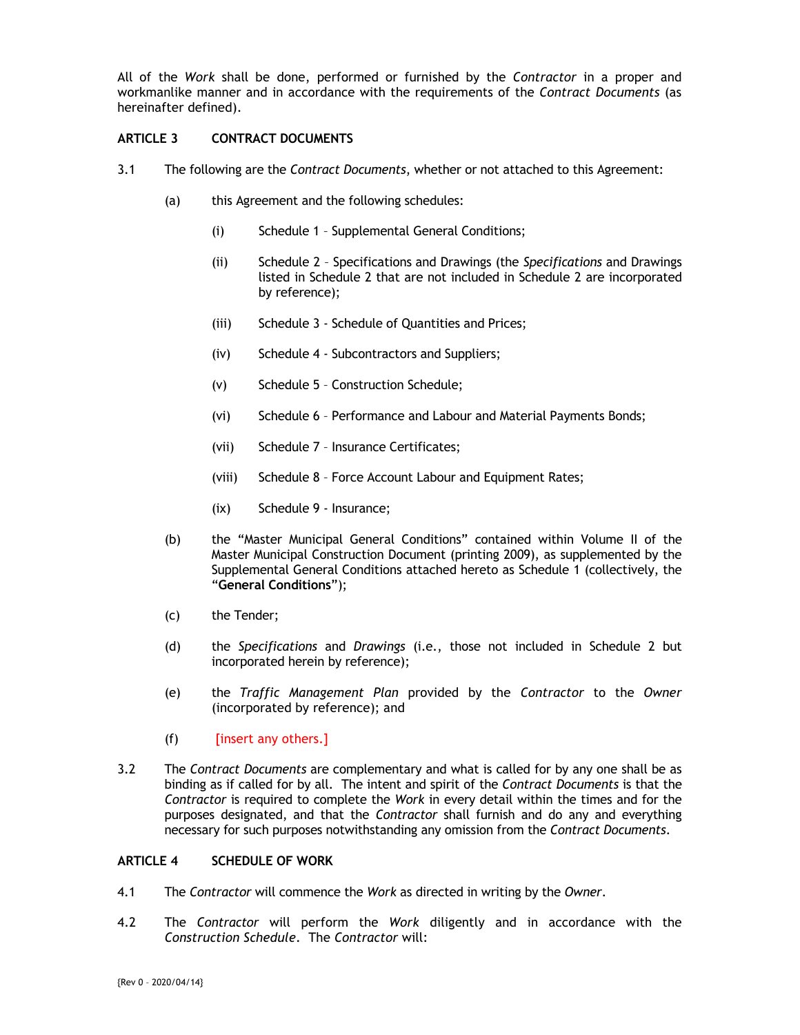All of the *Work* shall be done, performed or furnished by the *Contractor* in a proper and workmanlike manner and in accordance with the requirements of the *Contract Documents* (as hereinafter defined).

## ARTICLE 3 CONTRACT DOCUMENTS

3.1 The following are the *Contract Documents*, whether or not attached to this Agreement:

(a) this Agreement and the following schedules:

(i) Schedule 1 – Supplemental General Conditions;

(ii) Schedule 2 – Specifications and Drawings (the *Specifications* and Drawings listed in Schedule 2 that are not included in Schedule 2 are incorporated by reference);

(iii) Schedule 3 - Schedule of Quantities and Prices;

(iv) Schedule 4 - Subcontractors and Suppliers;

(v) Schedule 5 – Construction Schedule;

(vi) Schedule 6 – Performance and Labour and Material Payments Bonds;

(vii) Schedule 7 – Insurance Certificates;

(viii) Schedule 8 – Force Account Labour and Equipment Rates;

(ix) Schedule 9 - Insurance;

(b) the "Master Municipal General Conditions" contained within Volume II of the Master Municipal Construction Document (printing 2009), as supplemented by the Supplemental General Conditions attached hereto as Schedule 1 (collectively, the "**General Conditions**");

(c) the Tender;

(d) the *Specifications* and *Drawings* (i.e., those not included in Schedule 2 but incorporated herein by reference);

(e) the *Traffic Management Plan* provided by the *Contractor* to the *Owner* (incorporated by reference); and

(f) [insert any others.]

3.2 The *Contract Documents* are complementary and what is called for by any one shall be as binding as if called for by all. The intent and spirit of the *Contract Documents* is that the *Contractor* is required to complete the *Work* in every detail within the times and for the purposes designated, and that the *Contractor* shall furnish and do any and everything necessary for such purposes notwithstanding any omission from the *Contract Documents*.

## ARTICLE 4 SCHEDULE OF WORK

4.1 The *Contractor* will commence the *Work* as directed in writing by the *Owner*.

4.2 The *Contractor* will perform the *Work* diligently and in accordance with the *Construction Schedule*. The *Contractor* will: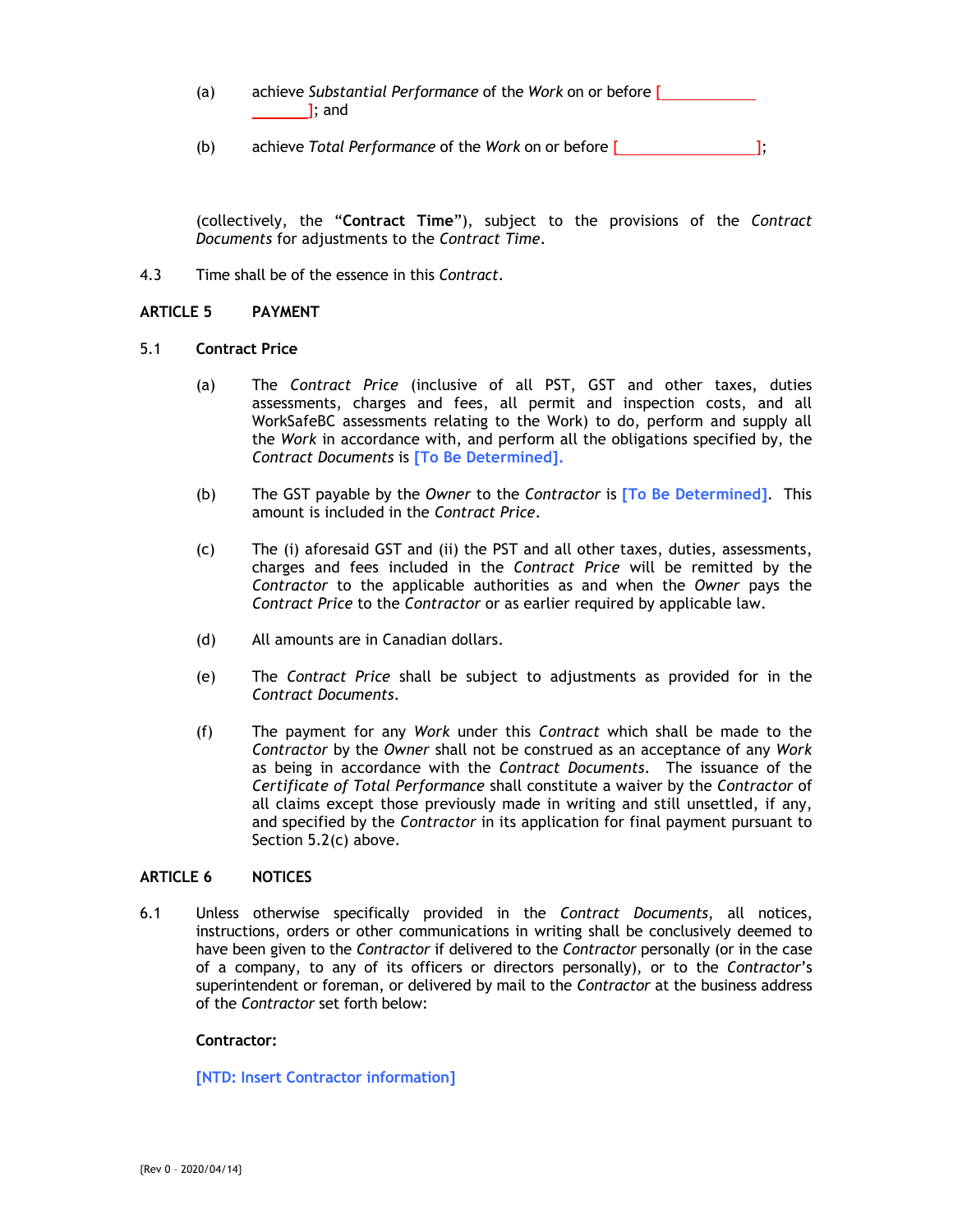(a) achieve *Substantial Performance* of the *Work* on or before [____________________]; and

(b) achieve *Total Performance* of the *Work* on or before [__________________];

(collectively, the "**Contract Time**"), subject to the provisions of the *Contract Documents* for adjustments to the *Contract Time*.

4.3 Time shall be of the essence in this *Contract*.

## ARTICLE 5 PAYMENT

### 5.1 Contract Price

(a) The *Contract Price* (inclusive of all PST, GST and other taxes, duties assessments, charges and fees, all permit and inspection costs, and all WorkSafeBC assessments relating to the Work) to do, perform and supply all the *Work* in accordance with, and perform all the obligations specified by, the *Contract Documents* is **[To Be Determined].**

(b) The GST payable by the *Owner* to the *Contractor* is **[To Be Determined]**. This amount is included in the *Contract Price*.

(c) The (i) aforesaid GST and (ii) the PST and all other taxes, duties, assessments, charges and fees included in the *Contract Price* will be remitted by the *Contractor* to the applicable authorities as and when the *Owner* pays the *Contract Price* to the *Contractor* or as earlier required by applicable law.

(d) All amounts are in Canadian dollars.

(e) The *Contract Price* shall be subject to adjustments as provided for in the *Contract Documents*.

(f) The payment for any *Work* under this *Contract* which shall be made to the *Contractor* by the *Owner* shall not be construed as an acceptance of any *Work* as being in accordance with the *Contract Documents*. The issuance of the *Certificate of Total Performance* shall constitute a waiver by the *Contractor* of all claims except those previously made in writing and still unsettled, if any, and specified by the *Contractor* in its application for final payment pursuant to Section 5.2(c) above.

## ARTICLE 6 NOTICES

6.1 Unless otherwise specifically provided in the *Contract Documents*, all notices, instructions, orders or other communications in writing shall be conclusively deemed to have been given to the *Contractor* if delivered to the *Contractor* personally (or in the case of a company, to any of its officers or directors personally), or to the *Contractor*'s superintendent or foreman, or delivered by mail to the *Contractor* at the business address of the *Contractor* set forth below:

**Contractor:**

**[NTD: Insert Contractor information]**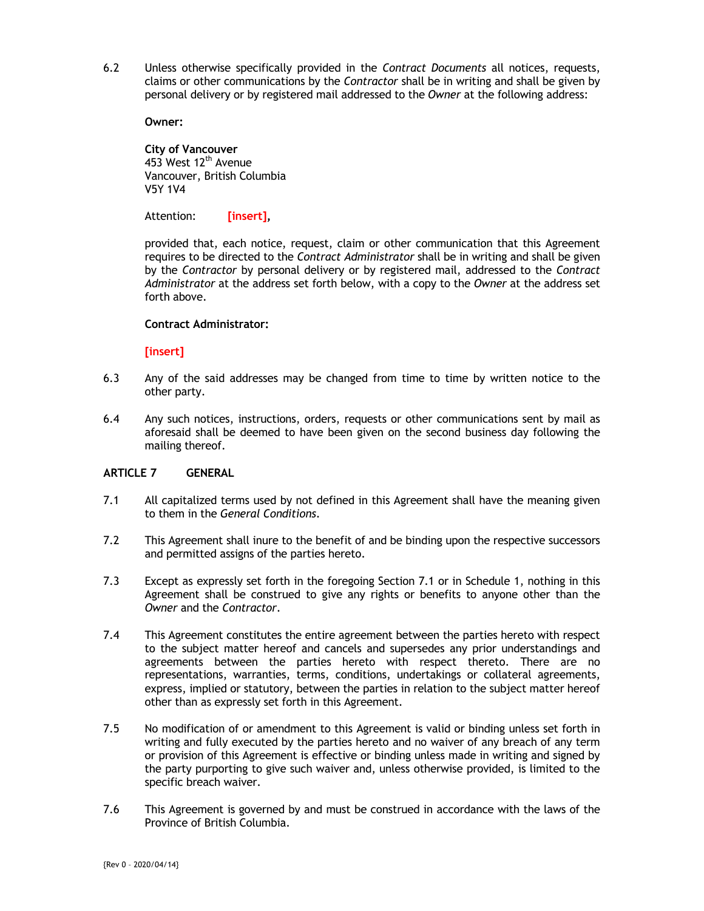6.2 Unless otherwise specifically provided in the *Contract Documents* all notices, requests, claims or other communications by the *Contractor* shall be in writing and shall be given by personal delivery or by registered mail addressed to the *Owner* at the following address:

**Owner:**

**City of Vancouver**
453 West 12th Avenue
Vancouver, British Columbia
V5Y 1V4

Attention: **[insert]**,

provided that, each notice, request, claim or other communication that this Agreement requires to be directed to the *Contract Administrator* shall be in writing and shall be given by the *Contractor* by personal delivery or by registered mail, addressed to the *Contract Administrator* at the address set forth below, with a copy to the *Owner* at the address set forth above.

**Contract Administrator:**

**[insert]**

6.3 Any of the said addresses may be changed from time to time by written notice to the other party.

6.4 Any such notices, instructions, orders, requests or other communications sent by mail as aforesaid shall be deemed to have been given on the second business day following the mailing thereof.

## ARTICLE 7 GENERAL

7.1 All capitalized terms used by not defined in this Agreement shall have the meaning given to them in the *General Conditions*.

7.2 This Agreement shall inure to the benefit of and be binding upon the respective successors and permitted assigns of the parties hereto.

7.3 Except as expressly set forth in the foregoing Section 7.1 or in Schedule 1, nothing in this Agreement shall be construed to give any rights or benefits to anyone other than the *Owner* and the *Contractor*.

7.4 This Agreement constitutes the entire agreement between the parties hereto with respect to the subject matter hereof and cancels and supersedes any prior understandings and agreements between the parties hereto with respect thereto. There are no representations, warranties, terms, conditions, undertakings or collateral agreements, express, implied or statutory, between the parties in relation to the subject matter hereof other than as expressly set forth in this Agreement.

7.5 No modification of or amendment to this Agreement is valid or binding unless set forth in writing and fully executed by the parties hereto and no waiver of any breach of any term or provision of this Agreement is effective or binding unless made in writing and signed by the party purporting to give such waiver and, unless otherwise provided, is limited to the specific breach waiver.

7.6 This Agreement is governed by and must be construed in accordance with the laws of the Province of British Columbia.

{Rev 0 – 2020/04/14}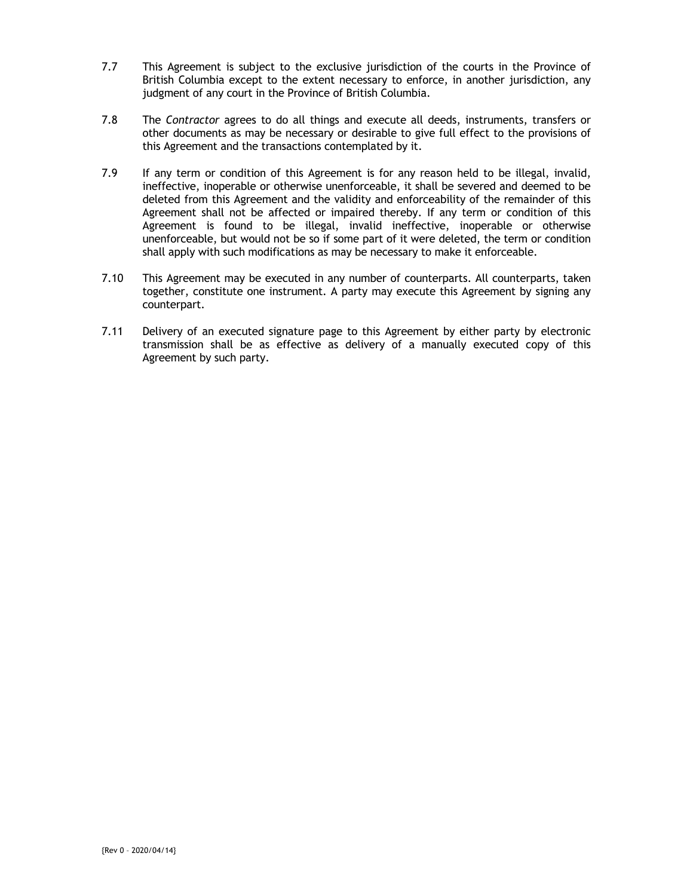7.7 This Agreement is subject to the exclusive jurisdiction of the courts in the Province of British Columbia except to the extent necessary to enforce, in another jurisdiction, any judgment of any court in the Province of British Columbia.

7.8 The *Contractor* agrees to do all things and execute all deeds, instruments, transfers or other documents as may be necessary or desirable to give full effect to the provisions of this Agreement and the transactions contemplated by it.

7.9 If any term or condition of this Agreement is for any reason held to be illegal, invalid, ineffective, inoperable or otherwise unenforceable, it shall be severed and deemed to be deleted from this Agreement and the validity and enforceability of the remainder of this Agreement shall not be affected or impaired thereby. If any term or condition of this Agreement is found to be illegal, invalid ineffective, inoperable or otherwise unenforceable, but would not be so if some part of it were deleted, the term or condition shall apply with such modifications as may be necessary to make it enforceable.

7.10 This Agreement may be executed in any number of counterparts. All counterparts, taken together, constitute one instrument. A party may execute this Agreement by signing any counterpart.

7.11 Delivery of an executed signature page to this Agreement by either party by electronic transmission shall be as effective as delivery of a manually executed copy of this Agreement by such party.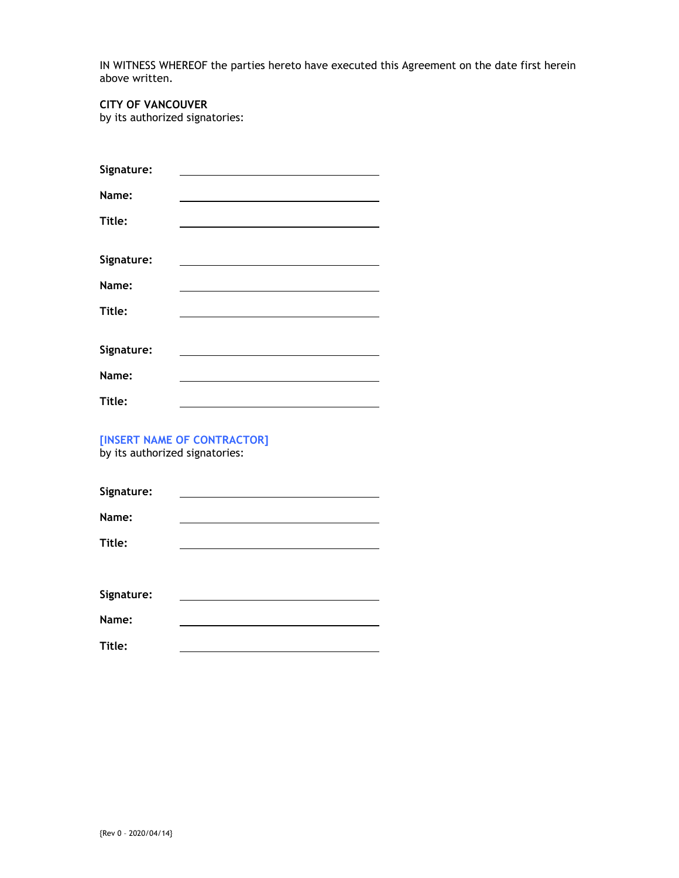IN WITNESS WHEREOF the parties hereto have executed this Agreement on the date first herein above written.

**CITY OF VANCOUVER**
by its authorized signatories:

**Signature:** ______________________________

**Name:** ______________________________

**Title:** ______________________________

**Signature:** ______________________________

**Name:** ______________________________

**Title:** ______________________________

**Signature:** ______________________________

**Name:** ______________________________

**Title:** ______________________________

**[INSERT NAME OF CONTRACTOR]**
by its authorized signatories:

**Signature:** ______________________________

**Name:** ______________________________

**Title:** ______________________________

**Signature:** ______________________________

**Name:** ______________________________

**Title:** ______________________________

{Rev 0 – 2020/04/14}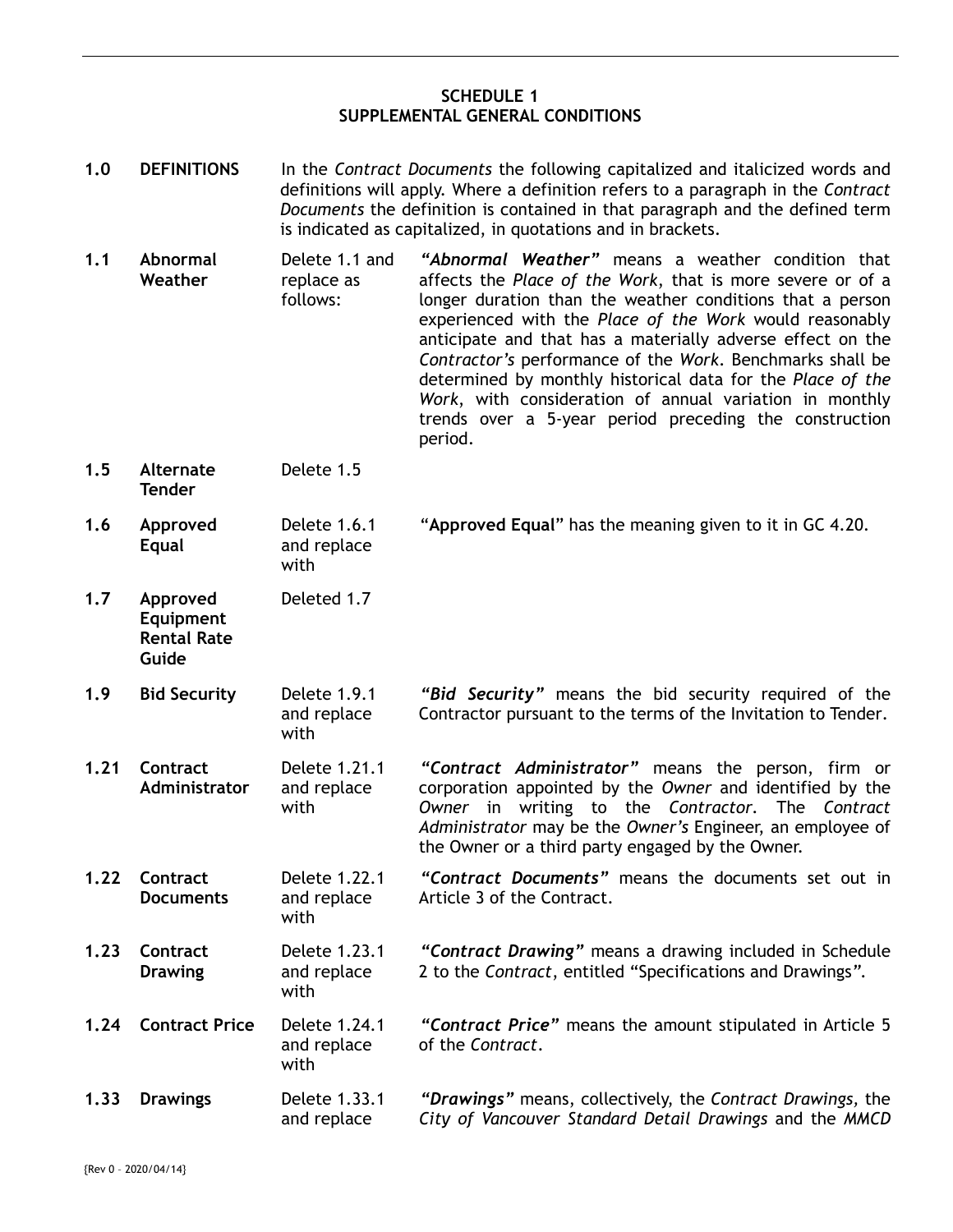## SCHEDULE 1
## SUPPLEMENTAL GENERAL CONDITIONS

| | | | |
|---|---|---|---|
| **1.0** | **DEFINITIONS** | In the *Contract Documents* the following capitalized and italicized words and definitions will apply. Where a definition refers to a paragraph in the *Contract Documents* the definition is contained in that paragraph and the defined term is indicated as capitalized, in quotations and in brackets. | |
| **1.1** | **Abnormal Weather** | Delete 1.1 and replace as follows: | ***"Abnormal Weather"*** means a weather condition that affects the *Place of the Work*, that is more severe or of a longer duration than the weather conditions that a person experienced with the *Place of the Work* would reasonably anticipate and that has a materially adverse effect on the *Contractor's* performance of the *Work*. Benchmarks shall be determined by monthly historical data for the *Place of the Work*, with consideration of annual variation in monthly trends over a 5-year period preceding the construction period. |
| **1.5** | **Alternate Tender** | Delete 1.5 | |
| **1.6** | **Approved Equal** | Delete 1.6.1 and replace with | "**Approved Equal**" has the meaning given to it in GC 4.20. |
| **1.7** | **Approved Equipment Rental Rate Guide** | Deleted 1.7 | |
| **1.9** | **Bid Security** | Delete 1.9.1 and replace with | ***"Bid Security"*** means the bid security required of the Contractor pursuant to the terms of the Invitation to Tender. |
| **1.21** | **Contract Administrator** | Delete 1.21.1 and replace with | ***"Contract Administrator"*** means the person, firm or corporation appointed by the *Owner* and identified by the *Owner* in writing to the *Contractor*. The *Contract Administrator* may be the *Owner's* Engineer, an employee of the Owner or a third party engaged by the Owner. |
| **1.22** | **Contract Documents** | Delete 1.22.1 and replace with | ***"Contract Documents"*** means the documents set out in Article 3 of the Contract. |
| **1.23** | **Contract Drawing** | Delete 1.23.1 and replace with | ***"Contract Drawing"*** means a drawing included in Schedule 2 to the *Contract*, entitled "Specifications and Drawings". |
| **1.24** | **Contract Price** | Delete 1.24.1 and replace with | ***"Contract Price"*** means the amount stipulated in Article 5 of the *Contract*. |
| **1.33** | **Drawings** | Delete 1.33.1 and replace | ***"Drawings"*** means, collectively, the *Contract Drawings*, the *City of Vancouver Standard Detail Drawings* and the *MMCD* |

{Rev 0 – 2020/04/14}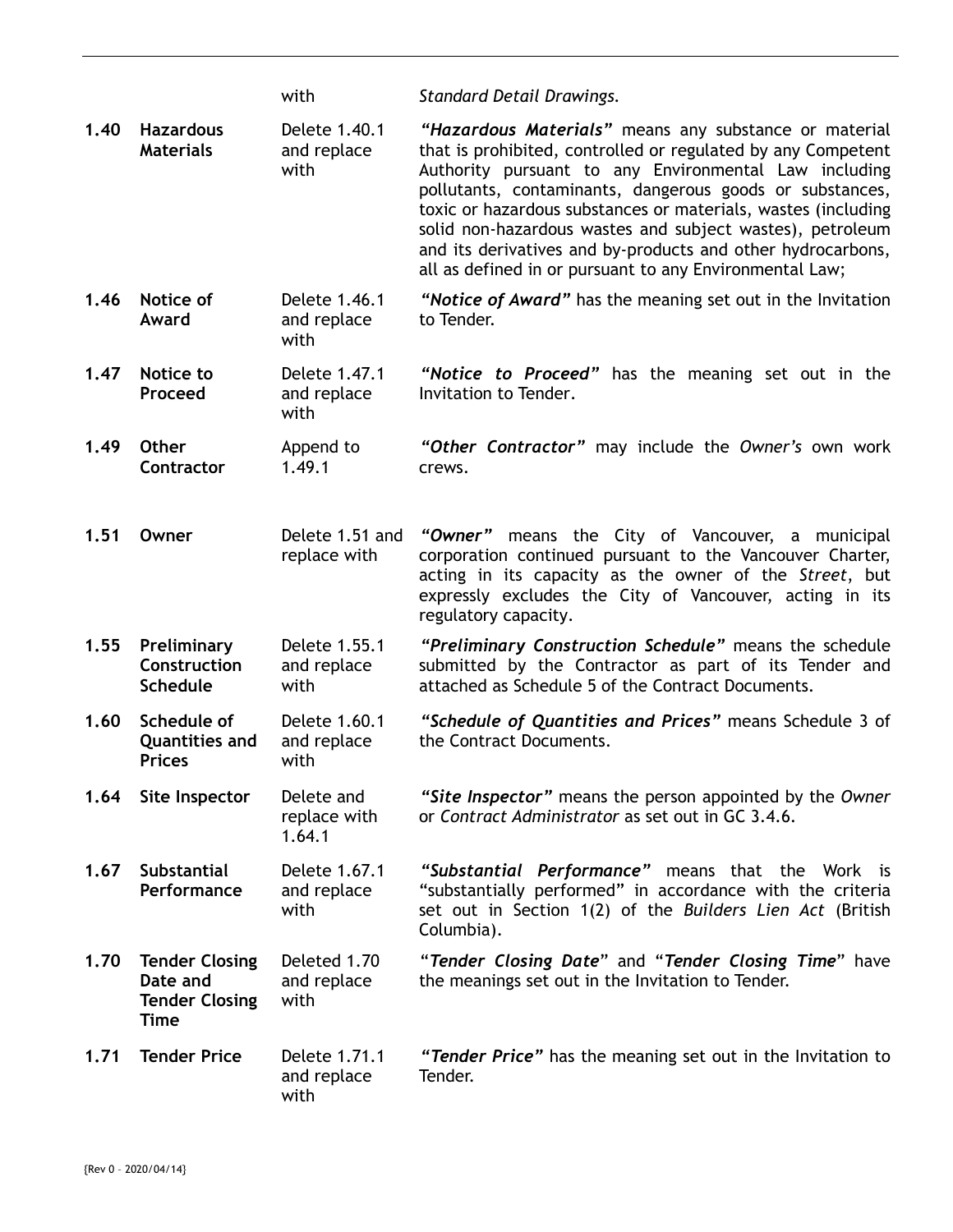| | | | |
|---|---|---|---|
| | | with | *Standard Detail Drawings.* |
| **1.40** | **Hazardous Materials** | Delete 1.40.1 and replace with | ***"Hazardous Materials"*** means any substance or material that is prohibited, controlled or regulated by any Competent Authority pursuant to any Environmental Law including pollutants, contaminants, dangerous goods or substances, toxic or hazardous substances or materials, wastes (including solid non-hazardous wastes and subject wastes), petroleum and its derivatives and by-products and other hydrocarbons, all as defined in or pursuant to any Environmental Law; |
| **1.46** | **Notice of Award** | Delete 1.46.1 and replace with | ***"Notice of Award"*** has the meaning set out in the Invitation to Tender. |
| **1.47** | **Notice to Proceed** | Delete 1.47.1 and replace with | ***"Notice to Proceed"*** has the meaning set out in the Invitation to Tender. |
| **1.49** | **Other Contractor** | Append to 1.49.1 | ***"Other Contractor"*** may include the *Owner's* own work crews. |
| **1.51** | **Owner** | Delete 1.51 and replace with | ***"Owner"*** means the City of Vancouver, a municipal corporation continued pursuant to the Vancouver Charter, acting in its capacity as the owner of the *Street*, but expressly excludes the City of Vancouver, acting in its regulatory capacity. |
| **1.55** | **Preliminary Construction Schedule** | Delete 1.55.1 and replace with | ***"Preliminary Construction Schedule"*** means the schedule submitted by the Contractor as part of its Tender and attached as Schedule 5 of the Contract Documents. |
| **1.60** | **Schedule of Quantities and Prices** | Delete 1.60.1 and replace with | ***"Schedule of Quantities and Prices"*** means Schedule 3 of the Contract Documents. |
| **1.64** | **Site Inspector** | Delete and replace with 1.64.1 | ***"Site Inspector"*** means the person appointed by the *Owner* or *Contract Administrator* as set out in GC 3.4.6. |
| **1.67** | **Substantial Performance** | Delete 1.67.1 and replace with | ***"Substantial Performance"*** means that the Work is "substantially performed" in accordance with the criteria set out in Section 1(2) of the *Builders Lien Act* (British Columbia). |
| **1.70** | **Tender Closing Date and Tender Closing Time** | Deleted 1.70 and replace with | "***Tender Closing Date***" and "***Tender Closing Time***" have the meanings set out in the Invitation to Tender. |
| **1.71** | **Tender Price** | Delete 1.71.1 and replace with | ***"Tender Price"*** has the meaning set out in the Invitation to Tender. |

{Rev 0 – 2020/04/14}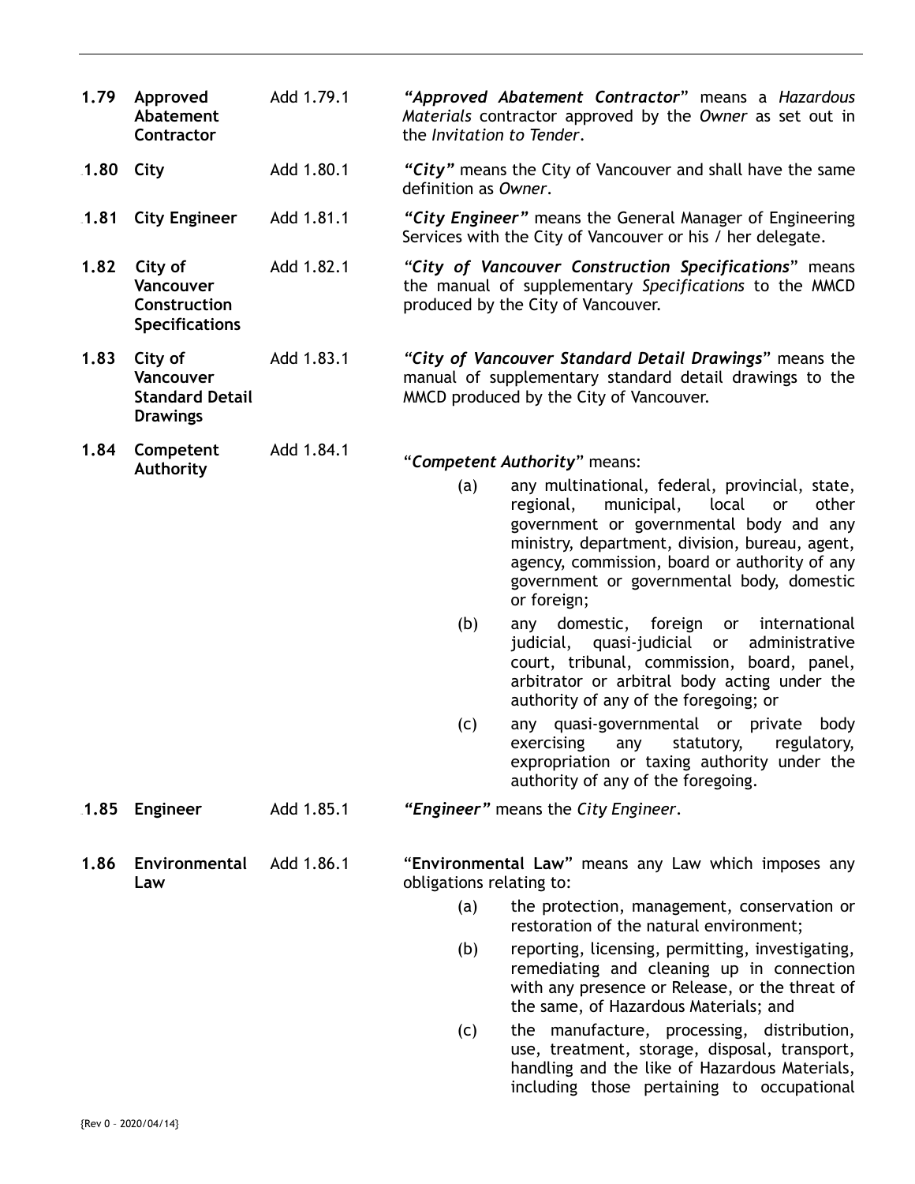| | | | |
|---|---|---|---|
| **1.79** | **Approved Abatement Contractor** | Add 1.79.1 | ***"Approved Abatement Contractor*"** means a *Hazardous Materials* contractor approved by the *Owner* as set out in the *Invitation to Tender*. |
| **1.80** | **City** | Add 1.80.1 | ***"City"*** means the City of Vancouver and shall have the same definition as *Owner*. |
| **1.81** | **City Engineer** | Add 1.81.1 | ***"City Engineer"*** means the General Manager of Engineering Services with the City of Vancouver or his / her delegate. |
| **1.82** | **City of Vancouver Construction Specifications** | Add 1.82.1 | *"**City of Vancouver Construction Specifications**"* means the manual of supplementary *Specifications* to the MMCD produced by the City of Vancouver. |
| **1.83** | **City of Vancouver Standard Detail Drawings** | Add 1.83.1 | *"**City of Vancouver Standard Detail Drawings**"* means the manual of supplementary standard detail drawings to the MMCD produced by the City of Vancouver. |
| **1.84** | **Competent Authority** | Add 1.84.1 | "***Competent Authority***" means:<br>(a) any multinational, federal, provincial, state, regional, municipal, local or other government or governmental body and any ministry, department, division, bureau, agent, agency, commission, board or authority of any government or governmental body, domestic or foreign;<br>(b) any domestic, foreign or international judicial, quasi-judicial or administrative court, tribunal, commission, board, panel, arbitrator or arbitral body acting under the authority of any of the foregoing; or<br>(c) any quasi-governmental or private body exercising any statutory, regulatory, expropriation or taxing authority under the authority of any of the foregoing. |
| **1.85** | **Engineer** | Add 1.85.1 | ***"Engineer"*** means the *City Engineer*. |
| **1.86** | **Environmental Law** | Add 1.86.1 | "**Environmental Law**" means any Law which imposes any obligations relating to:<br>(a) the protection, management, conservation or restoration of the natural environment;<br>(b) reporting, licensing, permitting, investigating, remediating and cleaning up in connection with any presence or Release, or the threat of the same, of Hazardous Materials; and<br>(c) the manufacture, processing, distribution, use, treatment, storage, disposal, transport, handling and the like of Hazardous Materials, including those pertaining to occupational |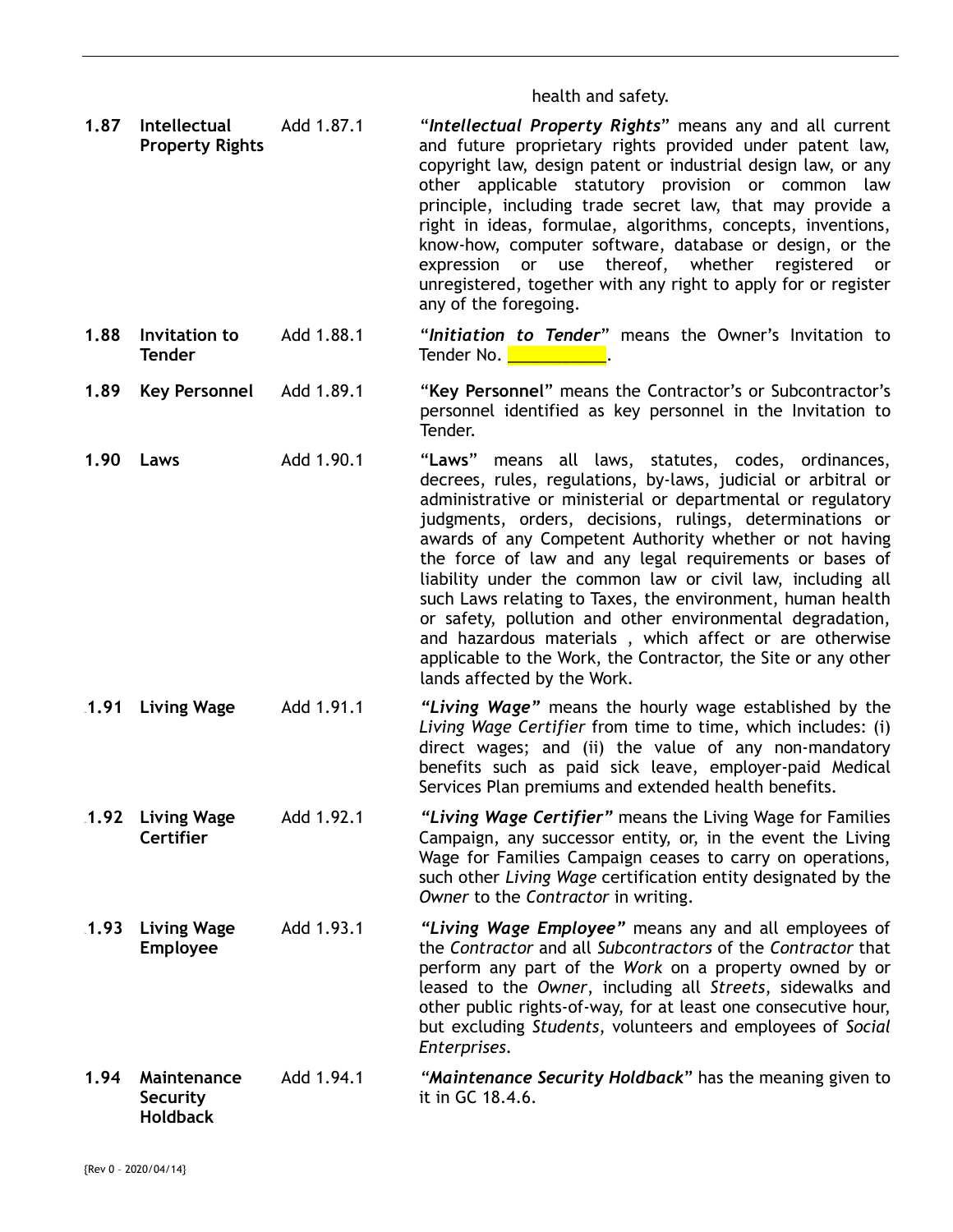| | | | health and safety. |
|---|---|---|---|
| **1.87** | **Intellectual Property Rights** | Add 1.87.1 | "***Intellectual Property Rights***" means any and all current and future proprietary rights provided under patent law, copyright law, design patent or industrial design law, or any other applicable statutory provision or common law principle, including trade secret law, that may provide a right in ideas, formulae, algorithms, concepts, inventions, know-how, computer software, database or design, or the expression or use thereof, whether registered or unregistered, together with any right to apply for or register any of the foregoing. |
| **1.88** | **Invitation to Tender** | Add 1.88.1 | "***Initiation to Tender***" means the Owner's Invitation to Tender No. ___________. |
| **1.89** | **Key Personnel** | Add 1.89.1 | "**Key Personnel**" means the Contractor's or Subcontractor's personnel identified as key personnel in the Invitation to Tender. |
| **1.90** | **Laws** | Add 1.90.1 | "**Laws**" means all laws, statutes, codes, ordinances, decrees, rules, regulations, by-laws, judicial or arbitral or administrative or ministerial or departmental or regulatory judgments, orders, decisions, rulings, determinations or awards of any Competent Authority whether or not having the force of law and any legal requirements or bases of liability under the common law or civil law, including all such Laws relating to Taxes, the environment, human health or safety, pollution and other environmental degradation, and hazardous materials , which affect or are otherwise applicable to the Work, the Contractor, the Site or any other lands affected by the Work. |
| **1.91** | **Living Wage** | Add 1.91.1 | ***"Living Wage"*** means the hourly wage established by the *Living Wage Certifier* from time to time, which includes: (i) direct wages; and (ii) the value of any non-mandatory benefits such as paid sick leave, employer-paid Medical Services Plan premiums and extended health benefits. |
| **1.92** | **Living Wage Certifier** | Add 1.92.1 | ***"Living Wage Certifier"*** means the Living Wage for Families Campaign, any successor entity, or, in the event the Living Wage for Families Campaign ceases to carry on operations, such other *Living Wage* certification entity designated by the *Owner* to the *Contractor* in writing. |
| **1.93** | **Living Wage Employee** | Add 1.93.1 | ***"Living Wage Employee"*** means any and all employees of the *Contractor* and all *Subcontractors* of the *Contractor* that perform any part of the *Work* on a property owned by or leased to the *Owner*, including all *Streets*, sidewalks and other public rights-of-way, for at least one consecutive hour, but excluding *Students*, volunteers and employees of *Social Enterprises*. |
| **1.94** | **Maintenance Security Holdback** | Add 1.94.1 | ***"Maintenance Security Holdback***" has the meaning given to it in GC 18.4.6. |

{Rev 0 – 2020/04/14}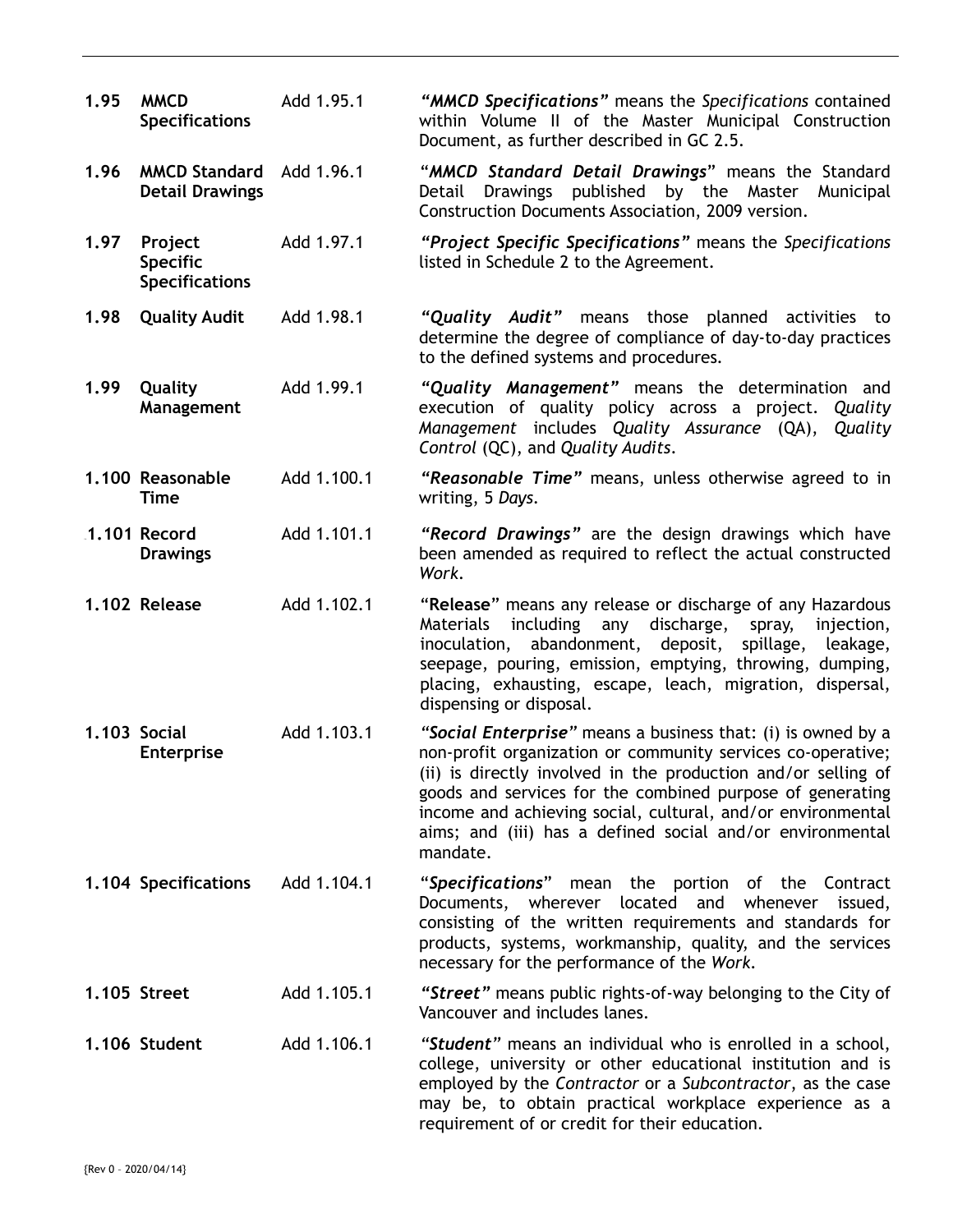| | | | |
|---|---|---|---|
| **1.95** | **MMCD Specifications** | Add 1.95.1 | ***"MMCD Specifications"*** means the *Specifications* contained within Volume II of the Master Municipal Construction Document, as further described in GC 2.5. |
| **1.96** | **MMCD Standard Detail Drawings** | Add 1.96.1 | "***MMCD Standard Detail Drawings***" means the Standard Detail Drawings published by the Master Municipal Construction Documents Association, 2009 version. |
| **1.97** | **Project Specific Specifications** | Add 1.97.1 | ***"Project Specific Specifications"*** means the *Specifications* listed in Schedule 2 to the Agreement. |
| **1.98** | **Quality Audit** | Add 1.98.1 | ***"Quality Audit"*** means those planned activities to determine the degree of compliance of day-to-day practices to the defined systems and procedures. |
| **1.99** | **Quality Management** | Add 1.99.1 | ***"Quality Management"*** means the determination and execution of quality policy across a project. *Quality Management* includes *Quality Assurance* (QA), *Quality Control* (QC), and *Quality Audits*. |
| **1.100** | **Reasonable Time** | Add 1.100.1 | ***"Reasonable Time"*** means, unless otherwise agreed to in writing, 5 *Days*. |
| **1.101** | **Record Drawings** | Add 1.101.1 | ***"Record Drawings"*** are the design drawings which have been amended as required to reflect the actual constructed *Work*. |
| **1.102** | **Release** | Add 1.102.1 | "**Release**" means any release or discharge of any Hazardous Materials including any discharge, spray, injection, inoculation, abandonment, deposit, spillage, leakage, seepage, pouring, emission, emptying, throwing, dumping, placing, exhausting, escape, leach, migration, dispersal, dispensing or disposal. |
| **1.103** | **Social Enterprise** | Add 1.103.1 | ***"Social Enterprise"*** means a business that: (i) is owned by a non-profit organization or community services co-operative; (ii) is directly involved in the production and/or selling of goods and services for the combined purpose of generating income and achieving social, cultural, and/or environmental aims; and (iii) has a defined social and/or environmental mandate. |
| **1.104** | **Specifications** | Add 1.104.1 | "***Specifications***" mean the portion of the Contract Documents, wherever located and whenever issued, consisting of the written requirements and standards for products, systems, workmanship, quality, and the services necessary for the performance of the *Work*. |
| **1.105** | **Street** | Add 1.105.1 | ***"Street"*** means public rights-of-way belonging to the City of Vancouver and includes lanes. |
| **1.106** | **Student** | Add 1.106.1 | ***"Student"*** means an individual who is enrolled in a school, college, university or other educational institution and is employed by the *Contractor* or a *Subcontractor*, as the case may be, to obtain practical workplace experience as a requirement of or credit for their education. |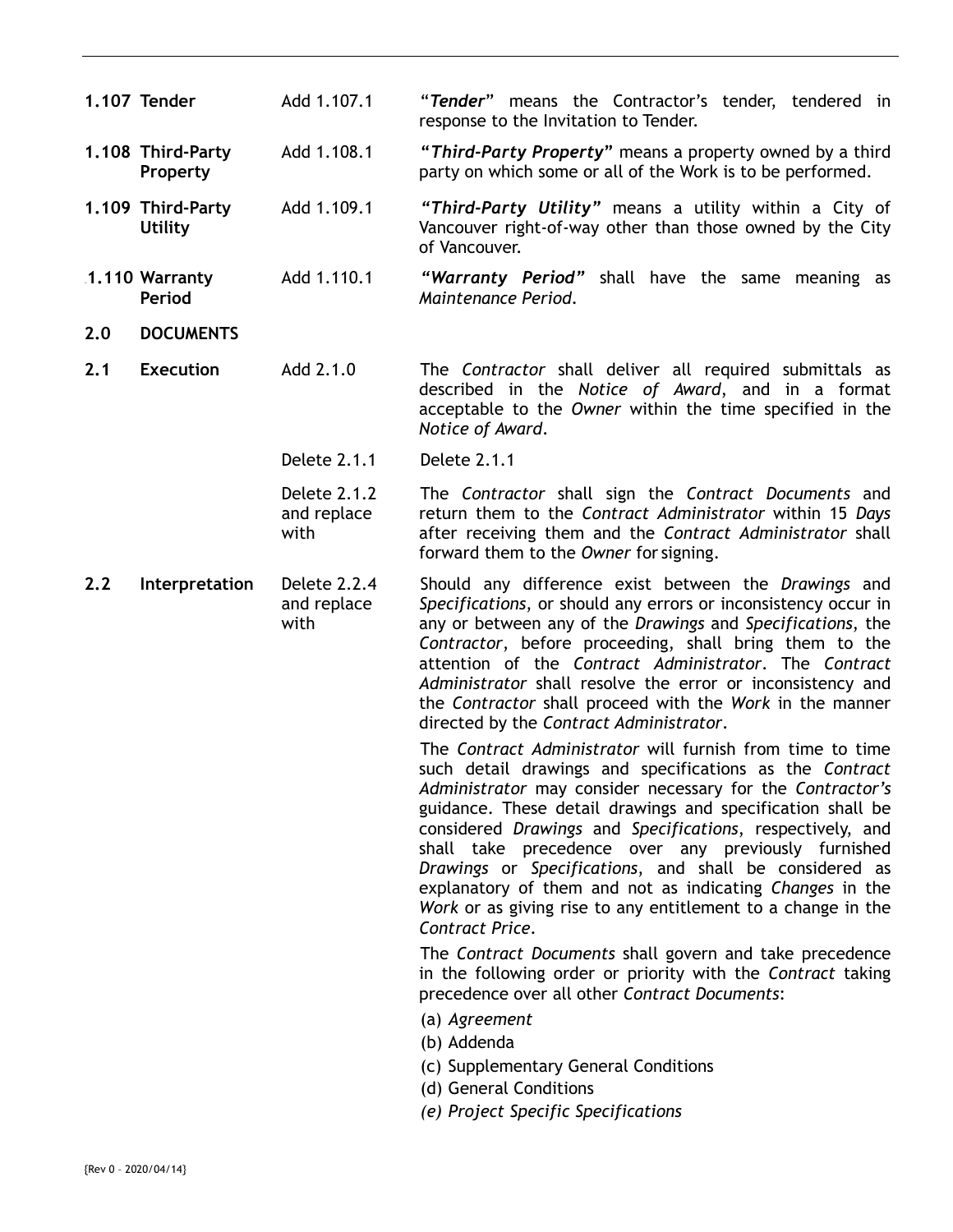| | | |
|---|---|---|
| **1.107 Tender** | Add 1.107.1 | "***Tender***" means the Contractor's tender, tendered in response to the Invitation to Tender. |
| **1.108 Third-Party Property** | Add 1.108.1 | **"*Third-Party Property*"** means a property owned by a third party on which some or all of the Work is to be performed. |
| **1.109 Third-Party Utility** | Add 1.109.1 | ***"Third-Party Utility"*** means a utility within a City of Vancouver right-of-way other than those owned by the City of Vancouver. |
| **1.110 Warranty Period** | Add 1.110.1 | ***"Warranty Period"*** shall have the same meaning as *Maintenance Period*. |

## 2.0 DOCUMENTS

| | | |
|---|---|---|
| **2.1 Execution** | Add 2.1.0 | The *Contractor* shall deliver all required submittals as described in the *Notice of Award*, and in a format acceptable to the *Owner* within the time specified in the *Notice of Award*. |
| | Delete 2.1.1 | Delete 2.1.1 |
| | Delete 2.1.2 and replace with | The *Contractor* shall sign the *Contract Documents* and return them to the *Contract Administrator* within 15 *Days* after receiving them and the *Contract Administrator* shall forward them to the *Owner* for signing. |
| **2.2 Interpretation** | Delete 2.2.4 and replace with | Should any difference exist between the *Drawings* and *Specifications*, or should any errors or inconsistency occur in any or between any of the *Drawings* and *Specifications*, the *Contractor*, before proceeding, shall bring them to the attention of the *Contract Administrator*. The *Contract Administrator* shall resolve the error or inconsistency and the *Contractor* shall proceed with the *Work* in the manner directed by the *Contract Administrator*. |

The *Contract Administrator* will furnish from time to time such detail drawings and specifications as the *Contract Administrator* may consider necessary for the *Contractor's* guidance. These detail drawings and specification shall be considered *Drawings* and *Specifications*, respectively, and shall take precedence over any previously furnished *Drawings* or *Specifications*, and shall be considered as explanatory of them and not as indicating *Changes* in the *Work* or as giving rise to any entitlement to a change in the *Contract Price*.

The *Contract Documents* shall govern and take precedence in the following order or priority with the *Contract* taking precedence over all other *Contract Documents*:

(a) *Agreement*

(b) Addenda

(c) Supplementary General Conditions

(d) General Conditions

*(e) Project Specific Specifications*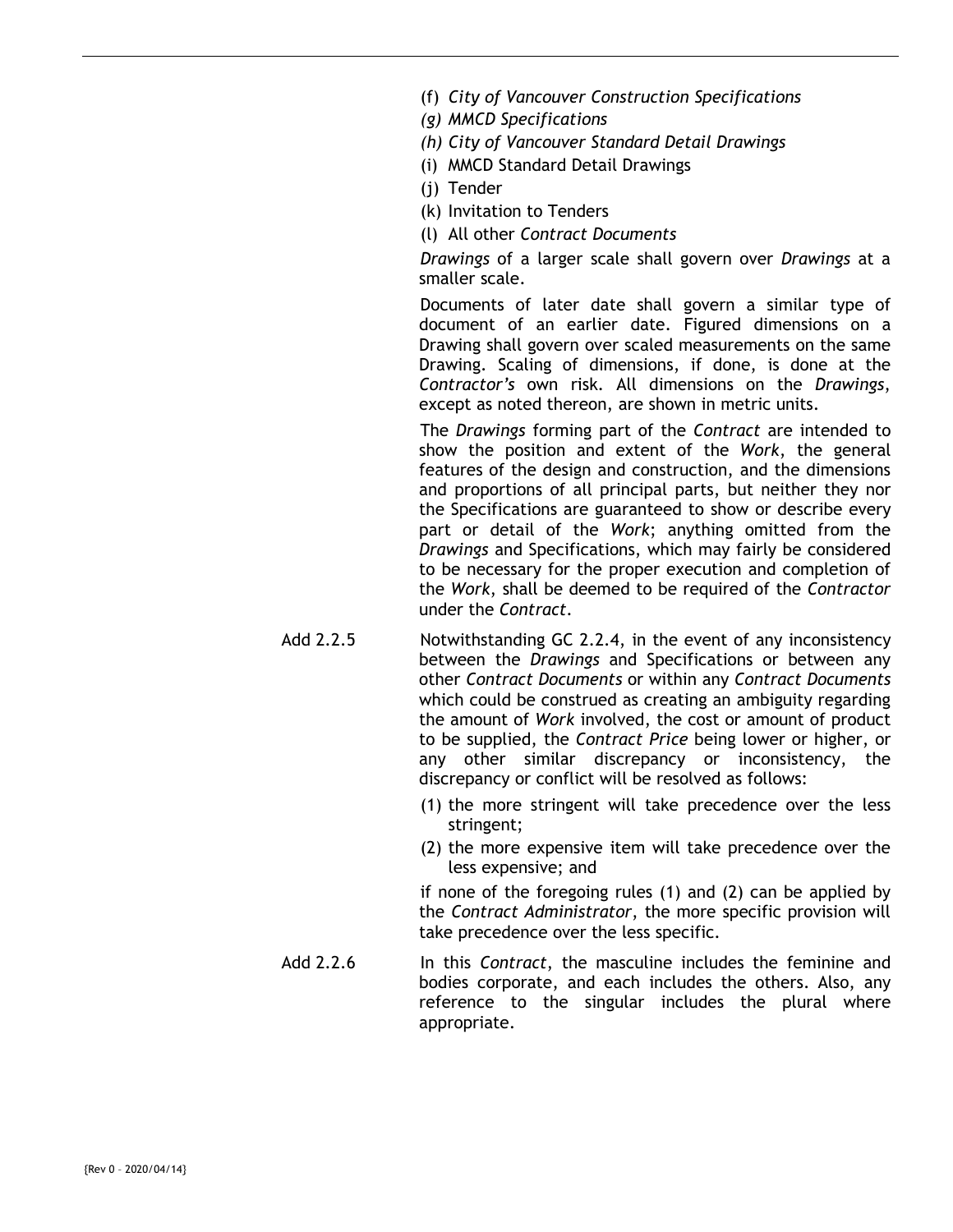(f) *City of Vancouver Construction Specifications*

*(g) MMCD Specifications*

*(h) City of Vancouver Standard Detail Drawings*

(i) MMCD Standard Detail Drawings

(j) Tender

(k) Invitation to Tenders

(l) All other *Contract Documents*

*Drawings* of a larger scale shall govern over *Drawings* at a smaller scale.

Documents of later date shall govern a similar type of document of an earlier date. Figured dimensions on a Drawing shall govern over scaled measurements on the same Drawing. Scaling of dimensions, if done, is done at the *Contractor's* own risk. All dimensions on the *Drawings*, except as noted thereon, are shown in metric units.

The *Drawings* forming part of the *Contract* are intended to show the position and extent of the *Work*, the general features of the design and construction, and the dimensions and proportions of all principal parts, but neither they nor the Specifications are guaranteed to show or describe every part or detail of the *Work*; anything omitted from the *Drawings* and Specifications, which may fairly be considered to be necessary for the proper execution and completion of the *Work*, shall be deemed to be required of the *Contractor* under the *Contract*.

Add 2.2.5 Notwithstanding GC 2.2.4, in the event of any inconsistency between the *Drawings* and Specifications or between any other *Contract Documents* or within any *Contract Documents* which could be construed as creating an ambiguity regarding the amount of *Work* involved, the cost or amount of product to be supplied, the *Contract Price* being lower or higher, or any other similar discrepancy or inconsistency, the discrepancy or conflict will be resolved as follows:

(1) the more stringent will take precedence over the less stringent;

(2) the more expensive item will take precedence over the less expensive; and

if none of the foregoing rules (1) and (2) can be applied by the *Contract Administrator*, the more specific provision will take precedence over the less specific.

Add 2.2.6 In this *Contract*, the masculine includes the feminine and bodies corporate, and each includes the others. Also, any reference to the singular includes the plural where appropriate.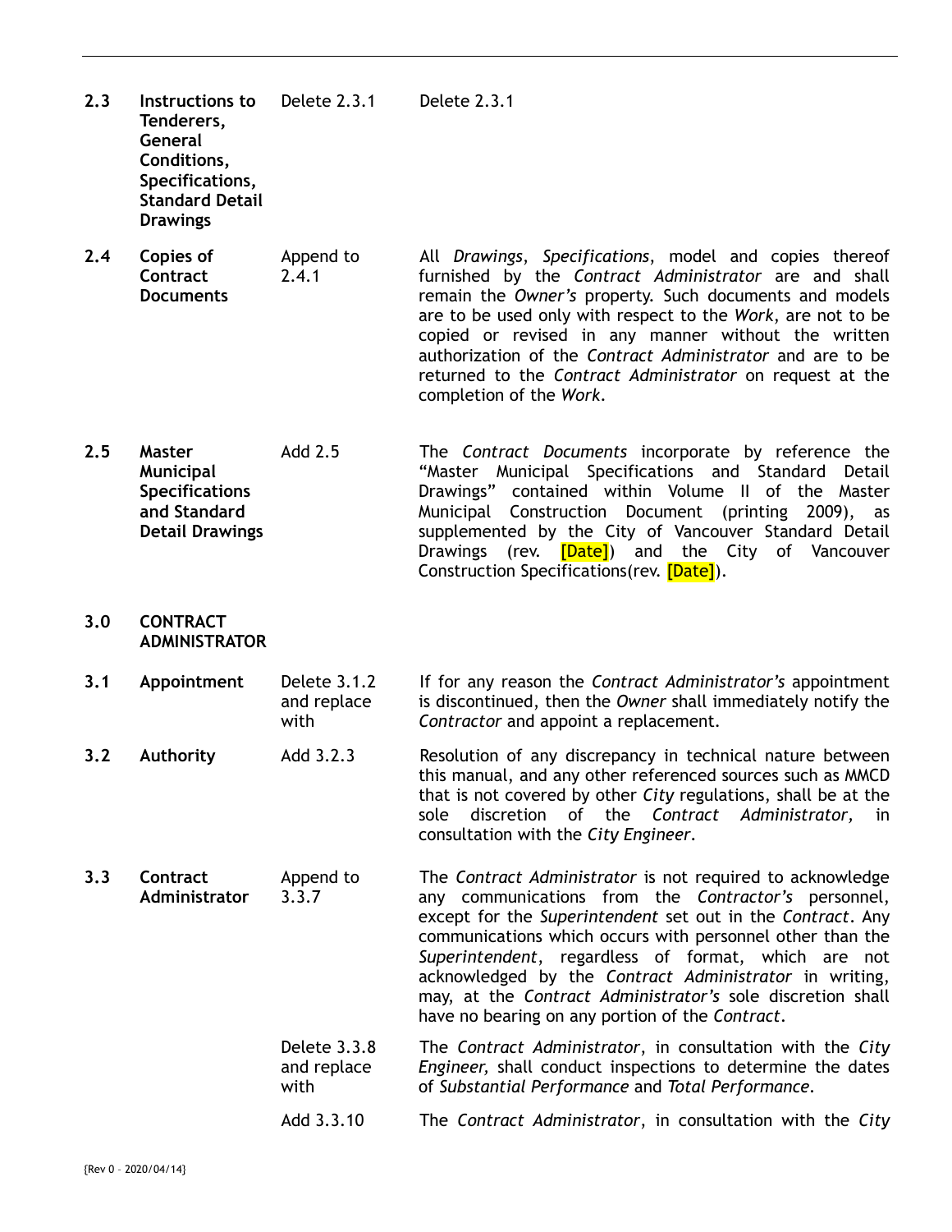| | | | |
|---|---|---|---|
| **2.3** | **Instructions to Tenderers, General Conditions, Specifications, Standard Detail Drawings** | Delete 2.3.1 | Delete 2.3.1 |
| **2.4** | **Copies of Contract Documents** | Append to 2.4.1 | All *Drawings*, *Specifications*, model and copies thereof furnished by the *Contract Administrator* are and shall remain the *Owner's* property. Such documents and models are to be used only with respect to the *Work*, are not to be copied or revised in any manner without the written authorization of the *Contract Administrator* and are to be returned to the *Contract Administrator* on request at the completion of the *Work*. |
| **2.5** | **Master Municipal Specifications and Standard Detail Drawings** | Add 2.5 | The *Contract Documents* incorporate by reference the "Master Municipal Specifications and Standard Detail Drawings" contained within Volume II of the Master Municipal Construction Document (printing 2009), as supplemented by the City of Vancouver Standard Detail Drawings (rev. [Date]) and the City of Vancouver Construction Specifications(rev. [Date]). |
| **3.0** | **CONTRACT ADMINISTRATOR** | | |
| **3.1** | **Appointment** | Delete 3.1.2 and replace with | If for any reason the *Contract Administrator's* appointment is discontinued, then the *Owner* shall immediately notify the *Contractor* and appoint a replacement. |
| **3.2** | **Authority** | Add 3.2.3 | Resolution of any discrepancy in technical nature between this manual, and any other referenced sources such as MMCD that is not covered by other *City* regulations, shall be at the sole discretion of the *Contract Administrator*, in consultation with the *City Engineer*. |
| **3.3** | **Contract Administrator** | Append to 3.3.7 | The *Contract Administrator* is not required to acknowledge any communications from the *Contractor's* personnel, except for the *Superintendent* set out in the *Contract*. Any communications which occurs with personnel other than the *Superintendent*, regardless of format, which are not acknowledged by the *Contract Administrator* in writing, may, at the *Contract Administrator's* sole discretion shall have no bearing on any portion of the *Contract*. |
| | | Delete 3.3.8 and replace with | The *Contract Administrator*, in consultation with the *City Engineer,* shall conduct inspections to determine the dates of *Substantial Performance* and *Total Performance*. |
| | | Add 3.3.10 | The *Contract Administrator*, in consultation with the *City* |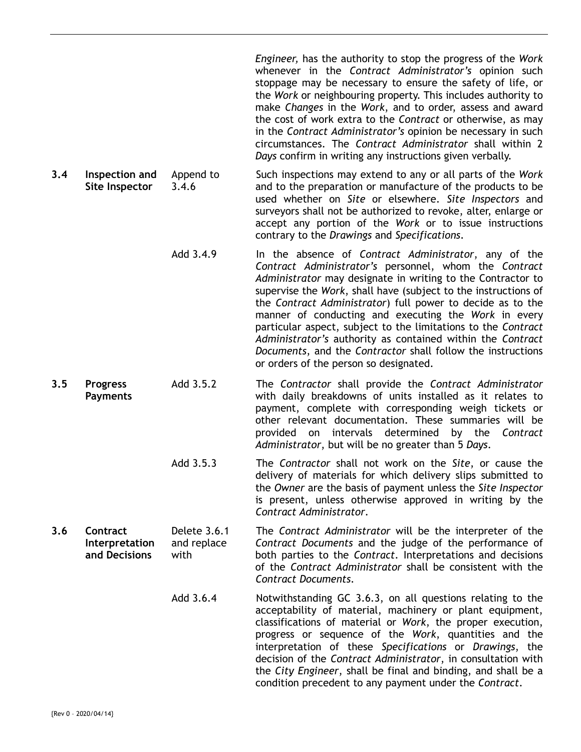*Engineer,* has the authority to stop the progress of the *Work* whenever in the *Contract Administrator's* opinion such stoppage may be necessary to ensure the safety of life, or the *Work* or neighbouring property. This includes authority to make *Changes* in the *Work*, and to order, assess and award the cost of work extra to the *Contract* or otherwise, as may in the *Contract Administrator's* opinion be necessary in such circumstances. The *Contract Administrator* shall within 2 *Days* confirm in writing any instructions given verbally.

| | | | |
|---|---|---|---|
| **3.4** | **Inspection and Site Inspector** | Append to 3.4.6 | Such inspections may extend to any or all parts of the *Work* and to the preparation or manufacture of the products to be used whether on *Site* or elsewhere. *Site Inspectors* and surveyors shall not be authorized to revoke, alter, enlarge or accept any portion of the *Work* or to issue instructions contrary to the *Drawings* and *Specifications*. |
| | | Add 3.4.9 | In the absence of *Contract Administrator*, any of the *Contract Administrator's* personnel, whom the *Contract Administrator* may designate in writing to the Contractor to supervise the *Work*, shall have (subject to the instructions of the *Contract Administrator*) full power to decide as to the manner of conducting and executing the *Work* in every particular aspect, subject to the limitations to the *Contract Administrator's* authority as contained within the *Contract Documents*, and the *Contractor* shall follow the instructions or orders of the person so designated. |
| **3.5** | **Progress Payments** | Add 3.5.2 | The *Contractor* shall provide the *Contract Administrator* with daily breakdowns of units installed as it relates to payment, complete with corresponding weigh tickets or other relevant documentation. These summaries will be provided on intervals determined by the *Contract Administrator*, but will be no greater than 5 *Days*. |
| | | Add 3.5.3 | The *Contractor* shall not work on the *Site*, or cause the delivery of materials for which delivery slips submitted to the *Owner* are the basis of payment unless the *Site Inspector* is present, unless otherwise approved in writing by the *Contract Administrator*. |
| **3.6** | **Contract Interpretation and Decisions** | Delete 3.6.1 and replace with | The *Contract Administrator* will be the interpreter of the *Contract Documents* and the judge of the performance of both parties to the *Contract*. Interpretations and decisions of the *Contract Administrator* shall be consistent with the *Contract Documents*. |
| | | Add 3.6.4 | Notwithstanding GC 3.6.3, on all questions relating to the acceptability of material, machinery or plant equipment, classifications of material or *Work*, the proper execution, progress or sequence of the *Work*, quantities and the interpretation of these *Specifications* or *Drawings*, the decision of the *Contract Administrator*, in consultation with the *City Engineer*, shall be final and binding, and shall be a condition precedent to any payment under the *Contract*. |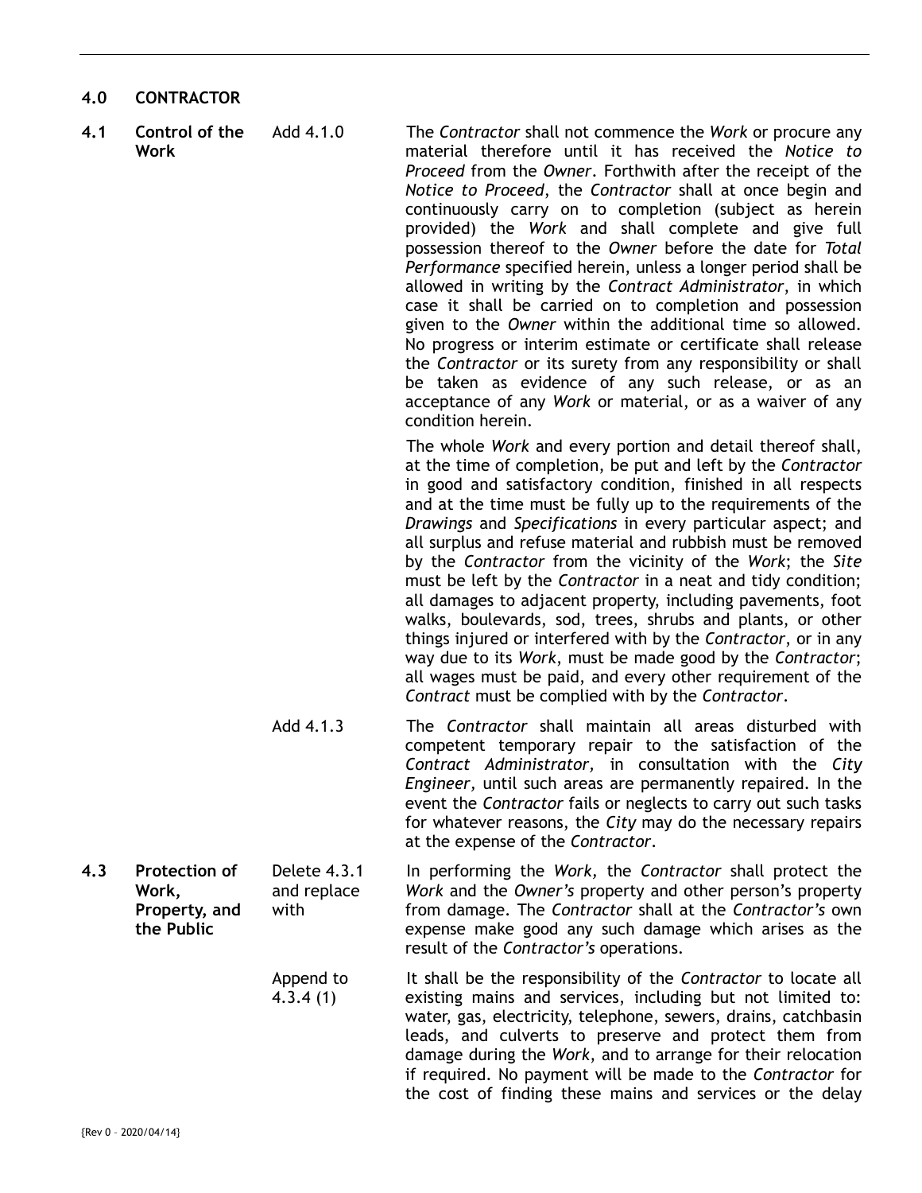## 4.0 CONTRACTOR

**4.1 Control of the Work**

Add 4.1.0

The *Contractor* shall not commence the *Work* or procure any material therefore until it has received the *Notice to Proceed* from the *Owner*. Forthwith after the receipt of the *Notice to Proceed*, the *Contractor* shall at once begin and continuously carry on to completion (subject as herein provided) the *Work* and shall complete and give full possession thereof to the *Owner* before the date for *Total Performance* specified herein, unless a longer period shall be allowed in writing by the *Contract Administrator*, in which case it shall be carried on to completion and possession given to the *Owner* within the additional time so allowed. No progress or interim estimate or certificate shall release the *Contractor* or its surety from any responsibility or shall be taken as evidence of any such release, or as an acceptance of any *Work* or material, or as a waiver of any condition herein.

The whole *Work* and every portion and detail thereof shall, at the time of completion, be put and left by the *Contractor* in good and satisfactory condition, finished in all respects and at the time must be fully up to the requirements of the *Drawings* and *Specifications* in every particular aspect; and all surplus and refuse material and rubbish must be removed by the *Contractor* from the vicinity of the *Work*; the *Site* must be left by the *Contractor* in a neat and tidy condition; all damages to adjacent property, including pavements, foot walks, boulevards, sod, trees, shrubs and plants, or other things injured or interfered with by the *Contractor*, or in any way due to its *Work*, must be made good by the *Contractor*; all wages must be paid, and every other requirement of the *Contract* must be complied with by the *Contractor*.

Add 4.1.3

The *Contractor* shall maintain all areas disturbed with competent temporary repair to the satisfaction of the *Contract Administrator,* in consultation with the *City Engineer,* until such areas are permanently repaired. In the event the *Contractor* fails or neglects to carry out such tasks for whatever reasons, the *City* may do the necessary repairs at the expense of the *Contractor*.

**4.3 Protection of Work, Property, and the Public**

Delete 4.3.1 and replace with

In performing the *Work,* the *Contractor* shall protect the *Work* and the *Owner's* property and other person's property from damage. The *Contractor* shall at the *Contractor's* own expense make good any such damage which arises as the result of the *Contractor's* operations.

Append to 4.3.4 (1)

It shall be the responsibility of the *Contractor* to locate all existing mains and services, including but not limited to: water, gas, electricity, telephone, sewers, drains, catchbasin leads, and culverts to preserve and protect them from damage during the *Work*, and to arrange for their relocation if required. No payment will be made to the *Contractor* for the cost of finding these mains and services or the delay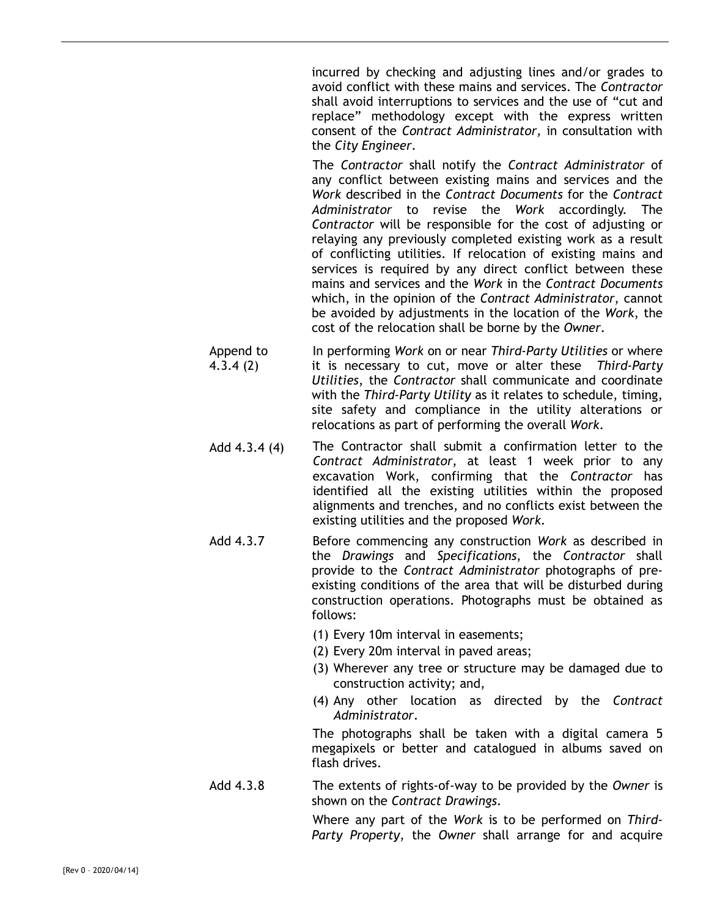incurred by checking and adjusting lines and/or grades to avoid conflict with these mains and services. The *Contractor* shall avoid interruptions to services and the use of "cut and replace" methodology except with the express written consent of the *Contract Administrator,* in consultation with the *City Engineer*.

The *Contractor* shall notify the *Contract Administrator* of any conflict between existing mains and services and the *Work* described in the *Contract Documents* for the *Contract Administrator* to revise the *Work* accordingly. The *Contractor* will be responsible for the cost of adjusting or relaying any previously completed existing work as a result of conflicting utilities. If relocation of existing mains and services is required by any direct conflict between these mains and services and the *Work* in the *Contract Documents* which, in the opinion of the *Contract Administrator*, cannot be avoided by adjustments in the location of the *Work*, the cost of the relocation shall be borne by the *Owner*.

Append to 4.3.4 (2)

In performing *Work* on or near *Third-Party Utilities* or where it is necessary to cut, move or alter these *Third-Party Utilities*, the *Contractor* shall communicate and coordinate with the *Third-Party Utility* as it relates to schedule, timing, site safety and compliance in the utility alterations or relocations as part of performing the overall *Work*.

Add 4.3.4 (4)

The Contractor shall submit a confirmation letter to the *Contract Administrator*, at least 1 week prior to any excavation Work, confirming that the *Contractor* has identified all the existing utilities within the proposed alignments and trenches, and no conflicts exist between the existing utilities and the proposed *Work*.

Add 4.3.7

Before commencing any construction *Work* as described in the *Drawings* and *Specifications*, the *Contractor* shall provide to the *Contract Administrator* photographs of pre-existing conditions of the area that will be disturbed during construction operations. Photographs must be obtained as follows:

(1) Every 10m interval in easements;
(2) Every 20m interval in paved areas;
(3) Wherever any tree or structure may be damaged due to construction activity; and,
(4) Any other location as directed by the *Contract Administrator*.

The photographs shall be taken with a digital camera 5 megapixels or better and catalogued in albums saved on flash drives.

Add 4.3.8

The extents of rights-of-way to be provided by the *Owner* is shown on the *Contract Drawings*.

Where any part of the *Work* is to be performed on *Third-Party Property*, the *Owner* shall arrange for and acquire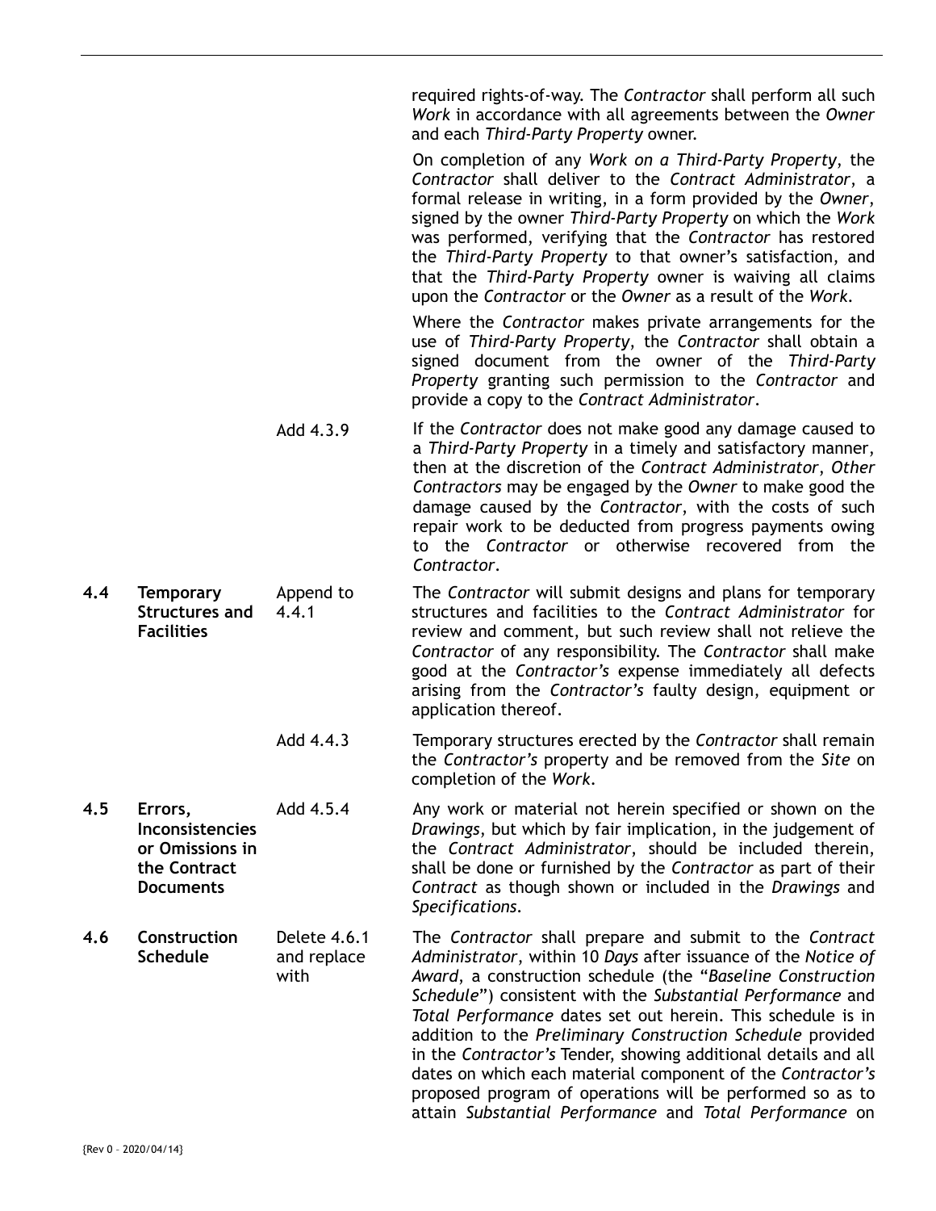required rights-of-way. The *Contractor* shall perform all such *Work* in accordance with all agreements between the *Owner* and each *Third-Party Property* owner.

On completion of any *Work on a Third-Party Property*, the *Contractor* shall deliver to the *Contract Administrator*, a formal release in writing, in a form provided by the *Owner*, signed by the owner *Third-Party Property* on which the *Work* was performed, verifying that the *Contractor* has restored the *Third-Party Property* to that owner's satisfaction, and that the *Third-Party Property* owner is waiving all claims upon the *Contractor* or the *Owner* as a result of the *Work*.

Where the *Contractor* makes private arrangements for the use of *Third-Party Property*, the *Contractor* shall obtain a signed document from the owner of the *Third-Party Property* granting such permission to the *Contractor* and provide a copy to the *Contract Administrator*.

| | | | |
|---|---|---|---|
| | | Add 4.3.9 | If the *Contractor* does not make good any damage caused to a *Third-Party Property* in a timely and satisfactory manner, then at the discretion of the *Contract Administrator*, *Other Contractors* may be engaged by the *Owner* to make good the damage caused by the *Contractor*, with the costs of such repair work to be deducted from progress payments owing to the *Contractor* or otherwise recovered from the *Contractor*. |
| **4.4** | **Temporary Structures and Facilities** | Append to 4.4.1 | The *Contractor* will submit designs and plans for temporary structures and facilities to the *Contract Administrator* for review and comment, but such review shall not relieve the *Contractor* of any responsibility. The *Contractor* shall make good at the *Contractor's* expense immediately all defects arising from the *Contractor's* faulty design, equipment or application thereof. |
| | | Add 4.4.3 | Temporary structures erected by the *Contractor* shall remain the *Contractor's* property and be removed from the *Site* on completion of the *Work*. |
| **4.5** | **Errors, Inconsistencies or Omissions in the Contract Documents** | Add 4.5.4 | Any work or material not herein specified or shown on the *Drawings*, but which by fair implication, in the judgement of the *Contract Administrator*, should be included therein, shall be done or furnished by the *Contractor* as part of their *Contract* as though shown or included in the *Drawings* and *Specifications*. |
| **4.6** | **Construction Schedule** | Delete 4.6.1 and replace with | The *Contractor* shall prepare and submit to the *Contract Administrator*, within 10 *Days* after issuance of the *Notice of Award*, a construction schedule (the "*Baseline Construction Schedule*") consistent with the *Substantial Performance* and *Total Performance* dates set out herein. This schedule is in addition to the *Preliminary Construction Schedule* provided in the *Contractor's* Tender, showing additional details and all dates on which each material component of the *Contractor's* proposed program of operations will be performed so as to attain *Substantial Performance* and *Total Performance* on |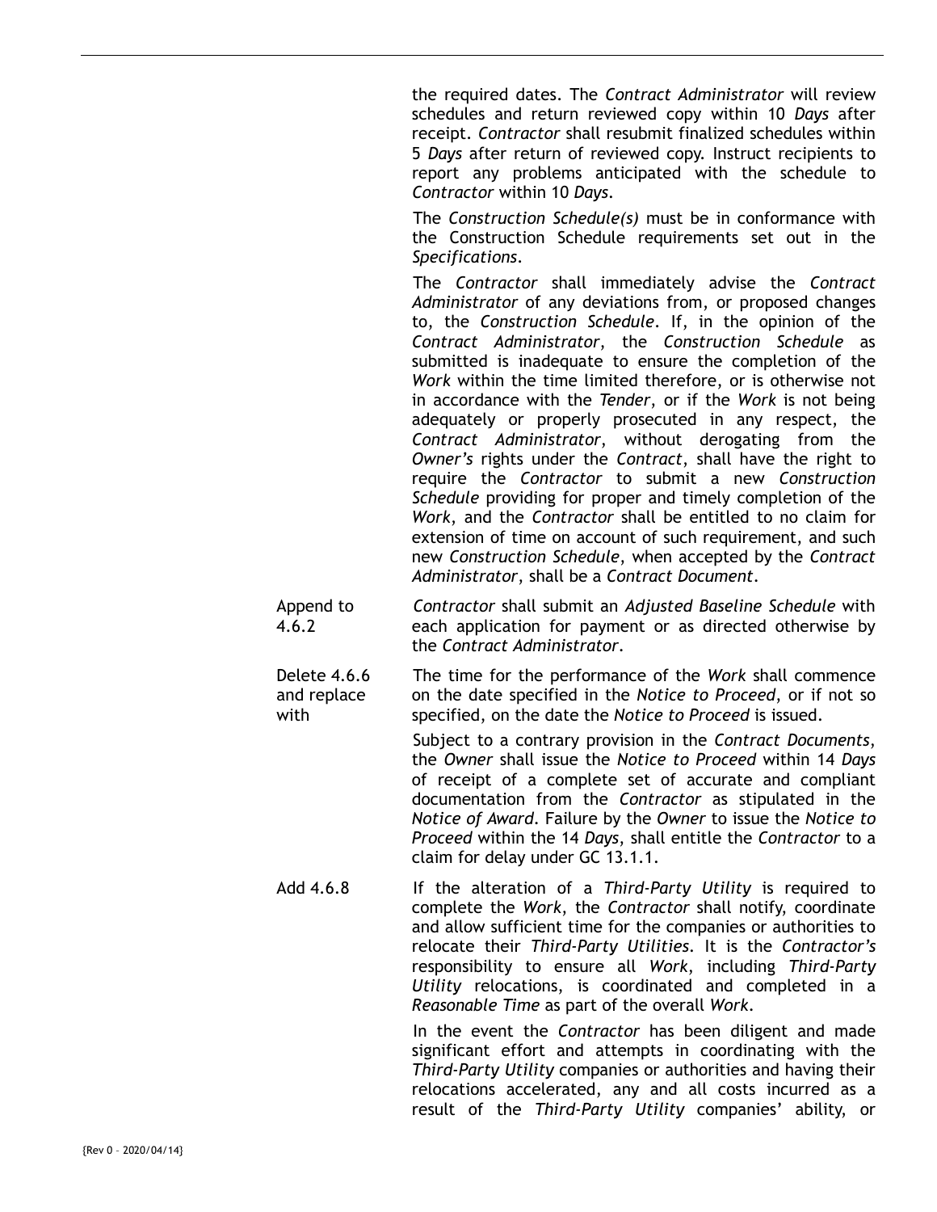the required dates. The *Contract Administrator* will review schedules and return reviewed copy within 10 *Days* after receipt. *Contractor* shall resubmit finalized schedules within 5 *Days* after return of reviewed copy. Instruct recipients to report any problems anticipated with the schedule to *Contractor* within 10 *Days*.

The *Construction Schedule(s)* must be in conformance with the Construction Schedule requirements set out in the *Specifications*.

The *Contractor* shall immediately advise the *Contract Administrator* of any deviations from, or proposed changes to, the *Construction Schedule*. If, in the opinion of the *Contract Administrator*, the *Construction Schedule* as submitted is inadequate to ensure the completion of the *Work* within the time limited therefore, or is otherwise not in accordance with the *Tender*, or if the *Work* is not being adequately or properly prosecuted in any respect, the *Contract Administrator*, without derogating from the *Owner's* rights under the *Contract*, shall have the right to require the *Contractor* to submit a new *Construction Schedule* providing for proper and timely completion of the *Work*, and the *Contractor* shall be entitled to no claim for extension of time on account of such requirement, and such new *Construction Schedule*, when accepted by the *Contract Administrator*, shall be a *Contract Document*.

Append to 4.6.2

*Contractor* shall submit an *Adjusted Baseline Schedule* with each application for payment or as directed otherwise by the *Contract Administrator*.

Delete 4.6.6 and replace with

The time for the performance of the *Work* shall commence on the date specified in the *Notice to Proceed*, or if not so specified, on the date the *Notice to Proceed* is issued.

Subject to a contrary provision in the *Contract Documents*, the *Owner* shall issue the *Notice to Proceed* within 14 *Days* of receipt of a complete set of accurate and compliant documentation from the *Contractor* as stipulated in the *Notice of Award*. Failure by the *Owner* to issue the *Notice to Proceed* within the 14 *Days*, shall entitle the *Contractor* to a claim for delay under GC 13.1.1.

Add 4.6.8

If the alteration of a *Third-Party Utility* is required to complete the *Work*, the *Contractor* shall notify, coordinate and allow sufficient time for the companies or authorities to relocate their *Third-Party Utilities*. It is the *Contractor's* responsibility to ensure all *Work*, including *Third-Party Utility* relocations, is coordinated and completed in a *Reasonable Time* as part of the overall *Work*.

In the event the *Contractor* has been diligent and made significant effort and attempts in coordinating with the *Third-Party Utility* companies or authorities and having their relocations accelerated, any and all costs incurred as a result of the *Third-Party Utility* companies' ability, or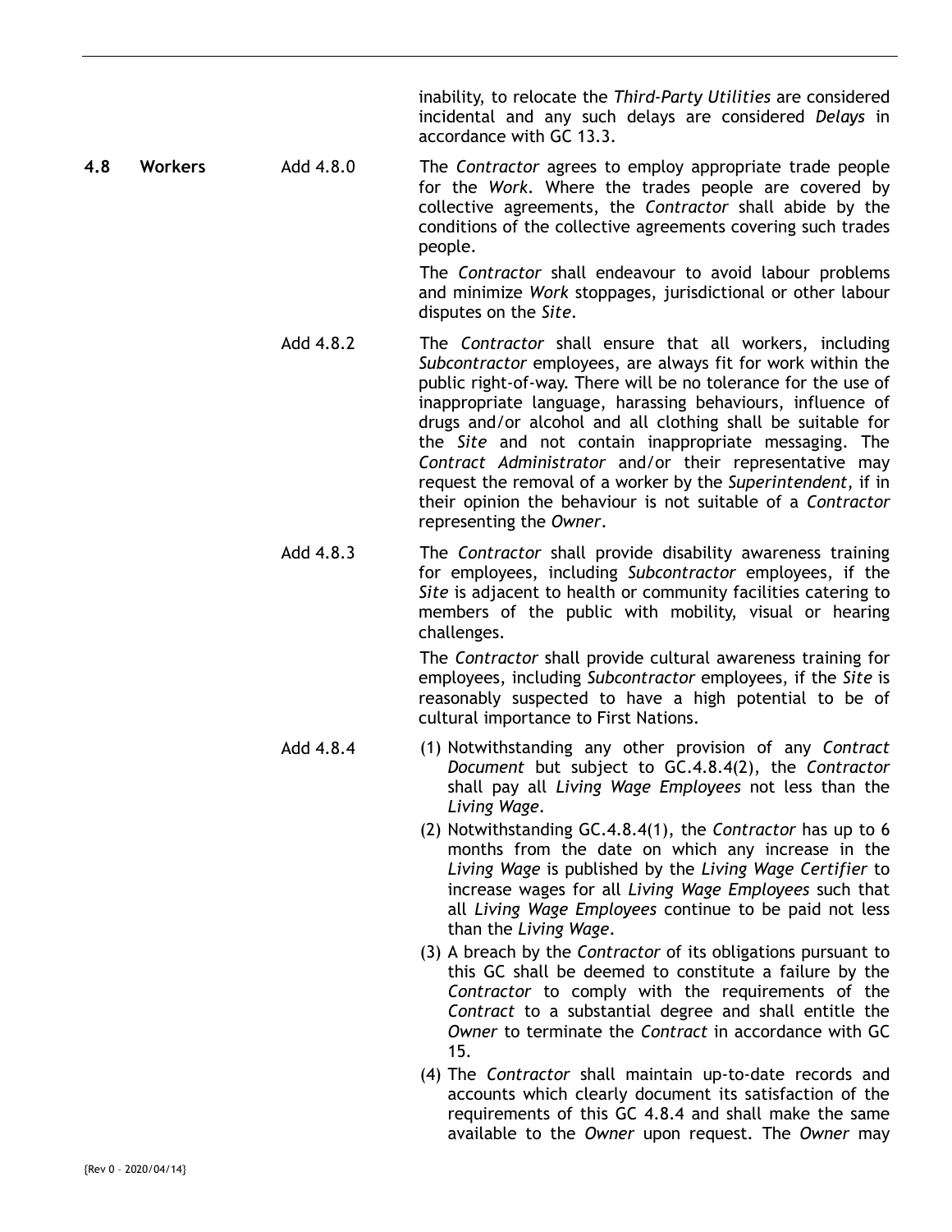inability, to relocate the *Third-Party Utilities* are considered incidental and any such delays are considered *Delays* in accordance with GC 13.3.

**4.8 Workers**

Add 4.8.0

The *Contractor* agrees to employ appropriate trade people for the *Work*. Where the trades people are covered by collective agreements, the *Contractor* shall abide by the conditions of the collective agreements covering such trades people.

The *Contractor* shall endeavour to avoid labour problems and minimize *Work* stoppages, jurisdictional or other labour disputes on the *Site*.

Add 4.8.2

The *Contractor* shall ensure that all workers, including *Subcontractor* employees, are always fit for work within the public right-of-way. There will be no tolerance for the use of inappropriate language, harassing behaviours, influence of drugs and/or alcohol and all clothing shall be suitable for the *Site* and not contain inappropriate messaging. The *Contract Administrator* and/or their representative may request the removal of a worker by the *Superintendent*, if in their opinion the behaviour is not suitable of a *Contractor* representing the *Owner*.

Add 4.8.3

The *Contractor* shall provide disability awareness training for employees, including *Subcontractor* employees, if the *Site* is adjacent to health or community facilities catering to members of the public with mobility, visual or hearing challenges.

The *Contractor* shall provide cultural awareness training for employees, including *Subcontractor* employees, if the *Site* is reasonably suspected to have a high potential to be of cultural importance to First Nations.

Add 4.8.4

(1) Notwithstanding any other provision of any *Contract Document* but subject to GC.4.8.4(2), the *Contractor* shall pay all *Living Wage Employees* not less than the *Living Wage*.

(2) Notwithstanding GC.4.8.4(1), the *Contractor* has up to 6 months from the date on which any increase in the *Living Wage* is published by the *Living Wage Certifier* to increase wages for all *Living Wage Employees* such that all *Living Wage Employees* continue to be paid not less than the *Living Wage*.

(3) A breach by the *Contractor* of its obligations pursuant to this GC shall be deemed to constitute a failure by the *Contractor* to comply with the requirements of the *Contract* to a substantial degree and shall entitle the *Owner* to terminate the *Contract* in accordance with GC 15.

(4) The *Contractor* shall maintain up-to-date records and accounts which clearly document its satisfaction of the requirements of this GC 4.8.4 and shall make the same available to the *Owner* upon request. The *Owner* may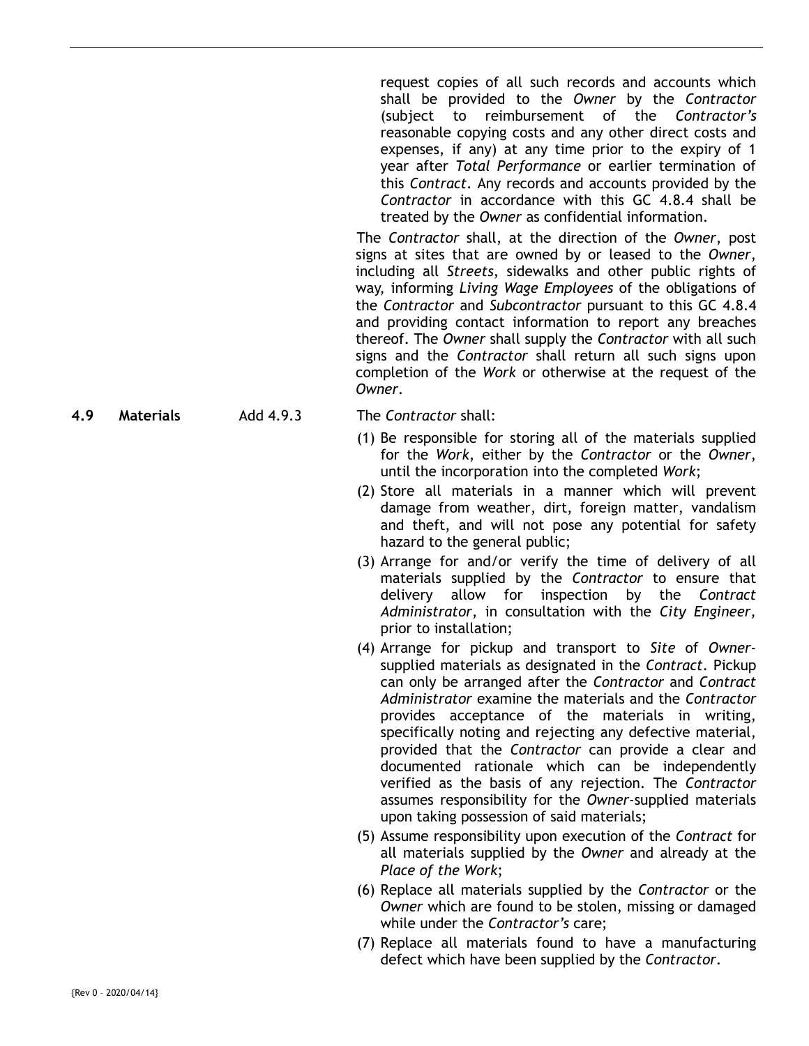request copies of all such records and accounts which shall be provided to the *Owner* by the *Contractor* (subject to reimbursement of the *Contractor's* reasonable copying costs and any other direct costs and expenses, if any) at any time prior to the expiry of 1 year after *Total Performance* or earlier termination of this *Contract*. Any records and accounts provided by the *Contractor* in accordance with this GC 4.8.4 shall be treated by the *Owner* as confidential information.

The *Contractor* shall, at the direction of the *Owner*, post signs at sites that are owned by or leased to the *Owner*, including all *Streets*, sidewalks and other public rights of way, informing *Living Wage Employees* of the obligations of the *Contractor* and *Subcontractor* pursuant to this GC 4.8.4 and providing contact information to report any breaches thereof. The *Owner* shall supply the *Contractor* with all such signs and the *Contractor* shall return all such signs upon completion of the *Work* or otherwise at the request of the *Owner*.

**4.9 Materials** Add 4.9.3

The *Contractor* shall:

(1) Be responsible for storing all of the materials supplied for the *Work*, either by the *Contractor* or the *Owner*, until the incorporation into the completed *Work*;

(2) Store all materials in a manner which will prevent damage from weather, dirt, foreign matter, vandalism and theft, and will not pose any potential for safety hazard to the general public;

(3) Arrange for and/or verify the time of delivery of all materials supplied by the *Contractor* to ensure that delivery allow for inspection by the *Contract Administrator*, in consultation with the *City Engineer*, prior to installation;

(4) Arrange for pickup and transport to *Site* of *Owner*-supplied materials as designated in the *Contract*. Pickup can only be arranged after the *Contractor* and *Contract Administrator* examine the materials and the *Contractor* provides acceptance of the materials in writing, specifically noting and rejecting any defective material, provided that the *Contractor* can provide a clear and documented rationale which can be independently verified as the basis of any rejection. The *Contractor* assumes responsibility for the *Owner*-supplied materials upon taking possession of said materials;

(5) Assume responsibility upon execution of the *Contract* for all materials supplied by the *Owner* and already at the *Place of the Work*;

(6) Replace all materials supplied by the *Contractor* or the *Owner* which are found to be stolen, missing or damaged while under the *Contractor's* care;

(7) Replace all materials found to have a manufacturing defect which have been supplied by the *Contractor*.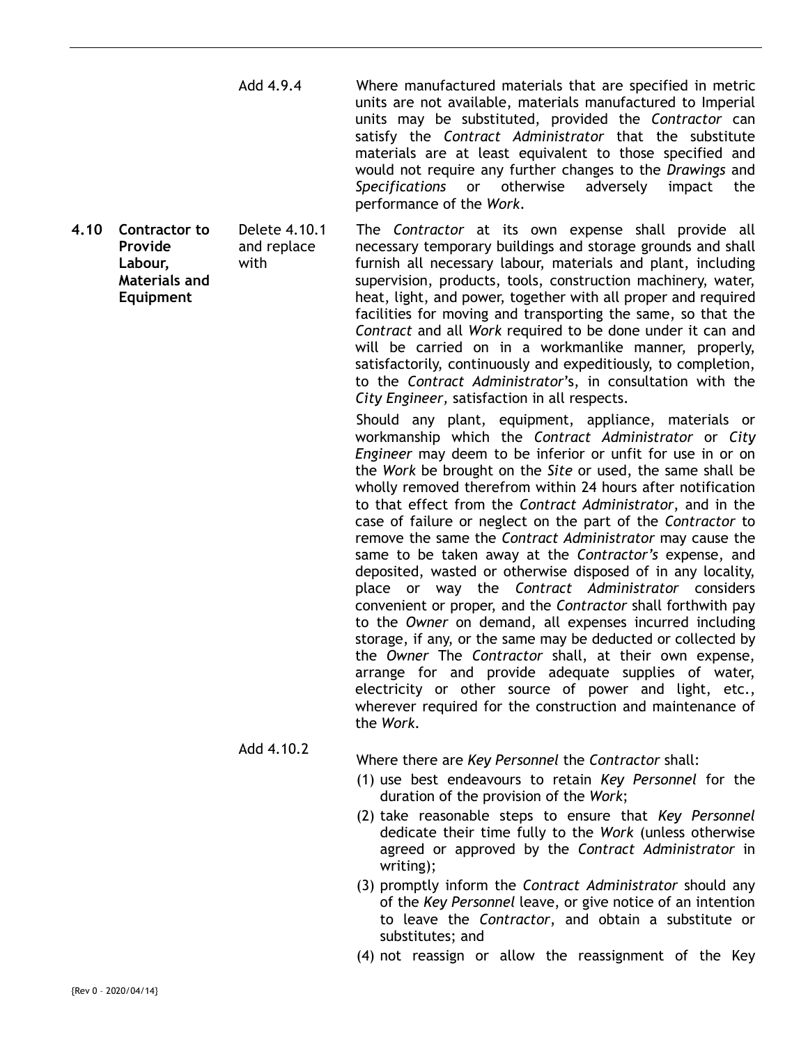Add 4.9.4

Where manufactured materials that are specified in metric units are not available, materials manufactured to Imperial units may be substituted, provided the *Contractor* can satisfy the *Contract Administrator* that the substitute materials are at least equivalent to those specified and would not require any further changes to the *Drawings* and *Specifications* or otherwise adversely impact the performance of the *Work*.

**4.10 Contractor to Provide Labour, Materials and Equipment**

Delete 4.10.1 and replace with

The *Contractor* at its own expense shall provide all necessary temporary buildings and storage grounds and shall furnish all necessary labour, materials and plant, including supervision, products, tools, construction machinery, water, heat, light, and power, together with all proper and required facilities for moving and transporting the same, so that the *Contract* and all *Work* required to be done under it can and will be carried on in a workmanlike manner, properly, satisfactorily, continuously and expeditiously, to completion, to the *Contract Administrator*'s, in consultation with the *City Engineer,* satisfaction in all respects.

Should any plant, equipment, appliance, materials or workmanship which the *Contract Administrator* or *City Engineer* may deem to be inferior or unfit for use in or on the *Work* be brought on the *Site* or used, the same shall be wholly removed therefrom within 24 hours after notification to that effect from the *Contract Administrator*, and in the case of failure or neglect on the part of the *Contractor* to remove the same the *Contract Administrator* may cause the same to be taken away at the *Contractor's* expense, and deposited, wasted or otherwise disposed of in any locality, place or way the *Contract Administrator* considers convenient or proper, and the *Contractor* shall forthwith pay to the *Owner* on demand, all expenses incurred including storage, if any, or the same may be deducted or collected by the *Owner* The *Contractor* shall, at their own expense, arrange for and provide adequate supplies of water, electricity or other source of power and light, etc., wherever required for the construction and maintenance of the *Work*.

Add 4.10.2

Where there are *Key Personnel* the *Contractor* shall:

(1) use best endeavours to retain *Key Personnel* for the duration of the provision of the *Work*;

(2) take reasonable steps to ensure that *Key Personnel* dedicate their time fully to the *Work* (unless otherwise agreed or approved by the *Contract Administrator* in writing);

(3) promptly inform the *Contract Administrator* should any of the *Key Personnel* leave, or give notice of an intention to leave the *Contractor*, and obtain a substitute or substitutes; and

(4) not reassign or allow the reassignment of the Key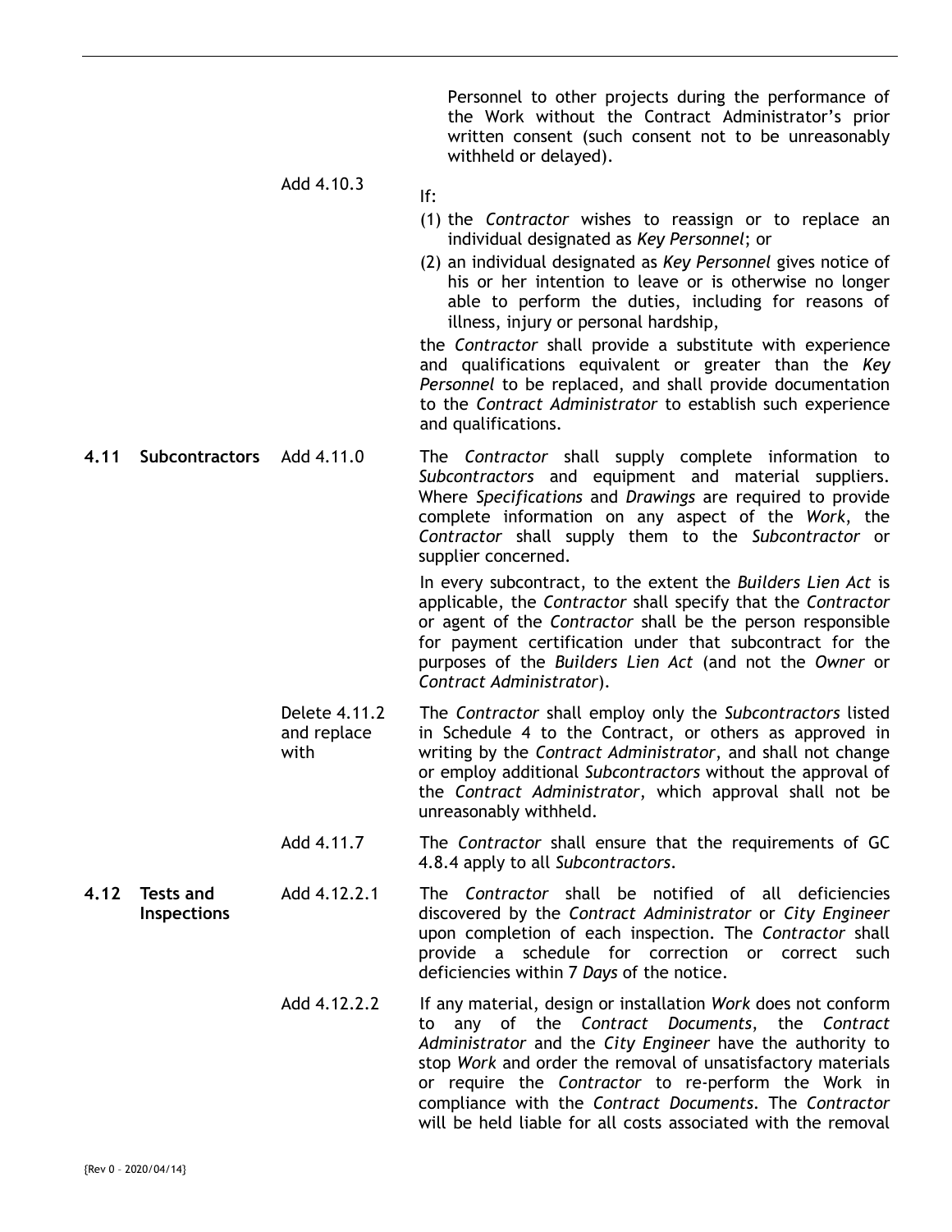Personnel to other projects during the performance of the Work without the Contract Administrator's prior written consent (such consent not to be unreasonably withheld or delayed).

Add 4.10.3

If:

(1) the *Contractor* wishes to reassign or to replace an individual designated as *Key Personnel*; or

(2) an individual designated as *Key Personnel* gives notice of his or her intention to leave or is otherwise no longer able to perform the duties, including for reasons of illness, injury or personal hardship,

the *Contractor* shall provide a substitute with experience and qualifications equivalent or greater than the *Key Personnel* to be replaced, and shall provide documentation to the *Contract Administrator* to establish such experience and qualifications.

**4.11 Subcontractors**

Add 4.11.0

The *Contractor* shall supply complete information to *Subcontractors* and equipment and material suppliers. Where *Specifications* and *Drawings* are required to provide complete information on any aspect of the *Work*, the *Contractor* shall supply them to the *Subcontractor* or supplier concerned.

In every subcontract, to the extent the *Builders Lien Act* is applicable, the *Contractor* shall specify that the *Contractor* or agent of the *Contractor* shall be the person responsible for payment certification under that subcontract for the purposes of the *Builders Lien Act* (and not the *Owner* or *Contract Administrator*).

Delete 4.11.2 and replace with

The *Contractor* shall employ only the *Subcontractors* listed in Schedule 4 to the Contract, or others as approved in writing by the *Contract Administrator*, and shall not change or employ additional *Subcontractors* without the approval of the *Contract Administrator*, which approval shall not be unreasonably withheld.

Add 4.11.7

The *Contractor* shall ensure that the requirements of GC 4.8.4 apply to all *Subcontractors*.

**4.12 Tests and Inspections**

Add 4.12.2.1

The *Contractor* shall be notified of all deficiencies discovered by the *Contract Administrator* or *City Engineer* upon completion of each inspection. The *Contractor* shall provide a schedule for correction or correct such deficiencies within 7 *Days* of the notice.

Add 4.12.2.2

If any material, design or installation *Work* does not conform to any of the *Contract Documents*, the *Contract Administrator* and the *City Engineer* have the authority to stop *Work* and order the removal of unsatisfactory materials or require the *Contractor* to re-perform the Work in compliance with the *Contract Documents*. The *Contractor* will be held liable for all costs associated with the removal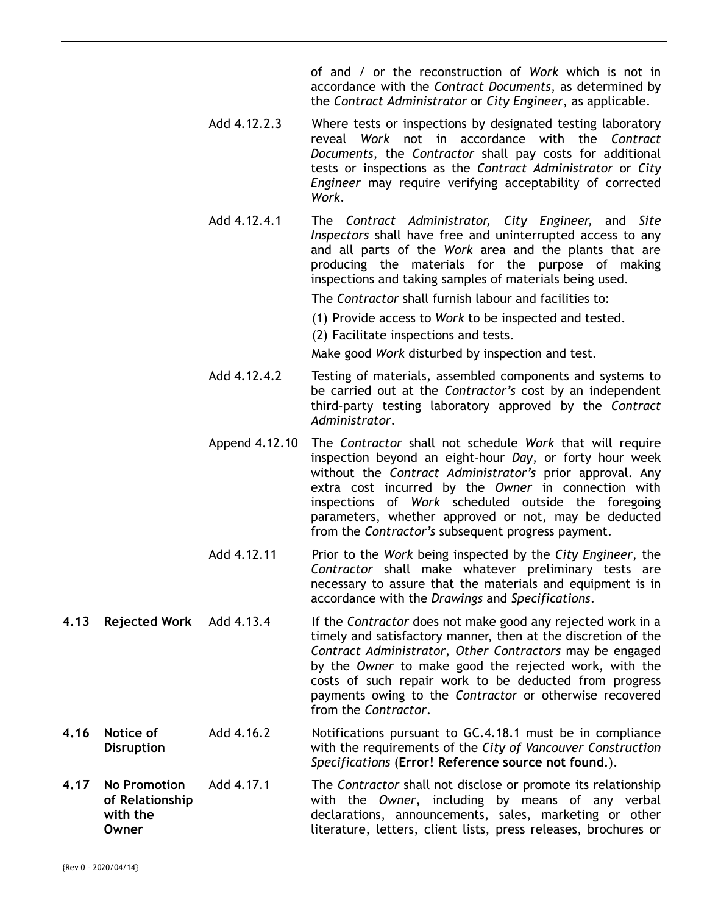of and / or the reconstruction of *Work* which is not in accordance with the *Contract Documents*, as determined by the *Contract Administrator* or *City Engineer*, as applicable.

| | | | |
|---|---|---|---|
| | | Add 4.12.2.3 | Where tests or inspections by designated testing laboratory reveal *Work* not in accordance with the *Contract Documents*, the *Contractor* shall pay costs for additional tests or inspections as the *Contract Administrator* or *City Engineer* may require verifying acceptability of corrected *Work*. |
| | | Add 4.12.4.1 | The *Contract Administrator, City Engineer,* and *Site Inspectors* shall have free and uninterrupted access to any and all parts of the *Work* area and the plants that are producing the materials for the purpose of making inspections and taking samples of materials being used.<br><br>The *Contractor* shall furnish labour and facilities to:<br><br>(1) Provide access to *Work* to be inspected and tested.<br>(2) Facilitate inspections and tests.<br><br>Make good *Work* disturbed by inspection and test. |
| | | Add 4.12.4.2 | Testing of materials, assembled components and systems to be carried out at the *Contractor's* cost by an independent third-party testing laboratory approved by the *Contract Administrator*. |
| | | Append 4.12.10 | The *Contractor* shall not schedule *Work* that will require inspection beyond an eight-hour *Day*, or forty hour week without the *Contract Administrator's* prior approval. Any extra cost incurred by the *Owner* in connection with inspections of *Work* scheduled outside the foregoing parameters, whether approved or not, may be deducted from the *Contractor's* subsequent progress payment. |
| | | Add 4.12.11 | Prior to the *Work* being inspected by the *City Engineer*, the *Contractor* shall make whatever preliminary tests are necessary to assure that the materials and equipment is in accordance with the *Drawings* and *Specifications*. |
| **4.13** | **Rejected Work** | Add 4.13.4 | If the *Contractor* does not make good any rejected work in a timely and satisfactory manner, then at the discretion of the *Contract Administrator*, *Other Contractors* may be engaged by the *Owner* to make good the rejected work, with the costs of such repair work to be deducted from progress payments owing to the *Contractor* or otherwise recovered from the *Contractor*. |
| **4.16** | **Notice of Disruption** | Add 4.16.2 | Notifications pursuant to GC.4.18.1 must be in compliance with the requirements of the *City of Vancouver Construction Specifications* (**Error! Reference source not found.**). |
| **4.17** | **No Promotion of Relationship with the Owner** | Add 4.17.1 | The *Contractor* shall not disclose or promote its relationship with the *Owner*, including by means of any verbal declarations, announcements, sales, marketing or other literature, letters, client lists, press releases, brochures or |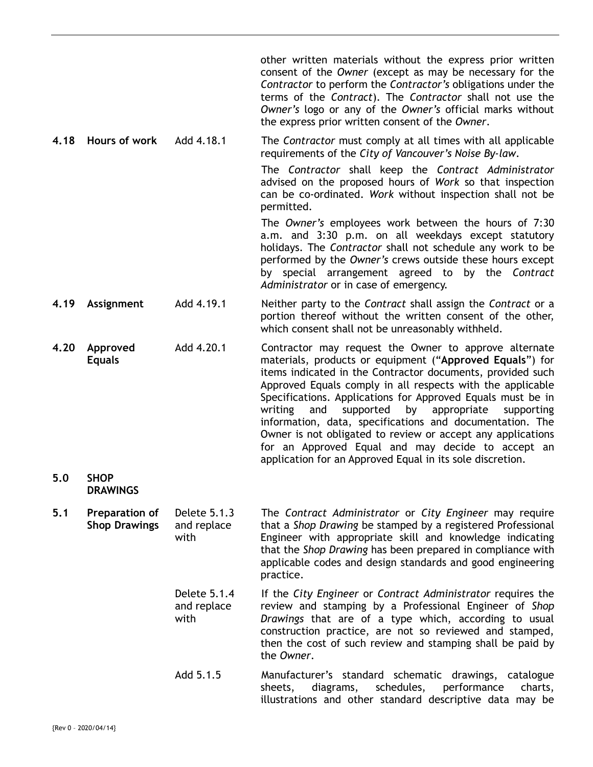other written materials without the express prior written consent of the *Owner* (except as may be necessary for the *Contractor* to perform the *Contractor's* obligations under the terms of the *Contract*). The *Contractor* shall not use the *Owner's* logo or any of the *Owner's* official marks without the express prior written consent of the *Owner*.

**4.18 Hours of work**

Add 4.18.1 — The *Contractor* must comply at all times with all applicable requirements of the *City of Vancouver's Noise By-law*.

The *Contractor* shall keep the *Contract Administrator* advised on the proposed hours of *Work* so that inspection can be co-ordinated. *Work* without inspection shall not be permitted.

The *Owner's* employees work between the hours of 7:30 a.m. and 3:30 p.m. on all weekdays except statutory holidays. The *Contractor* shall not schedule any work to be performed by the *Owner's* crews outside these hours except by special arrangement agreed to by the *Contract Administrator* or in case of emergency.

**4.19 Assignment**

Add 4.19.1 — Neither party to the *Contract* shall assign the *Contract* or a portion thereof without the written consent of the other, which consent shall not be unreasonably withheld.

**4.20 Approved Equals**

Add 4.20.1 — Contractor may request the Owner to approve alternate materials, products or equipment ("**Approved Equals**") for items indicated in the Contractor documents, provided such Approved Equals comply in all respects with the applicable Specifications. Applications for Approved Equals must be in writing and supported by appropriate supporting information, data, specifications and documentation. The Owner is not obligated to review or accept any applications for an Approved Equal and may decide to accept an application for an Approved Equal in its sole discretion.

## 5.0 SHOP DRAWINGS

**5.1 Preparation of Shop Drawings**

Delete 5.1.3 and replace with — The *Contract Administrator* or *City Engineer* may require that a *Shop Drawing* be stamped by a registered Professional Engineer with appropriate skill and knowledge indicating that the *Shop Drawing* has been prepared in compliance with applicable codes and design standards and good engineering practice.

Delete 5.1.4 and replace with — If the *City Engineer* or *Contract Administrator* requires the review and stamping by a Professional Engineer of *Shop Drawings* that are of a type which, according to usual construction practice, are not so reviewed and stamped, then the cost of such review and stamping shall be paid by the *Owner*.

Add 5.1.5 — Manufacturer's standard schematic drawings, catalogue sheets, diagrams, schedules, performance charts, illustrations and other standard descriptive data may be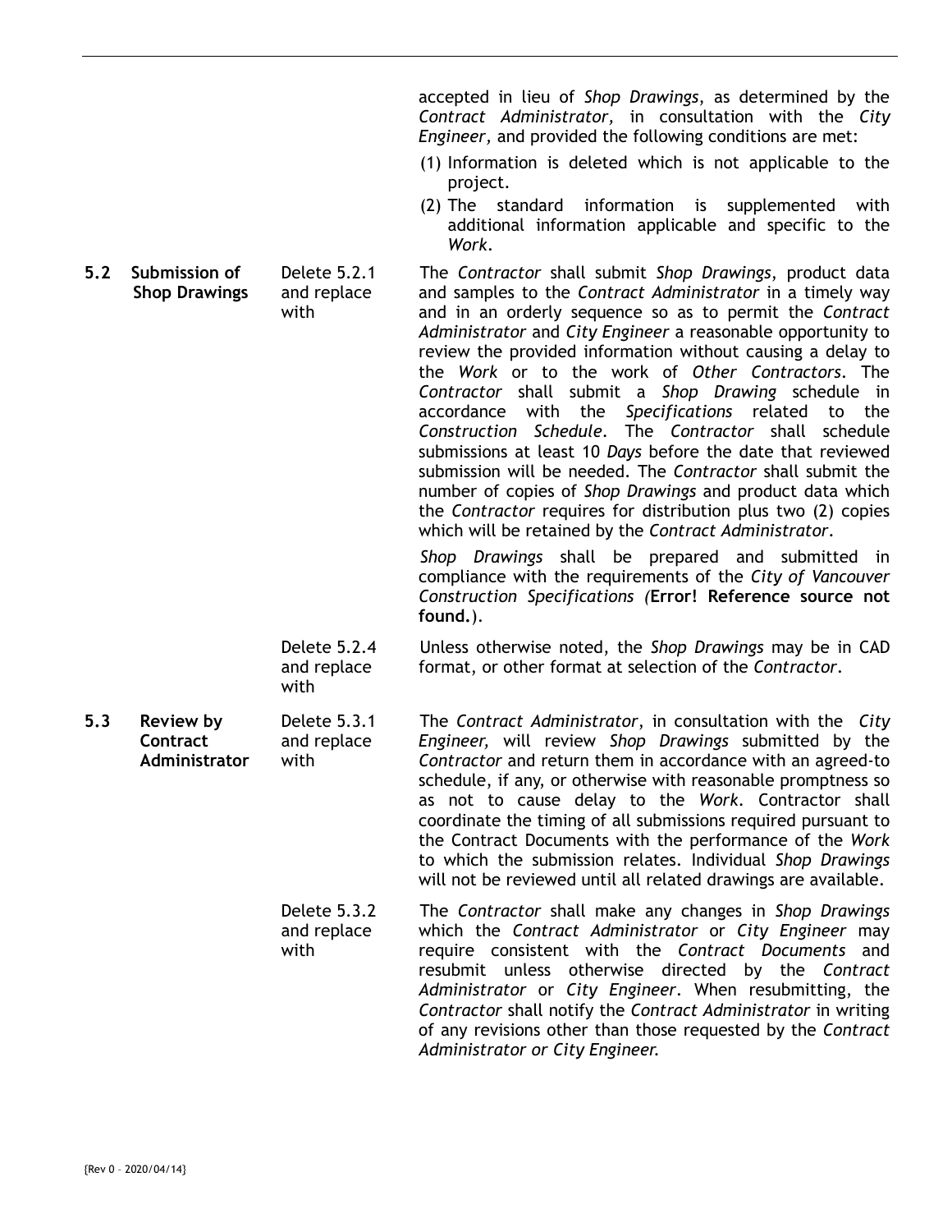accepted in lieu of *Shop Drawings*, as determined by the *Contract Administrator,* in consultation with the *City Engineer,* and provided the following conditions are met:

(1) Information is deleted which is not applicable to the project.

(2) The standard information is supplemented with additional information applicable and specific to the *Work*.

| | | | |
|---|---|---|---|
| **5.2** | **Submission of Shop Drawings** | Delete 5.2.1 and replace with | The *Contractor* shall submit *Shop Drawings*, product data and samples to the *Contract Administrator* in a timely way and in an orderly sequence so as to permit the *Contract Administrator* and *City Engineer* a reasonable opportunity to review the provided information without causing a delay to the *Work* or to the work of *Other Contractors*. The *Contractor* shall submit a *Shop Drawing* schedule in accordance with the *Specifications* related to the *Construction Schedule*. The *Contractor* shall schedule submissions at least 10 *Days* before the date that reviewed submission will be needed. The *Contractor* shall submit the number of copies of *Shop Drawings* and product data which the *Contractor* requires for distribution plus two (2) copies which will be retained by the *Contract Administrator*.<br><br>*Shop Drawings* shall be prepared and submitted in compliance with the requirements of the *City of Vancouver Construction Specifications (***Error! Reference source not found.**). |
| | | Delete 5.2.4 and replace with | Unless otherwise noted, the *Shop Drawings* may be in CAD format, or other format at selection of the *Contractor*. |
| **5.3** | **Review by Contract Administrator** | Delete 5.3.1 and replace with | The *Contract Administrator*, in consultation with the *City Engineer,* will review *Shop Drawings* submitted by the *Contractor* and return them in accordance with an agreed-to schedule, if any, or otherwise with reasonable promptness so as not to cause delay to the *Work*. Contractor shall coordinate the timing of all submissions required pursuant to the Contract Documents with the performance of the *Work* to which the submission relates. Individual *Shop Drawings* will not be reviewed until all related drawings are available. |
| | | Delete 5.3.2 and replace with | The *Contractor* shall make any changes in *Shop Drawings* which the *Contract Administrator* or *City Engineer* may require consistent with the *Contract Documents* and resubmit unless otherwise directed by the *Contract Administrator* or *City Engineer*. When resubmitting, the *Contractor* shall notify the *Contract Administrator* in writing of any revisions other than those requested by the *Contract Administrator or City Engineer.* |

{Rev 0 – 2020/04/14}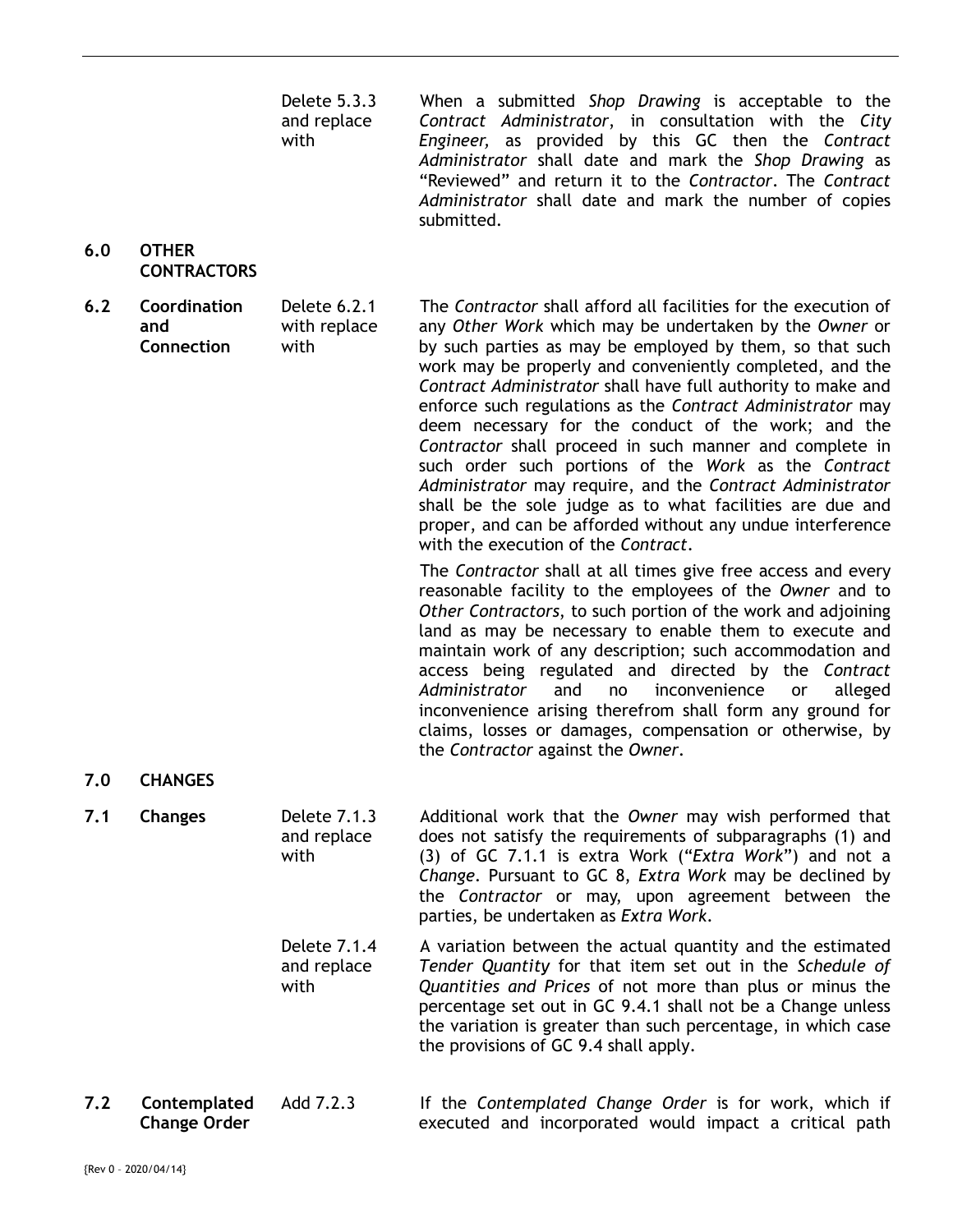| | | | |
|---|---|---|---|
| | | Delete 5.3.3 and replace with | When a submitted *Shop Drawing* is acceptable to the *Contract Administrator*, in consultation with the *City Engineer,* as provided by this GC then the *Contract Administrator* shall date and mark the *Shop Drawing* as "Reviewed" and return it to the *Contractor*. The *Contract Administrator* shall date and mark the number of copies submitted. |
| **6.0** | **OTHER CONTRACTORS** | | |
| **6.2** | **Coordination and Connection** | Delete 6.2.1 with replace with | The *Contractor* shall afford all facilities for the execution of any *Other Work* which may be undertaken by the *Owner* or by such parties as may be employed by them, so that such work may be properly and conveniently completed, and the *Contract Administrator* shall have full authority to make and enforce such regulations as the *Contract Administrator* may deem necessary for the conduct of the work; and the *Contractor* shall proceed in such manner and complete in such order such portions of the *Work* as the *Contract Administrator* may require, and the *Contract Administrator* shall be the sole judge as to what facilities are due and proper, and can be afforded without any undue interference with the execution of the *Contract*.<br><br>The *Contractor* shall at all times give free access and every reasonable facility to the employees of the *Owner* and to *Other Contractors,* to such portion of the work and adjoining land as may be necessary to enable them to execute and maintain work of any description; such accommodation and access being regulated and directed by the *Contract Administrator* and no inconvenience or alleged inconvenience arising therefrom shall form any ground for claims, losses or damages, compensation or otherwise, by the *Contractor* against the *Owner*. |
| **7.0** | **CHANGES** | | |
| **7.1** | **Changes** | Delete 7.1.3 and replace with | Additional work that the *Owner* may wish performed that does not satisfy the requirements of subparagraphs (1) and (3) of GC 7.1.1 is extra Work ("*Extra Work*") and not a *Change*. Pursuant to GC 8, *Extra Work* may be declined by the *Contractor* or may, upon agreement between the parties, be undertaken as *Extra Work*. |
| | | Delete 7.1.4 and replace with | A variation between the actual quantity and the estimated *Tender Quantity* for that item set out in the *Schedule of Quantities and Prices* of not more than plus or minus the percentage set out in GC 9.4.1 shall not be a Change unless the variation is greater than such percentage, in which case the provisions of GC 9.4 shall apply. |
| **7.2** | **Contemplated Change Order** | Add 7.2.3 | If the *Contemplated Change Order* is for work, which if executed and incorporated would impact a critical path |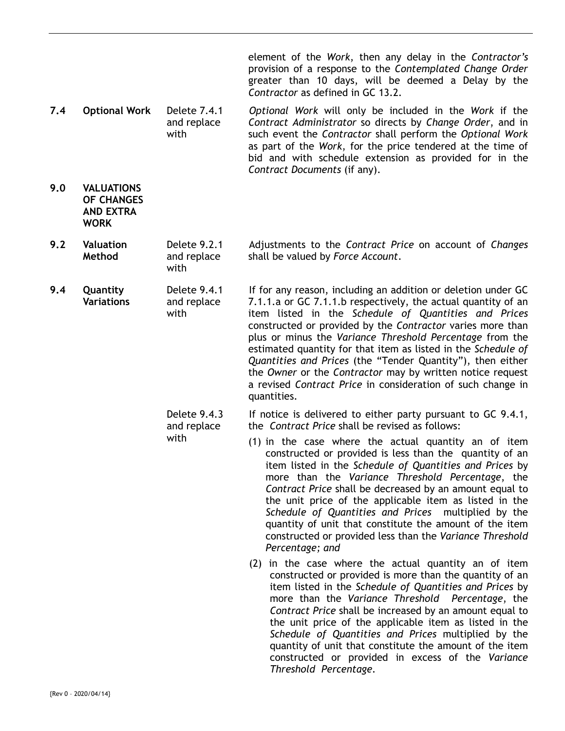element of the *Work*, then any delay in the *Contractor's* provision of a response to the *Contemplated Change Order* greater than 10 days, will be deemed a Delay by the *Contractor* as defined in GC 13.2.

| | | | |
|---|---|---|---|
| **7.4** | **Optional Work** | Delete 7.4.1 and replace with | *Optional Work* will only be included in the *Work* if the *Contract Administrator* so directs by *Change Order*, and in such event the *Contractor* shall perform the *Optional Work* as part of the *Work*, for the price tendered at the time of bid and with schedule extension as provided for in the *Contract Documents* (if any). |
| **9.0** | **VALUATIONS OF CHANGES AND EXTRA WORK** | | |
| **9.2** | **Valuation Method** | Delete 9.2.1 and replace with | Adjustments to the *Contract Price* on account of *Changes* shall be valued by *Force Account*. |
| **9.4** | **Quantity Variations** | Delete 9.4.1 and replace with | If for any reason, including an addition or deletion under GC 7.1.1.a or GC 7.1.1.b respectively, the actual quantity of an item listed in the *Schedule of Quantities and Prices* constructed or provided by the *Contractor* varies more than plus or minus the *Variance Threshold Percentage* from the estimated quantity for that item as listed in the *Schedule of Quantities and Prices* (the "Tender Quantity"), then either the *Owner* or the *Contractor* may by written notice request a revised *Contract Price* in consideration of such change in quantities. |
| | | Delete 9.4.3 and replace with | If notice is delivered to either party pursuant to GC 9.4.1, the *Contract Price* shall be revised as follows:<br><br>(1) in the case where the actual quantity an of item constructed or provided is less than the quantity of an item listed in the *Schedule of Quantities and Prices* by more than the *Variance Threshold Percentage*, the *Contract Price* shall be decreased by an amount equal to the unit price of the applicable item as listed in the *Schedule of Quantities and Prices* multiplied by the quantity of unit that constitute the amount of the item constructed or provided less than the *Variance Threshold Percentage; and*<br><br>(2) in the case where the actual quantity an of item constructed or provided is more than the quantity of an item listed in the *Schedule of Quantities and Prices* by more than the *Variance Threshold Percentage*, the *Contract Price* shall be increased by an amount equal to the unit price of the applicable item as listed in the *Schedule of Quantities and Prices* multiplied by the quantity of unit that constitute the amount of the item constructed or provided in excess of the *Variance Threshold Percentage*. |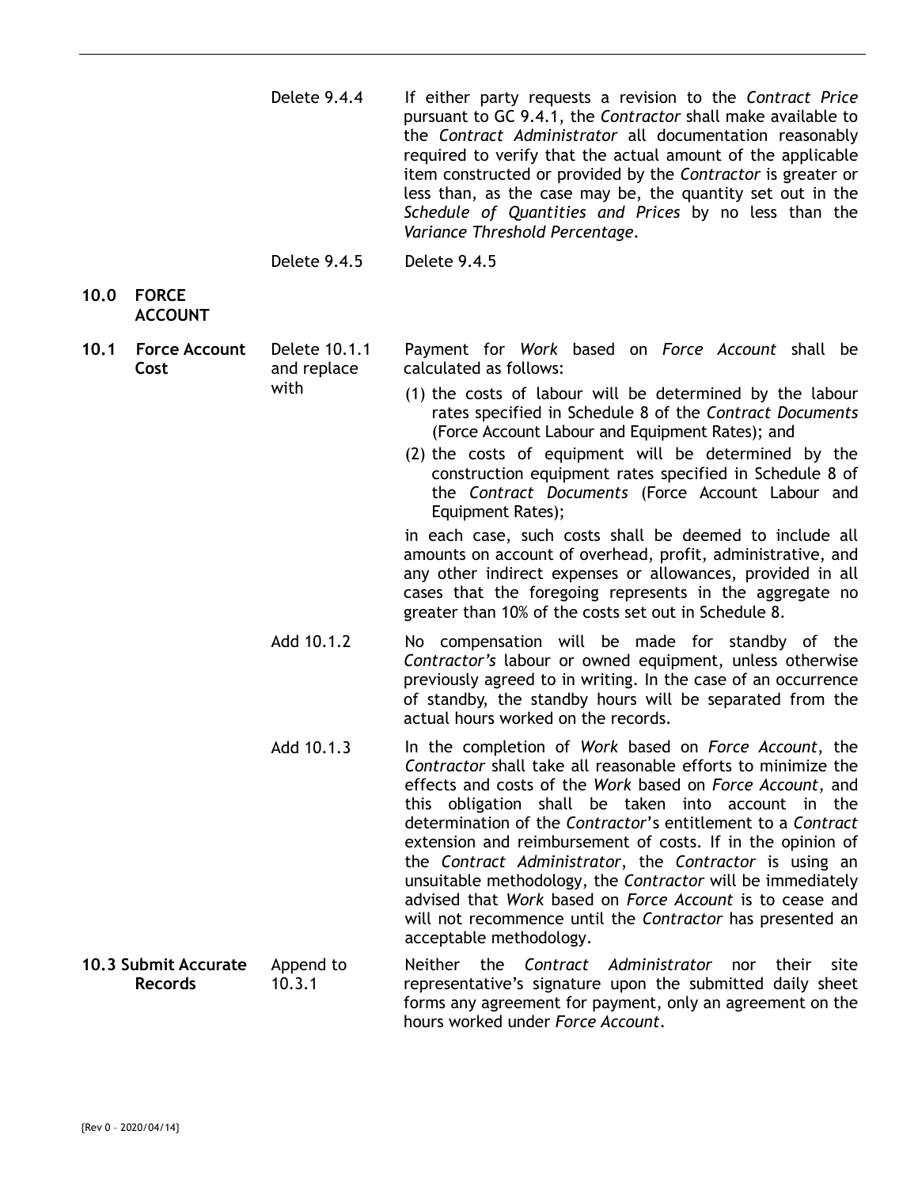| | | | |
|---|---|---|---|
| | | Delete 9.4.4 | If either party requests a revision to the *Contract Price* pursuant to GC 9.4.1, the *Contractor* shall make available to the *Contract Administrator* all documentation reasonably required to verify that the actual amount of the applicable item constructed or provided by the *Contractor* is greater or less than, as the case may be, the quantity set out in the *Schedule of Quantities and Prices* by no less than the *Variance Threshold Percentage*. |
| | | Delete 9.4.5 | Delete 9.4.5 |
| **10.0** | **FORCE ACCOUNT** | | |
| **10.1** | **Force Account Cost** | Delete 10.1.1 and replace with | Payment for *Work* based on *Force Account* shall be calculated as follows:<br>(1) the costs of labour will be determined by the labour rates specified in Schedule 8 of the *Contract Documents* (Force Account Labour and Equipment Rates); and<br>(2) the costs of equipment will be determined by the construction equipment rates specified in Schedule 8 of the *Contract Documents* (Force Account Labour and Equipment Rates);<br>in each case, such costs shall be deemed to include all amounts on account of overhead, profit, administrative, and any other indirect expenses or allowances, provided in all cases that the foregoing represents in the aggregate no greater than 10% of the costs set out in Schedule 8. |
| | | Add 10.1.2 | No compensation will be made for standby of the *Contractor's* labour or owned equipment, unless otherwise previously agreed to in writing. In the case of an occurrence of standby, the standby hours will be separated from the actual hours worked on the records. |
| | | Add 10.1.3 | In the completion of *Work* based on *Force Account*, the *Contractor* shall take all reasonable efforts to minimize the effects and costs of the *Work* based on *Force Account*, and this obligation shall be taken into account in the determination of the *Contractor*'s entitlement to a *Contract* extension and reimbursement of costs. If in the opinion of the *Contract Administrator*, the *Contractor* is using an unsuitable methodology, the *Contractor* will be immediately advised that *Work* based on *Force Account* is to cease and will not recommence until the *Contractor* has presented an acceptable methodology. |
| **10.3** | **Submit Accurate Records** | Append to 10.3.1 | Neither the *Contract Administrator* nor their site representative's signature upon the submitted daily sheet forms any agreement for payment, only an agreement on the hours worked under *Force Account*. |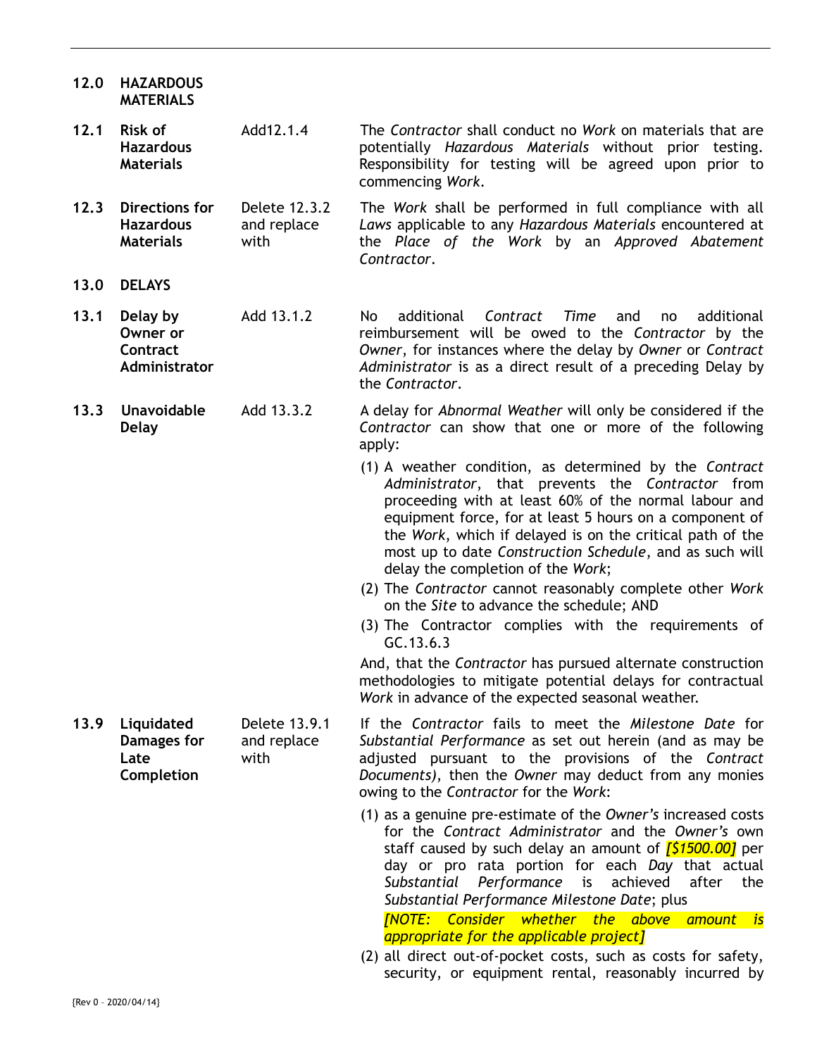| | | | |
|---|---|---|---|
| **12.0** | **HAZARDOUS MATERIALS** | | |
| **12.1** | **Risk of Hazardous Materials** | Add12.1.4 | The *Contractor* shall conduct no *Work* on materials that are potentially *Hazardous Materials* without prior testing. Responsibility for testing will be agreed upon prior to commencing *Work*. |
| **12.3** | **Directions for Hazardous Materials** | Delete 12.3.2 and replace with | The *Work* shall be performed in full compliance with all *Laws* applicable to any *Hazardous Materials* encountered at the *Place of the Work* by an *Approved Abatement Contractor*. |
| **13.0** | **DELAYS** | | |
| **13.1** | **Delay by Owner or Contract Administrator** | Add 13.1.2 | No additional *Contract Time* and no additional reimbursement will be owed to the *Contractor* by the *Owner*, for instances where the delay by *Owner* or *Contract Administrator* is as a direct result of a preceding Delay by the *Contractor*. |
| **13.3** | **Unavoidable Delay** | Add 13.3.2 | A delay for *Abnormal Weather* will only be considered if the *Contractor* can show that one or more of the following apply:<br>(1) A weather condition, as determined by the *Contract Administrator*, that prevents the *Contractor* from proceeding with at least 60% of the normal labour and equipment force, for at least 5 hours on a component of the *Work*, which if delayed is on the critical path of the most up to date *Construction Schedule*, and as such will delay the completion of the *Work*;<br>(2) The *Contractor* cannot reasonably complete other *Work* on the *Site* to advance the schedule; AND<br>(3) The Contractor complies with the requirements of GC.13.6.3<br>And, that the *Contractor* has pursued alternate construction methodologies to mitigate potential delays for contractual *Work* in advance of the expected seasonal weather. |
| **13.9** | **Liquidated Damages for Late Completion** | Delete 13.9.1 and replace with | If the *Contractor* fails to meet the *Milestone Date* for *Substantial Performance* as set out herein (and as may be adjusted pursuant to the provisions of the *Contract Documents*), then the *Owner* may deduct from any monies owing to the *Contractor* for the *Work*:<br>(1) as a genuine pre-estimate of the *Owner's* increased costs for the *Contract Administrator* and the *Owner's* own staff caused by such delay an amount of *[$1500.00]* per day or pro rata portion for each *Day* that actual *Substantial Performance* is achieved after the *Substantial Performance Milestone Date*; plus<br>*[NOTE: Consider whether the above amount is appropriate for the applicable project]*<br>(2) all direct out-of-pocket costs, such as costs for safety, security, or equipment rental, reasonably incurred by |

{Rev 0 – 2020/04/14}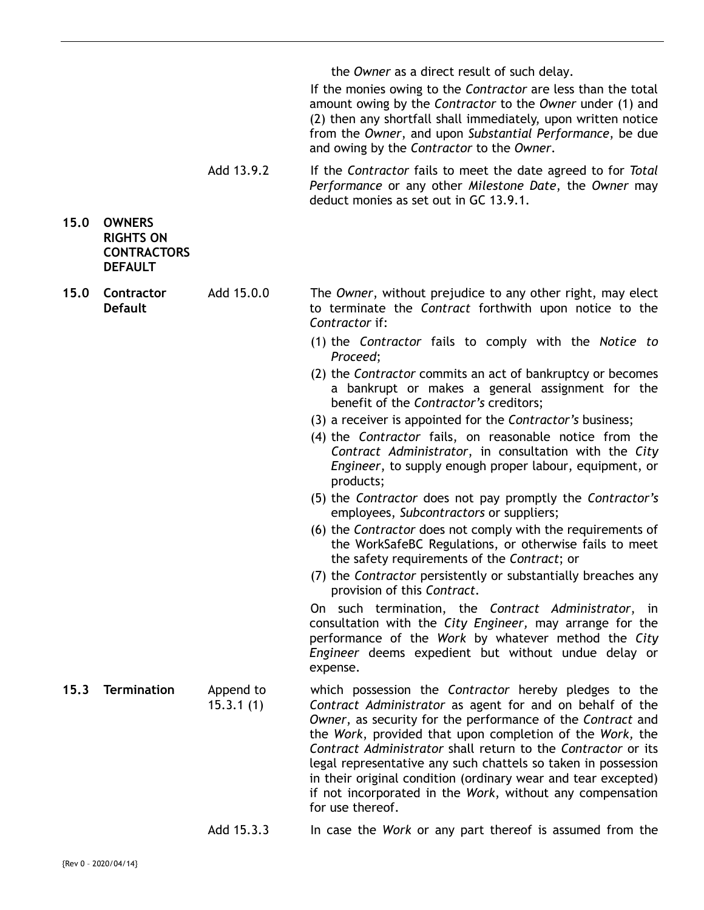the *Owner* as a direct result of such delay.

If the monies owing to the *Contractor* are less than the total amount owing by the *Contractor* to the *Owner* under (1) and (2) then any shortfall shall immediately, upon written notice from the *Owner*, and upon *Substantial Performance*, be due and owing by the *Contractor* to the *Owner*.

Add 13.9.2 — If the *Contractor* fails to meet the date agreed to for *Total Performance* or any other *Milestone Date*, the *Owner* may deduct monies as set out in GC 13.9.1.

## 15.0 OWNERS RIGHTS ON CONTRACTORS DEFAULT

### 15.0 Contractor Default

Add 15.0.0 — The *Owner*, without prejudice to any other right, may elect to terminate the *Contract* forthwith upon notice to the *Contractor* if:

(1) the *Contractor* fails to comply with the *Notice to Proceed*;

(2) the *Contractor* commits an act of bankruptcy or becomes a bankrupt or makes a general assignment for the benefit of the *Contractor's* creditors;

(3) a receiver is appointed for the *Contractor's* business;

(4) the *Contractor* fails, on reasonable notice from the *Contract Administrator*, in consultation with the *City Engineer*, to supply enough proper labour, equipment, or products;

(5) the *Contractor* does not pay promptly the *Contractor's* employees, *Subcontractors* or suppliers;

(6) the *Contractor* does not comply with the requirements of the WorkSafeBC Regulations, or otherwise fails to meet the safety requirements of the *Contract*; or

(7) the *Contractor* persistently or substantially breaches any provision of this *Contract*.

On such termination, the *Contract Administrator*, in consultation with the *City Engineer*, may arrange for the performance of the *Work* by whatever method the *City Engineer* deems expedient but without undue delay or expense.

### 15.3 Termination

Append to 15.3.1 (1) — which possession the *Contractor* hereby pledges to the *Contract Administrator* as agent for and on behalf of the *Owner*, as security for the performance of the *Contract* and the *Work*, provided that upon completion of the *Work*, the *Contract Administrator* shall return to the *Contractor* or its legal representative any such chattels so taken in possession in their original condition (ordinary wear and tear excepted) if not incorporated in the *Work*, without any compensation for use thereof.

Add 15.3.3 — In case the *Work* or any part thereof is assumed from the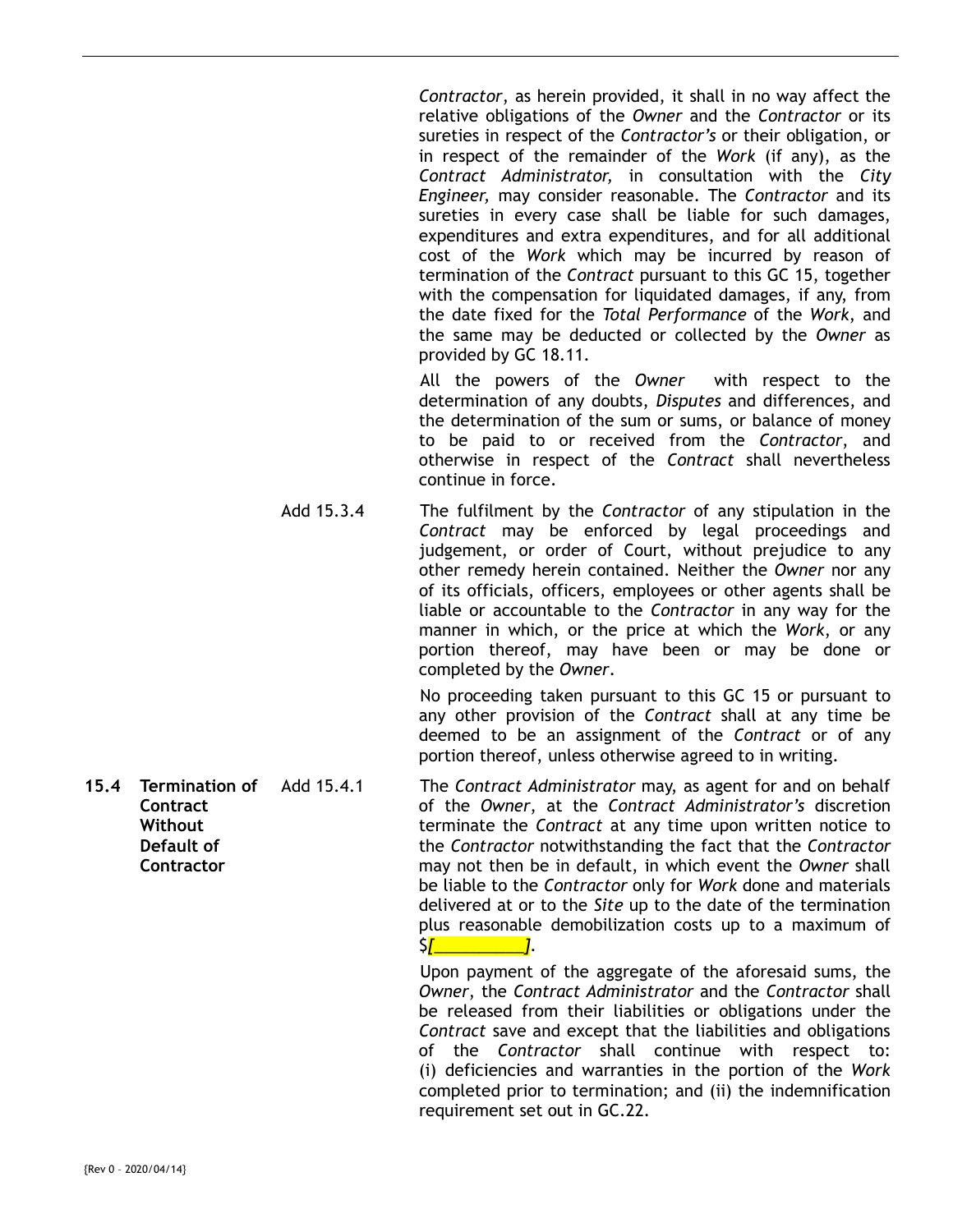*Contractor*, as herein provided, it shall in no way affect the relative obligations of the *Owner* and the *Contractor* or its sureties in respect of the *Contractor's* or their obligation, or in respect of the remainder of the *Work* (if any), as the *Contract Administrator,* in consultation with the *City Engineer,* may consider reasonable. The *Contractor* and its sureties in every case shall be liable for such damages, expenditures and extra expenditures, and for all additional cost of the *Work* which may be incurred by reason of termination of the *Contract* pursuant to this GC 15, together with the compensation for liquidated damages, if any, from the date fixed for the *Total Performance* of the *Work*, and the same may be deducted or collected by the *Owner* as provided by GC 18.11.

All the powers of the *Owner* with respect to the determination of any doubts, *Disputes* and differences, and the determination of the sum or sums, or balance of money to be paid to or received from the *Contractor*, and otherwise in respect of the *Contract* shall nevertheless continue in force.

Add 15.3.4 The fulfilment by the *Contractor* of any stipulation in the *Contract* may be enforced by legal proceedings and judgement, or order of Court, without prejudice to any other remedy herein contained. Neither the *Owner* nor any of its officials, officers, employees or other agents shall be liable or accountable to the *Contractor* in any way for the manner in which, or the price at which the *Work*, or any portion thereof, may have been or may be done or completed by the *Owner*.

No proceeding taken pursuant to this GC 15 or pursuant to any other provision of the *Contract* shall at any time be deemed to be an assignment of the *Contract* or of any portion thereof, unless otherwise agreed to in writing.

**15.4 Termination of Contract Without Default of Contractor**

Add 15.4.1 The *Contract Administrator* may, as agent for and on behalf of the *Owner*, at the *Contract Administrator's* discretion terminate the *Contract* at any time upon written notice to the *Contractor* notwithstanding the fact that the *Contractor* may not then be in default, in which event the *Owner* shall be liable to the *Contractor* only for *Work* done and materials delivered at or to the *Site* up to the date of the termination plus reasonable demobilization costs up to a maximum of $*[__________]*.

Upon payment of the aggregate of the aforesaid sums, the *Owner*, the *Contract Administrator* and the *Contractor* shall be released from their liabilities or obligations under the *Contract* save and except that the liabilities and obligations of the *Contractor* shall continue with respect to: (i) deficiencies and warranties in the portion of the *Work* completed prior to termination; and (ii) the indemnification requirement set out in GC.22.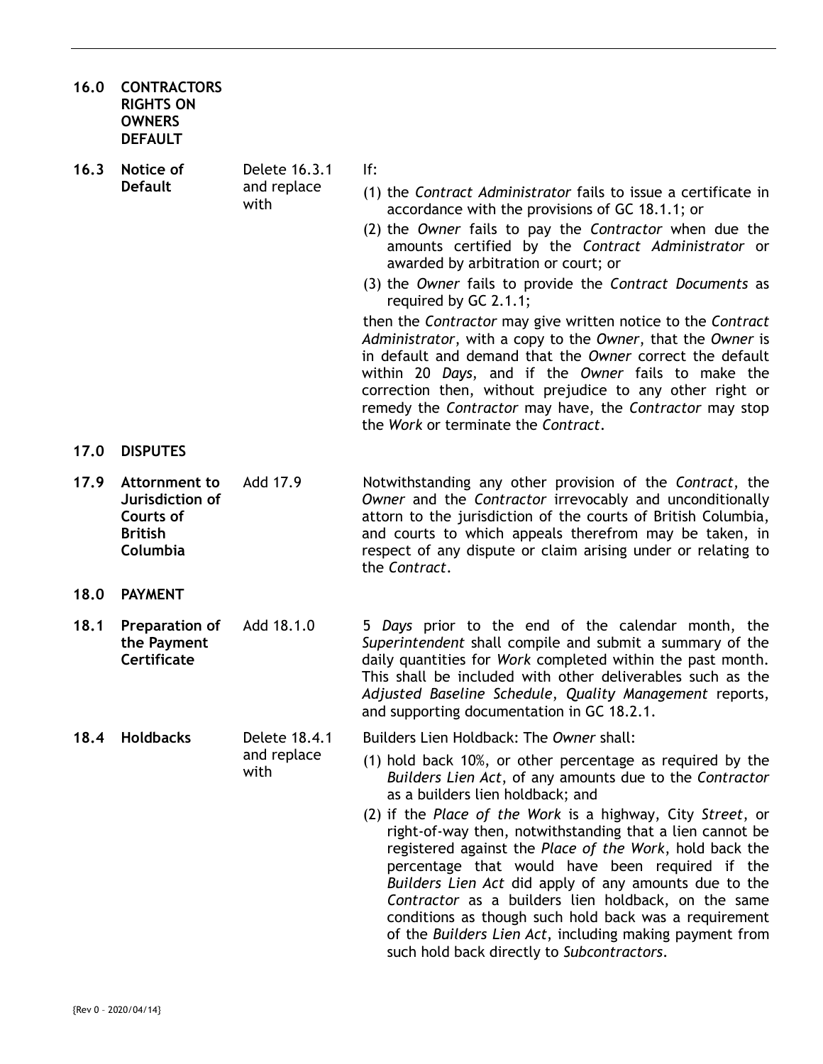| | | | |
|---|---|---|---|
| **16.0** | **CONTRACTORS RIGHTS ON OWNERS DEFAULT** | | |
| **16.3** | **Notice of Default** | Delete 16.3.1 and replace with | If:<br>(1) the *Contract Administrator* fails to issue a certificate in accordance with the provisions of GC 18.1.1; or<br>(2) the *Owner* fails to pay the *Contractor* when due the amounts certified by the *Contract Administrator* or awarded by arbitration or court; or<br>(3) the *Owner* fails to provide the *Contract Documents* as required by GC 2.1.1;<br>then the *Contractor* may give written notice to the *Contract Administrator*, with a copy to the *Owner*, that the *Owner* is in default and demand that the *Owner* correct the default within 20 *Days*, and if the *Owner* fails to make the correction then, without prejudice to any other right or remedy the *Contractor* may have, the *Contractor* may stop the *Work* or terminate the *Contract*. |
| **17.0** | **DISPUTES** | | |
| **17.9** | **Attornment to Jurisdiction of Courts of British Columbia** | Add 17.9 | Notwithstanding any other provision of the *Contract*, the *Owner* and the *Contractor* irrevocably and unconditionally attorn to the jurisdiction of the courts of British Columbia, and courts to which appeals therefrom may be taken, in respect of any dispute or claim arising under or relating to the *Contract*. |
| **18.0** | **PAYMENT** | | |
| **18.1** | **Preparation of the Payment Certificate** | Add 18.1.0 | 5 *Days* prior to the end of the calendar month, the *Superintendent* shall compile and submit a summary of the daily quantities for *Work* completed within the past month. This shall be included with other deliverables such as the *Adjusted Baseline Schedule*, *Quality Management* reports, and supporting documentation in GC 18.2.1. |
| **18.4** | **Holdbacks** | Delete 18.4.1 and replace with | Builders Lien Holdback: The *Owner* shall:<br>(1) hold back 10%, or other percentage as required by the *Builders Lien Act*, of any amounts due to the *Contractor* as a builders lien holdback; and<br>(2) if the *Place of the Work* is a highway, City *Street*, or right-of-way then, notwithstanding that a lien cannot be registered against the *Place of the Work*, hold back the percentage that would have been required if the *Builders Lien Act* did apply of any amounts due to the *Contractor* as a builders lien holdback, on the same conditions as though such hold back was a requirement of the *Builders Lien Act*, including making payment from such hold back directly to *Subcontractors*. |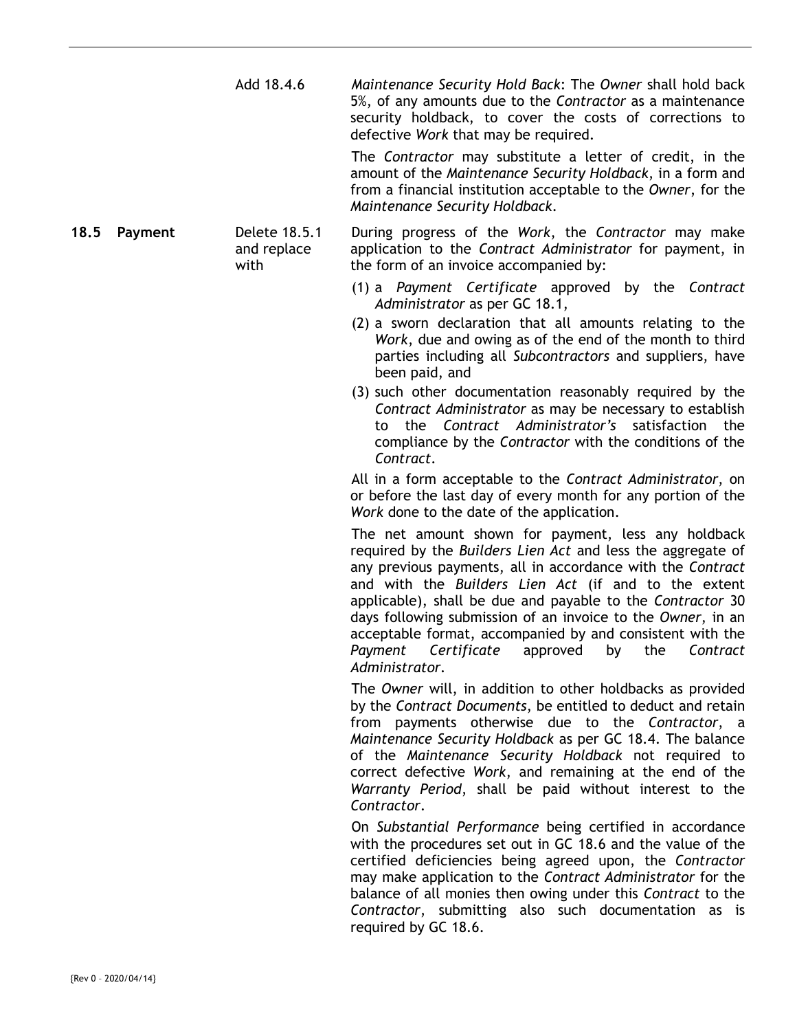| | | |
|---|---|---|
| | Add 18.4.6 | *Maintenance Security Hold Back*: The *Owner* shall hold back 5%, of any amounts due to the *Contractor* as a maintenance security holdback, to cover the costs of corrections to defective *Work* that may be required.<br><br>The *Contractor* may substitute a letter of credit, in the amount of the *Maintenance Security Holdback*, in a form and from a financial institution acceptable to the *Owner*, for the *Maintenance Security Holdback*. |
| **18.5 Payment** | Delete 18.5.1 and replace with | During progress of the *Work*, the *Contractor* may make application to the *Contract Administrator* for payment, in the form of an invoice accompanied by:<br><br>(1) a *Payment Certificate* approved by the *Contract Administrator* as per GC 18.1,<br>(2) a sworn declaration that all amounts relating to the *Work*, due and owing as of the end of the month to third parties including all *Subcontractors* and suppliers, have been paid, and<br>(3) such other documentation reasonably required by the *Contract Administrator* as may be necessary to establish to the *Contract Administrator's* satisfaction the compliance by the *Contractor* with the conditions of the *Contract*.<br><br>All in a form acceptable to the *Contract Administrator*, on or before the last day of every month for any portion of the *Work* done to the date of the application.<br><br>The net amount shown for payment, less any holdback required by the *Builders Lien Act* and less the aggregate of any previous payments, all in accordance with the *Contract* and with the *Builders Lien Act* (if and to the extent applicable), shall be due and payable to the *Contractor* 30 days following submission of an invoice to the *Owner*, in an acceptable format, accompanied by and consistent with the *Payment Certificate* approved by the *Contract Administrator*.<br><br>The *Owner* will, in addition to other holdbacks as provided by the *Contract Documents*, be entitled to deduct and retain from payments otherwise due to the *Contractor*, a *Maintenance Security Holdback* as per GC 18.4. The balance of the *Maintenance Security Holdback* not required to correct defective *Work*, and remaining at the end of the *Warranty Period*, shall be paid without interest to the *Contractor*.<br><br>On *Substantial Performance* being certified in accordance with the procedures set out in GC 18.6 and the value of the certified deficiencies being agreed upon, the *Contractor* may make application to the *Contract Administrator* for the balance of all monies then owing under this *Contract* to the *Contractor*, submitting also such documentation as is required by GC 18.6. |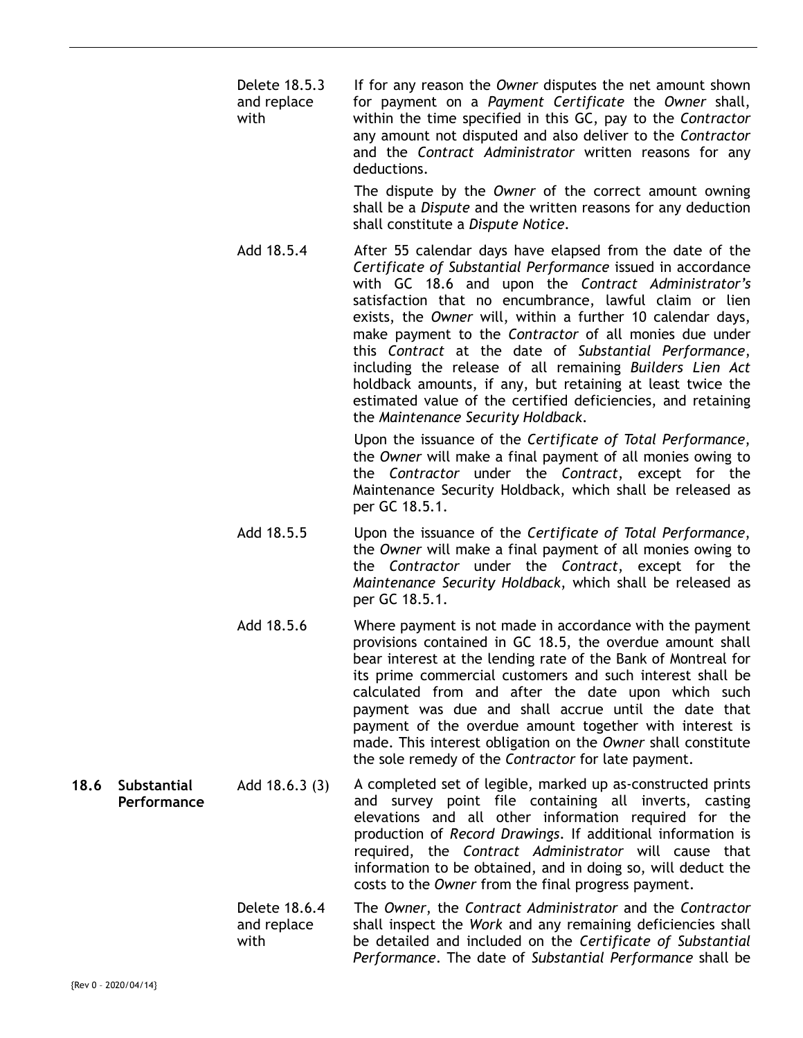Delete 18.5.3 and replace with

If for any reason the *Owner* disputes the net amount shown for payment on a *Payment Certificate* the *Owner* shall, within the time specified in this GC, pay to the *Contractor* any amount not disputed and also deliver to the *Contractor* and the *Contract Administrator* written reasons for any deductions.

The dispute by the *Owner* of the correct amount owning shall be a *Dispute* and the written reasons for any deduction shall constitute a *Dispute Notice*.

Add 18.5.4

After 55 calendar days have elapsed from the date of the *Certificate of Substantial Performance* issued in accordance with GC 18.6 and upon the *Contract Administrator's* satisfaction that no encumbrance, lawful claim or lien exists, the *Owner* will, within a further 10 calendar days, make payment to the *Contractor* of all monies due under this *Contract* at the date of *Substantial Performance*, including the release of all remaining *Builders Lien Act* holdback amounts, if any, but retaining at least twice the estimated value of the certified deficiencies, and retaining the *Maintenance Security Holdback*.

Upon the issuance of the *Certificate of Total Performance*, the *Owner* will make a final payment of all monies owing to the *Contractor* under the *Contract*, except for the Maintenance Security Holdback, which shall be released as per GC 18.5.1.

Add 18.5.5

Upon the issuance of the *Certificate of Total Performance*, the *Owner* will make a final payment of all monies owing to the *Contractor* under the *Contract*, except for the *Maintenance Security Holdback*, which shall be released as per GC 18.5.1.

Add 18.5.6

Where payment is not made in accordance with the payment provisions contained in GC 18.5, the overdue amount shall bear interest at the lending rate of the Bank of Montreal for its prime commercial customers and such interest shall be calculated from and after the date upon which such payment was due and shall accrue until the date that payment of the overdue amount together with interest is made. This interest obligation on the *Owner* shall constitute the sole remedy of the *Contractor* for late payment.

**18.6 Substantial Performance**

Add 18.6.3 (3)

A completed set of legible, marked up as-constructed prints and survey point file containing all inverts, casting elevations and all other information required for the production of *Record Drawings*. If additional information is required, the *Contract Administrator* will cause that information to be obtained, and in doing so, will deduct the costs to the *Owner* from the final progress payment.

Delete 18.6.4 and replace with

The *Owner*, the *Contract Administrator* and the *Contractor* shall inspect the *Work* and any remaining deficiencies shall be detailed and included on the *Certificate of Substantial Performance*. The date of *Substantial Performance* shall be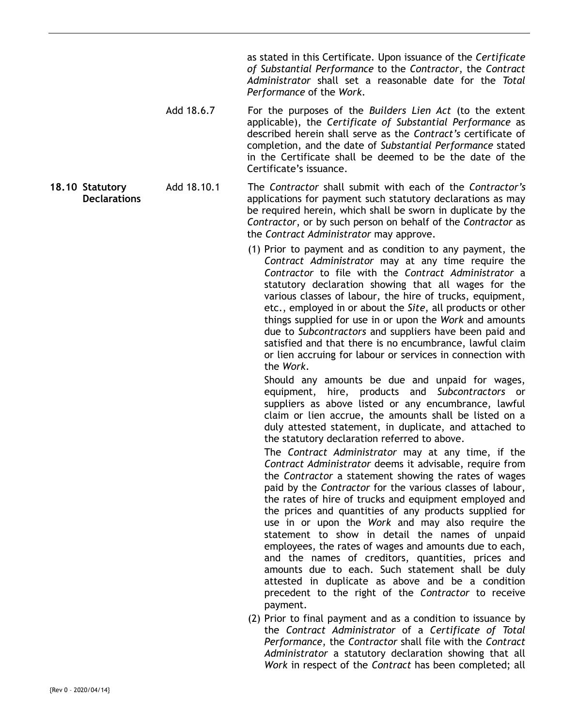as stated in this Certificate. Upon issuance of the *Certificate of Substantial Performance* to the *Contractor*, the *Contract Administrator* shall set a reasonable date for the *Total Performance* of the *Work*.

Add 18.6.7 For the purposes of the *Builders Lien Act* (to the extent applicable), the *Certificate of Substantial Performance* as described herein shall serve as the *Contract's* certificate of completion, and the date of *Substantial Performance* stated in the Certificate shall be deemed to be the date of the Certificate's issuance.

**18.10 Statutory Declarations**

Add 18.10.1 The *Contractor* shall submit with each of the *Contractor's* applications for payment such statutory declarations as may be required herein, which shall be sworn in duplicate by the *Contractor*, or by such person on behalf of the *Contractor* as the *Contract Administrator* may approve.

(1) Prior to payment and as condition to any payment, the *Contract Administrator* may at any time require the *Contractor* to file with the *Contract Administrator* a statutory declaration showing that all wages for the various classes of labour, the hire of trucks, equipment, etc., employed in or about the *Site*, all products or other things supplied for use in or upon the *Work* and amounts due to *Subcontractors* and suppliers have been paid and satisfied and that there is no encumbrance, lawful claim or lien accruing for labour or services in connection with the *Work*.

Should any amounts be due and unpaid for wages, equipment, hire, products and *Subcontractors* or suppliers as above listed or any encumbrance, lawful claim or lien accrue, the amounts shall be listed on a duly attested statement, in duplicate, and attached to the statutory declaration referred to above.

The *Contract Administrator* may at any time, if the *Contract Administrator* deems it advisable, require from the *Contractor* a statement showing the rates of wages paid by the *Contractor* for the various classes of labour, the rates of hire of trucks and equipment employed and the prices and quantities of any products supplied for use in or upon the *Work* and may also require the statement to show in detail the names of unpaid employees, the rates of wages and amounts due to each, and the names of creditors, quantities, prices and amounts due to each. Such statement shall be duly attested in duplicate as above and be a condition precedent to the right of the *Contractor* to receive payment.

(2) Prior to final payment and as a condition to issuance by the *Contract Administrator* of a *Certificate of Total Performance*, the *Contractor* shall file with the *Contract Administrator* a statutory declaration showing that all *Work* in respect of the *Contract* has been completed; all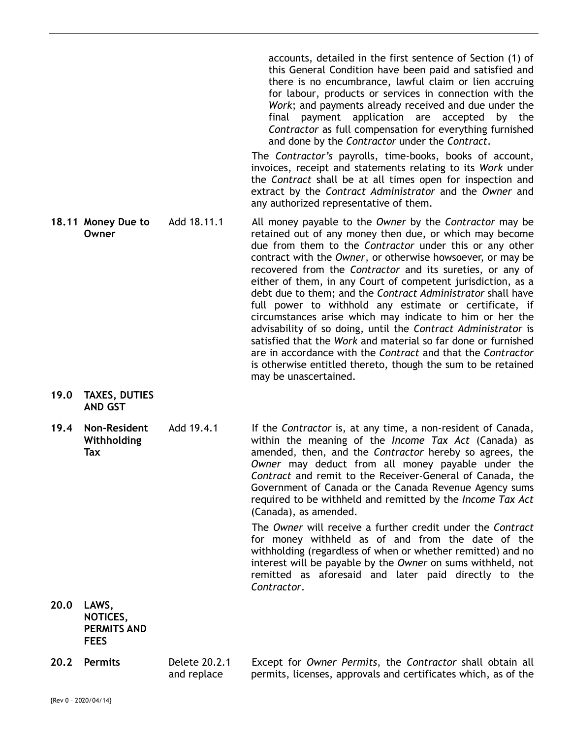| | | | |
|---|---|---|---|
| | | | accounts, detailed in the first sentence of Section (1) of this General Condition have been paid and satisfied and there is no encumbrance, lawful claim or lien accruing for labour, products or services in connection with the *Work*; and payments already received and due under the final payment application are accepted by the *Contractor* as full compensation for everything furnished and done by the *Contractor* under the *Contract*.<br><br>The *Contractor's* payrolls, time-books, books of account, invoices, receipt and statements relating to its *Work* under the *Contract* shall be at all times open for inspection and extract by the *Contract Administrator* and the *Owner* and any authorized representative of them. |
| **18.11** | **Money Due to Owner** | Add 18.11.1 | All money payable to the *Owner* by the *Contractor* may be retained out of any money then due, or which may become due from them to the *Contractor* under this or any other contract with the *Owner*, or otherwise howsoever, or may be recovered from the *Contractor* and its sureties, or any of either of them, in any Court of competent jurisdiction, as a debt due to them; and the *Contract Administrator* shall have full power to withhold any estimate or certificate, if circumstances arise which may indicate to him or her the advisability of so doing, until the *Contract Administrator* is satisfied that the *Work* and material so far done or furnished are in accordance with the *Contract* and that the *Contractor* is otherwise entitled thereto, though the sum to be retained may be unascertained. |
| **19.0** | **TAXES, DUTIES AND GST** | | |
| **19.4** | **Non-Resident Withholding Tax** | Add 19.4.1 | If the *Contractor* is, at any time, a non-resident of Canada, within the meaning of the *Income Tax Act* (Canada) as amended, then, and the *Contractor* hereby so agrees, the *Owner* may deduct from all money payable under the *Contract* and remit to the Receiver-General of Canada, the Government of Canada or the Canada Revenue Agency sums required to be withheld and remitted by the *Income Tax Act* (Canada), as amended.<br><br>The *Owner* will receive a further credit under the *Contract* for money withheld as of and from the date of the withholding (regardless of when or whether remitted) and no interest will be payable by the *Owner* on sums withheld, not remitted as aforesaid and later paid directly to the *Contractor*. |
| **20.0** | **LAWS, NOTICES, PERMITS AND FEES** | | |
| **20.2** | **Permits** | Delete 20.2.1 and replace | Except for *Owner Permits*, the *Contractor* shall obtain all permits, licenses, approvals and certificates which, as of the |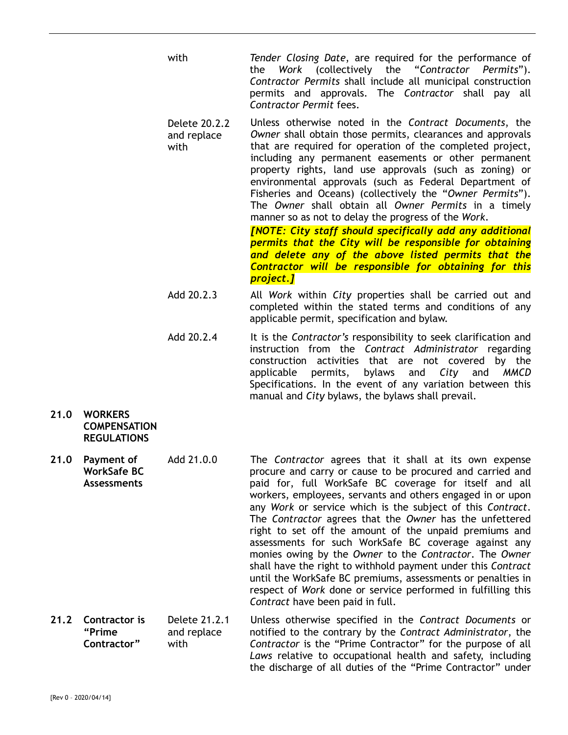| | | | |
|---|---|---|---|
| | | with | *Tender Closing Date*, are required for the performance of the *Work* (collectively the "*Contractor Permits*"). *Contractor Permits* shall include all municipal construction permits and approvals. The *Contractor* shall pay all *Contractor Permit* fees. |
| | | Delete 20.2.2 and replace with | Unless otherwise noted in the *Contract Documents*, the *Owner* shall obtain those permits, clearances and approvals that are required for operation of the completed project, including any permanent easements or other permanent property rights, land use approvals (such as zoning) or environmental approvals (such as Federal Department of Fisheries and Oceans) (collectively the "*Owner Permits*"). The *Owner* shall obtain all *Owner Permits* in a timely manner so as not to delay the progress of the *Work*. ***[NOTE: City staff should specifically add any additional permits that the City will be responsible for obtaining and delete any of the above listed permits that the Contractor will be responsible for obtaining for this project.]*** |
| | | Add 20.2.3 | All *Work* within *City* properties shall be carried out and completed within the stated terms and conditions of any applicable permit, specification and bylaw. |
| | | Add 20.2.4 | It is the *Contractor's* responsibility to seek clarification and instruction from the *Contract Administrator* regarding construction activities that are not covered by the applicable permits, bylaws and *City* and *MMCD* Specifications. In the event of any variation between this manual and *City* bylaws, the bylaws shall prevail. |
| **21.0** | **WORKERS COMPENSATION REGULATIONS** | | |
| **21.0** | **Payment of WorkSafe BC Assessments** | Add 21.0.0 | The *Contractor* agrees that it shall at its own expense procure and carry or cause to be procured and carried and paid for, full WorkSafe BC coverage for itself and all workers, employees, servants and others engaged in or upon any *Work* or service which is the subject of this *Contract*. The *Contractor* agrees that the *Owner* has the unfettered right to set off the amount of the unpaid premiums and assessments for such WorkSafe BC coverage against any monies owing by the *Owner* to the *Contractor*. The *Owner* shall have the right to withhold payment under this *Contract* until the WorkSafe BC premiums, assessments or penalties in respect of *Work* done or service performed in fulfilling this *Contract* have been paid in full. |
| **21.2** | **Contractor is "Prime Contractor"** | Delete 21.2.1 and replace with | Unless otherwise specified in the *Contract Documents* or notified to the contrary by the *Contract Administrator*, the *Contractor* is the "Prime Contractor" for the purpose of all *Laws* relative to occupational health and safety, including the discharge of all duties of the "Prime Contractor" under |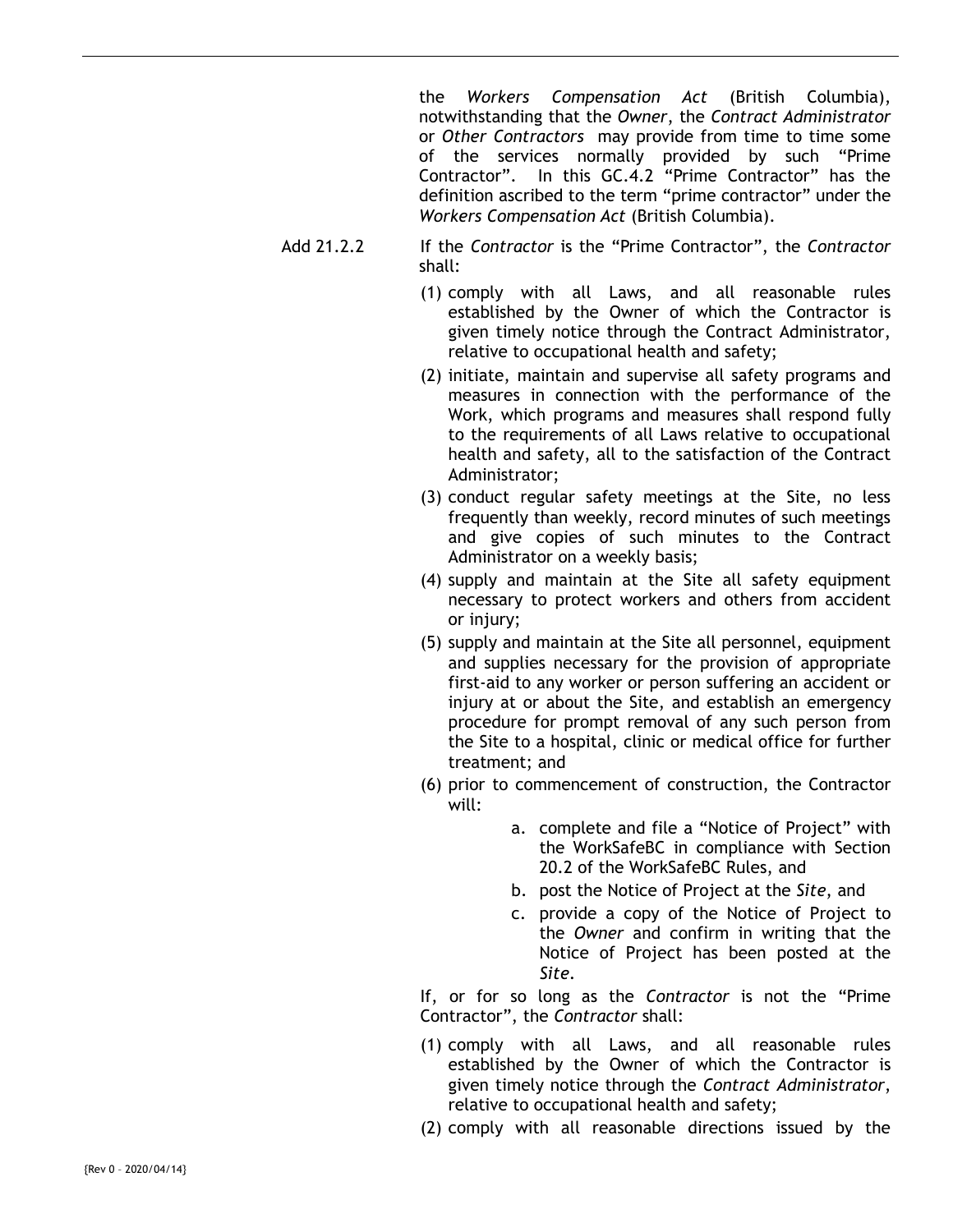the *Workers Compensation Act* (British Columbia), notwithstanding that the *Owner*, the *Contract Administrator* or *Other Contractors* may provide from time to time some of the services normally provided by such "Prime Contractor". In this GC.4.2 "Prime Contractor" has the definition ascribed to the term "prime contractor" under the *Workers Compensation Act* (British Columbia).

Add 21.2.2 If the *Contractor* is the "Prime Contractor", the *Contractor* shall:

(1) comply with all Laws, and all reasonable rules established by the Owner of which the Contractor is given timely notice through the Contract Administrator, relative to occupational health and safety;

(2) initiate, maintain and supervise all safety programs and measures in connection with the performance of the Work, which programs and measures shall respond fully to the requirements of all Laws relative to occupational health and safety, all to the satisfaction of the Contract Administrator;

(3) conduct regular safety meetings at the Site, no less frequently than weekly, record minutes of such meetings and give copies of such minutes to the Contract Administrator on a weekly basis;

(4) supply and maintain at the Site all safety equipment necessary to protect workers and others from accident or injury;

(5) supply and maintain at the Site all personnel, equipment and supplies necessary for the provision of appropriate first-aid to any worker or person suffering an accident or injury at or about the Site, and establish an emergency procedure for prompt removal of any such person from the Site to a hospital, clinic or medical office for further treatment; and

(6) prior to commencement of construction, the Contractor will:

   a. complete and file a "Notice of Project" with the WorkSafeBC in compliance with Section 20.2 of the WorkSafeBC Rules, and
   b. post the Notice of Project at the *Site*, and
   c. provide a copy of the Notice of Project to the *Owner* and confirm in writing that the Notice of Project has been posted at the *Site*.

If, or for so long as the *Contractor* is not the "Prime Contractor", the *Contractor* shall:

(1) comply with all Laws, and all reasonable rules established by the Owner of which the Contractor is given timely notice through the *Contract Administrator*, relative to occupational health and safety;

(2) comply with all reasonable directions issued by the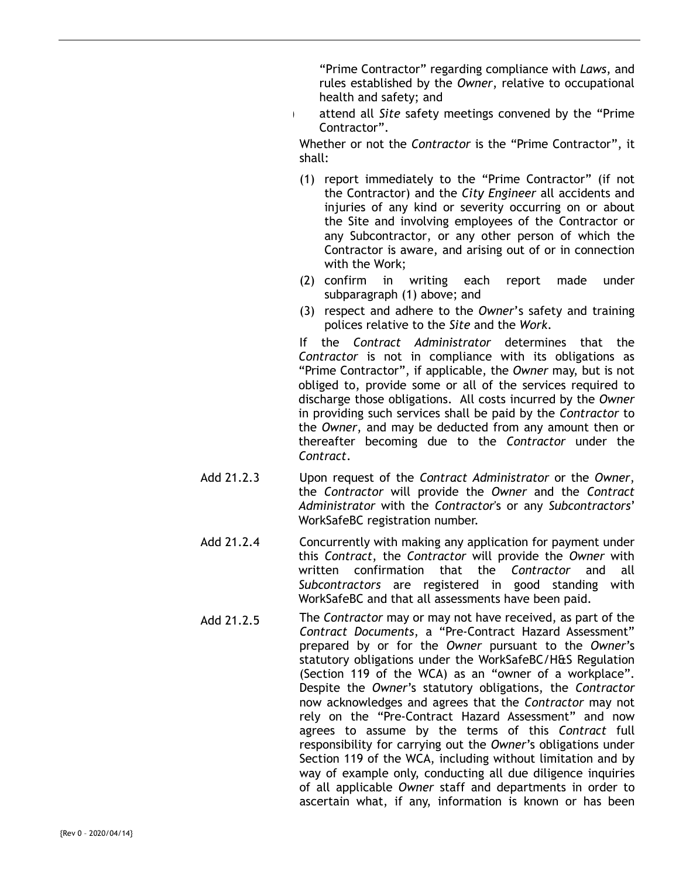"Prime Contractor" regarding compliance with *Laws*, and rules established by the *Owner*, relative to occupational health and safety; and

- attend all *Site* safety meetings convened by the "Prime Contractor".

Whether or not the *Contractor* is the "Prime Contractor", it shall:

(1) report immediately to the "Prime Contractor" (if not the Contractor) and the *City Engineer* all accidents and injuries of any kind or severity occurring on or about the Site and involving employees of the Contractor or any Subcontractor, or any other person of which the Contractor is aware, and arising out of or in connection with the Work;

(2) confirm in writing each report made under subparagraph (1) above; and

(3) respect and adhere to the *Owner*'s safety and training polices relative to the *Site* and the *Work*.

If the *Contract Administrator* determines that the *Contractor* is not in compliance with its obligations as "Prime Contractor", if applicable, the *Owner* may, but is not obliged to, provide some or all of the services required to discharge those obligations. All costs incurred by the *Owner* in providing such services shall be paid by the *Contractor* to the *Owner*, and may be deducted from any amount then or thereafter becoming due to the *Contractor* under the *Contract*.

Add 21.2.3 Upon request of the *Contract Administrator* or the *Owner*, the *Contractor* will provide the *Owner* and the *Contract Administrator* with the *Contractor*'s or any *Subcontractors*' WorkSafeBC registration number.

Add 21.2.4 Concurrently with making any application for payment under this *Contract*, the *Contractor* will provide the *Owner* with written confirmation that the *Contractor* and all *Subcontractors* are registered in good standing with WorkSafeBC and that all assessments have been paid.

Add 21.2.5 The *Contractor* may or may not have received, as part of the *Contract Documents*, a "Pre-Contract Hazard Assessment" prepared by or for the *Owner* pursuant to the *Owner*'s statutory obligations under the WorkSafeBC/H&S Regulation (Section 119 of the WCA) as an "owner of a workplace". Despite the *Owner*'s statutory obligations, the *Contractor* now acknowledges and agrees that the *Contractor* may not rely on the "Pre-Contract Hazard Assessment" and now agrees to assume by the terms of this *Contract* full responsibility for carrying out the *Owner*'s obligations under Section 119 of the WCA, including without limitation and by way of example only, conducting all due diligence inquiries of all applicable *Owner* staff and departments in order to ascertain what, if any, information is known or has been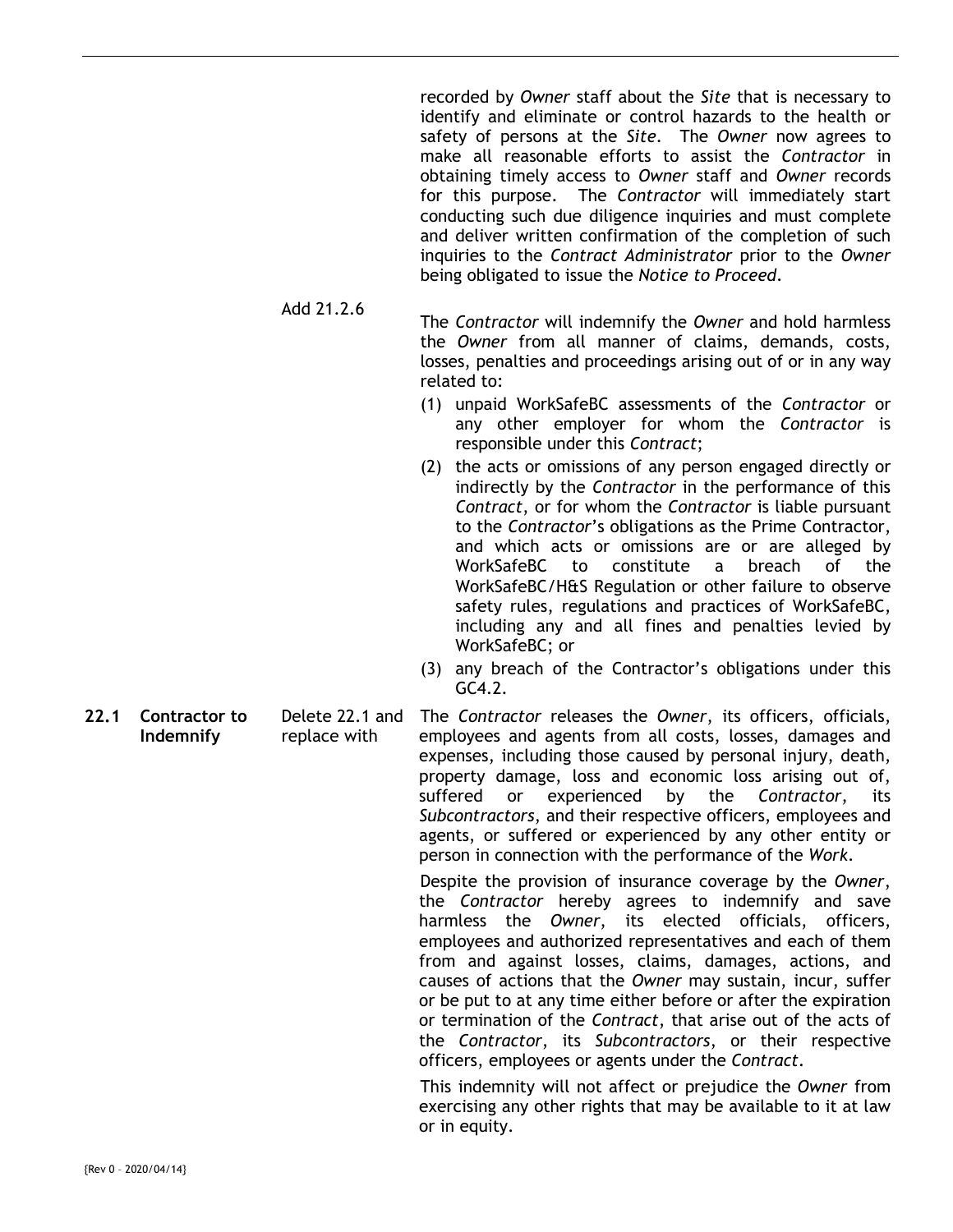recorded by *Owner* staff about the *Site* that is necessary to identify and eliminate or control hazards to the health or safety of persons at the *Site*. The *Owner* now agrees to make all reasonable efforts to assist the *Contractor* in obtaining timely access to *Owner* staff and *Owner* records for this purpose. The *Contractor* will immediately start conducting such due diligence inquiries and must complete and deliver written confirmation of the completion of such inquiries to the *Contract Administrator* prior to the *Owner* being obligated to issue the *Notice to Proceed*.

Add 21.2.6

The *Contractor* will indemnify the *Owner* and hold harmless the *Owner* from all manner of claims, demands, costs, losses, penalties and proceedings arising out of or in any way related to:

(1) unpaid WorkSafeBC assessments of the *Contractor* or any other employer for whom the *Contractor* is responsible under this *Contract*;

(2) the acts or omissions of any person engaged directly or indirectly by the *Contractor* in the performance of this *Contract*, or for whom the *Contractor* is liable pursuant to the *Contractor*'s obligations as the Prime Contractor, and which acts or omissions are or are alleged by WorkSafeBC to constitute a breach of the WorkSafeBC/H&S Regulation or other failure to observe safety rules, regulations and practices of WorkSafeBC, including any and all fines and penalties levied by WorkSafeBC; or

(3) any breach of the Contractor's obligations under this GC4.2.

**22.1 Contractor to Indemnify** — Delete 22.1 and replace with

The *Contractor* releases the *Owner*, its officers, officials, employees and agents from all costs, losses, damages and expenses, including those caused by personal injury, death, property damage, loss and economic loss arising out of, suffered or experienced by the *Contractor*, its *Subcontractors*, and their respective officers, employees and agents, or suffered or experienced by any other entity or person in connection with the performance of the *Work*.

Despite the provision of insurance coverage by the *Owner*, the *Contractor* hereby agrees to indemnify and save harmless the *Owner*, its elected officials, officers, employees and authorized representatives and each of them from and against losses, claims, damages, actions, and causes of actions that the *Owner* may sustain, incur, suffer or be put to at any time either before or after the expiration or termination of the *Contract*, that arise out of the acts of the *Contractor*, its *Subcontractors*, or their respective officers, employees or agents under the *Contract*.

This indemnity will not affect or prejudice the *Owner* from exercising any other rights that may be available to it at law or in equity.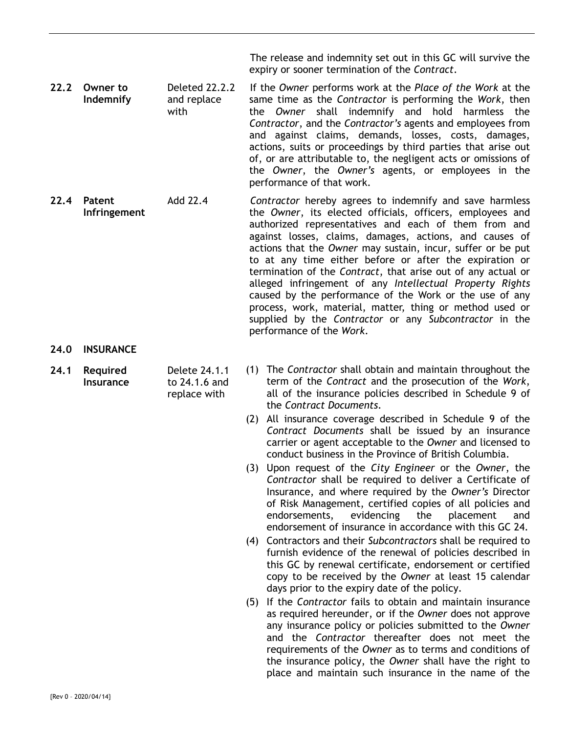The release and indemnity set out in this GC will survive the expiry or sooner termination of the *Contract*.

| | | | |
|---|---|---|---|
| **22.2** | **Owner to Indemnify** | Deleted 22.2.2 and replace with | If the *Owner* performs work at the *Place of the Work* at the same time as the *Contractor* is performing the *Work*, then the *Owner* shall indemnify and hold harmless the *Contractor*, and the *Contractor's* agents and employees from and against claims, demands, losses, costs, damages, actions, suits or proceedings by third parties that arise out of, or are attributable to, the negligent acts or omissions of the *Owner*, the *Owner's* agents, or employees in the performance of that work. |
| **22.4** | **Patent Infringement** | Add 22.4 | *Contractor* hereby agrees to indemnify and save harmless the *Owner*, its elected officials, officers, employees and authorized representatives and each of them from and against losses, claims, damages, actions, and causes of actions that the *Owner* may sustain, incur, suffer or be put to at any time either before or after the expiration or termination of the *Contract*, that arise out of any actual or alleged infringement of any *Intellectual Property Rights* caused by the performance of the Work or the use of any process, work, material, matter, thing or method used or supplied by the *Contractor* or any *Subcontractor* in the performance of the *Work*. |

## 24.0 INSURANCE

**24.1 Required Insurance** — Delete 24.1.1 to 24.1.6 and replace with

(1) The *Contractor* shall obtain and maintain throughout the term of the *Contract* and the prosecution of the *Work*, all of the insurance policies described in Schedule 9 of the *Contract Documents*.

(2) All insurance coverage described in Schedule 9 of the *Contract Documents* shall be issued by an insurance carrier or agent acceptable to the *Owner* and licensed to conduct business in the Province of British Columbia.

(3) Upon request of the *City Engineer* or the *Owner*, the *Contractor* shall be required to deliver a Certificate of Insurance, and where required by the *Owner's* Director of Risk Management, certified copies of all policies and endorsements, evidencing the placement and endorsement of insurance in accordance with this GC 24.

(4) Contractors and their *Subcontractors* shall be required to furnish evidence of the renewal of policies described in this GC by renewal certificate, endorsement or certified copy to be received by the *Owner* at least 15 calendar days prior to the expiry date of the policy.

(5) If the *Contractor* fails to obtain and maintain insurance as required hereunder, or if the *Owner* does not approve any insurance policy or policies submitted to the *Owner* and the *Contractor* thereafter does not meet the requirements of the *Owner* as to terms and conditions of the insurance policy, the *Owner* shall have the right to place and maintain such insurance in the name of the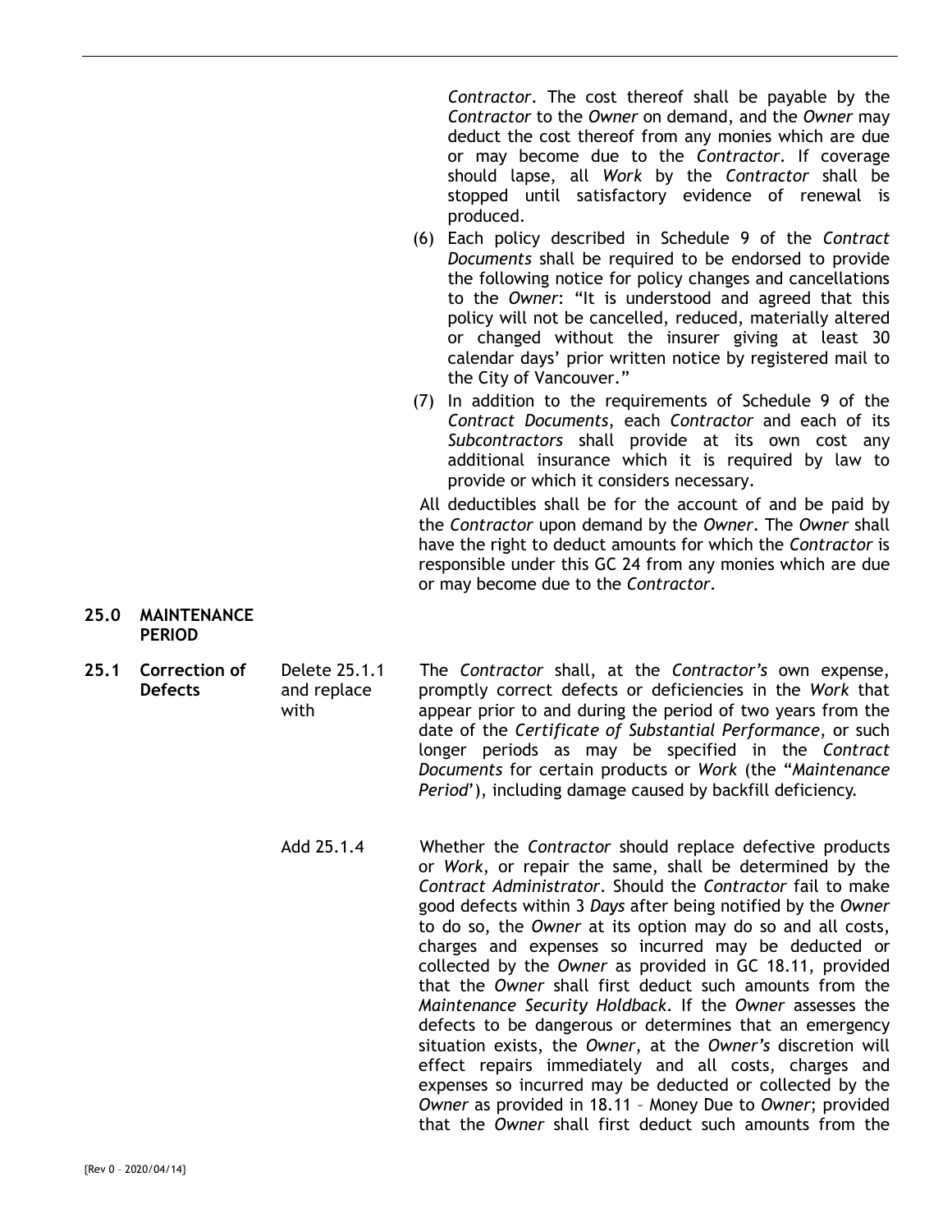*Contractor*. The cost thereof shall be payable by the *Contractor* to the *Owner* on demand, and the *Owner* may deduct the cost thereof from any monies which are due or may become due to the *Contractor*. If coverage should lapse, all *Work* by the *Contractor* shall be stopped until satisfactory evidence of renewal is produced.

(6) Each policy described in Schedule 9 of the *Contract Documents* shall be required to be endorsed to provide the following notice for policy changes and cancellations to the *Owner*: "It is understood and agreed that this policy will not be cancelled, reduced, materially altered or changed without the insurer giving at least 30 calendar days' prior written notice by registered mail to the City of Vancouver."

(7) In addition to the requirements of Schedule 9 of the *Contract Documents*, each *Contractor* and each of its *Subcontractors* shall provide at its own cost any additional insurance which it is required by law to provide or which it considers necessary.

All deductibles shall be for the account of and be paid by the *Contractor* upon demand by the *Owner*. The *Owner* shall have the right to deduct amounts for which the *Contractor* is responsible under this GC 24 from any monies which are due or may become due to the *Contractor*.

## 25.0 MAINTENANCE PERIOD

### 25.1 Correction of Defects

Delete 25.1.1 and replace with

The *Contractor* shall, at the *Contractor's* own expense, promptly correct defects or deficiencies in the *Work* that appear prior to and during the period of two years from the date of the *Certificate of Substantial Performance*, or such longer periods as may be specified in the *Contract Documents* for certain products or *Work* (the "*Maintenance Period*'), including damage caused by backfill deficiency.

Add 25.1.4

Whether the *Contractor* should replace defective products or *Work*, or repair the same, shall be determined by the *Contract Administrator*. Should the *Contractor* fail to make good defects within 3 *Days* after being notified by the *Owner* to do so, the *Owner* at its option may do so and all costs, charges and expenses so incurred may be deducted or collected by the *Owner* as provided in GC 18.11, provided that the *Owner* shall first deduct such amounts from the *Maintenance Security Holdback*. If the *Owner* assesses the defects to be dangerous or determines that an emergency situation exists, the *Owner*, at the *Owner's* discretion will effect repairs immediately and all costs, charges and expenses so incurred may be deducted or collected by the *Owner* as provided in 18.11 – Money Due to *Owner*; provided that the *Owner* shall first deduct such amounts from the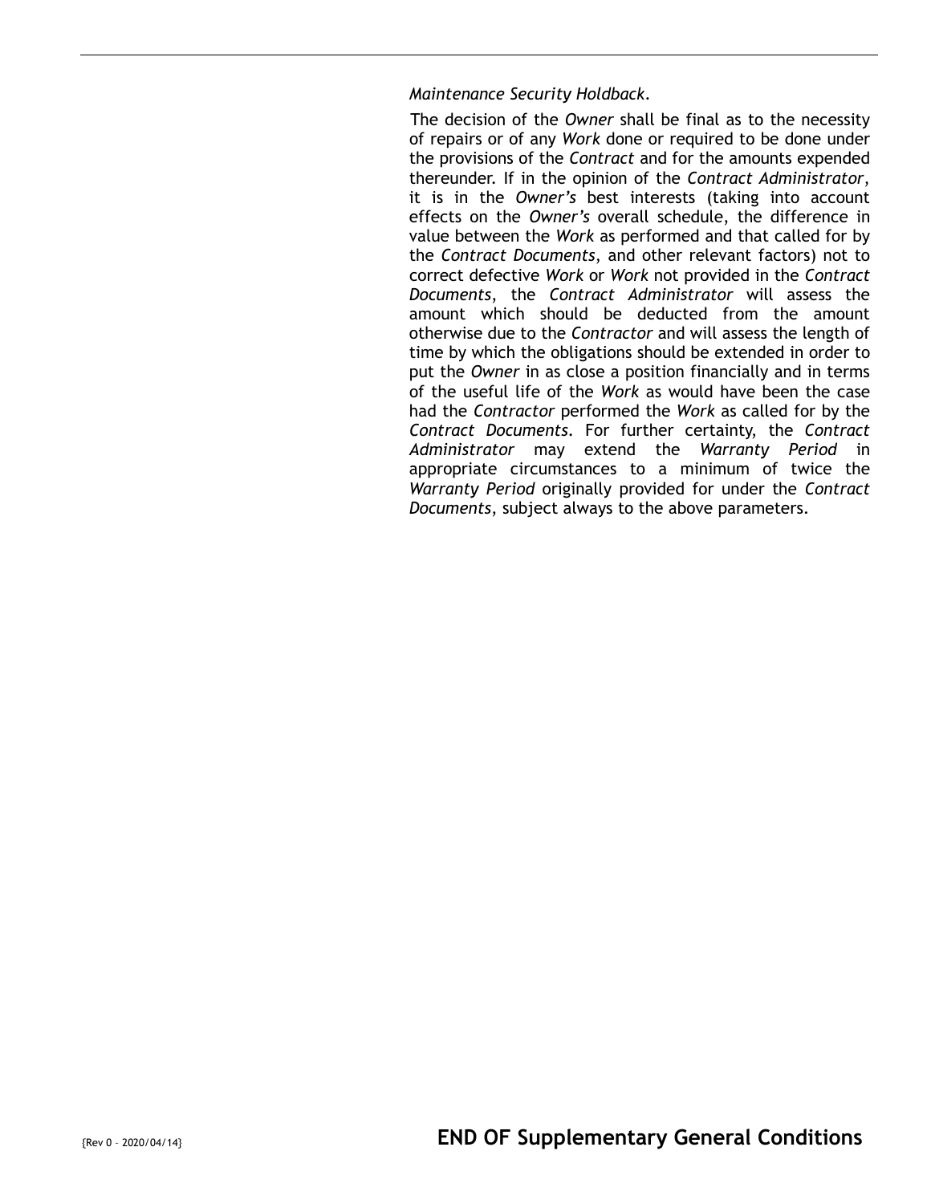*Maintenance Security Holdback*.

The decision of the *Owner* shall be final as to the necessity of repairs or of any *Work* done or required to be done under the provisions of the *Contract* and for the amounts expended thereunder. If in the opinion of the *Contract Administrator*, it is in the *Owner's* best interests (taking into account effects on the *Owner's* overall schedule, the difference in value between the *Work* as performed and that called for by the *Contract Documents*, and other relevant factors) not to correct defective *Work* or *Work* not provided in the *Contract Documents*, the *Contract Administrator* will assess the amount which should be deducted from the amount otherwise due to the *Contractor* and will assess the length of time by which the obligations should be extended in order to put the *Owner* in as close a position financially and in terms of the useful life of the *Work* as would have been the case had the *Contractor* performed the *Work* as called for by the *Contract Documents*. For further certainty, the *Contract Administrator* may extend the *Warranty Period* in appropriate circumstances to a minimum of twice the *Warranty Period* originally provided for under the *Contract Documents*, subject always to the above parameters.

{Rev 0 – 2020/04/14}

**END OF Supplementary General Conditions**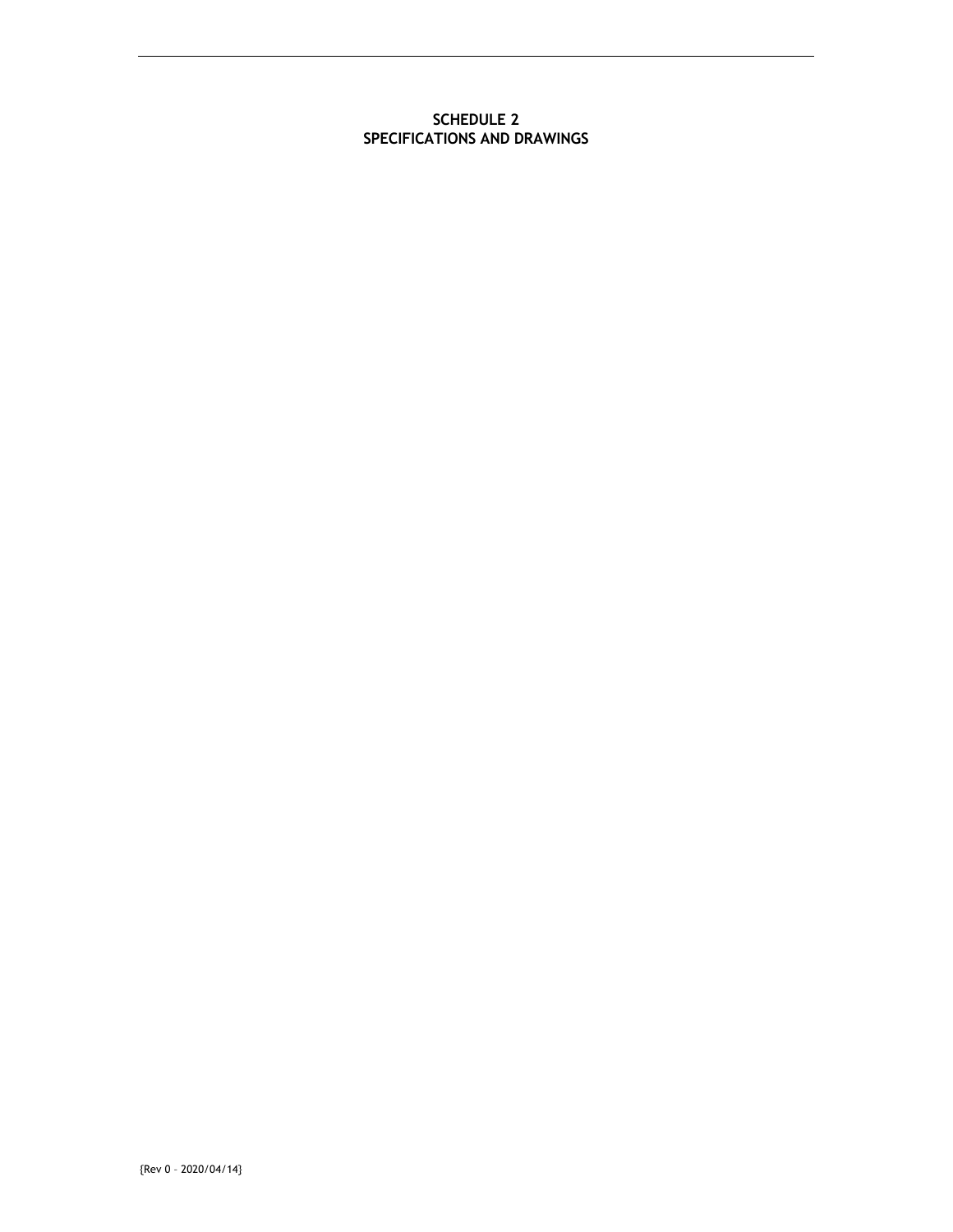# SCHEDULE 2
# SPECIFICATIONS AND DRAWINGS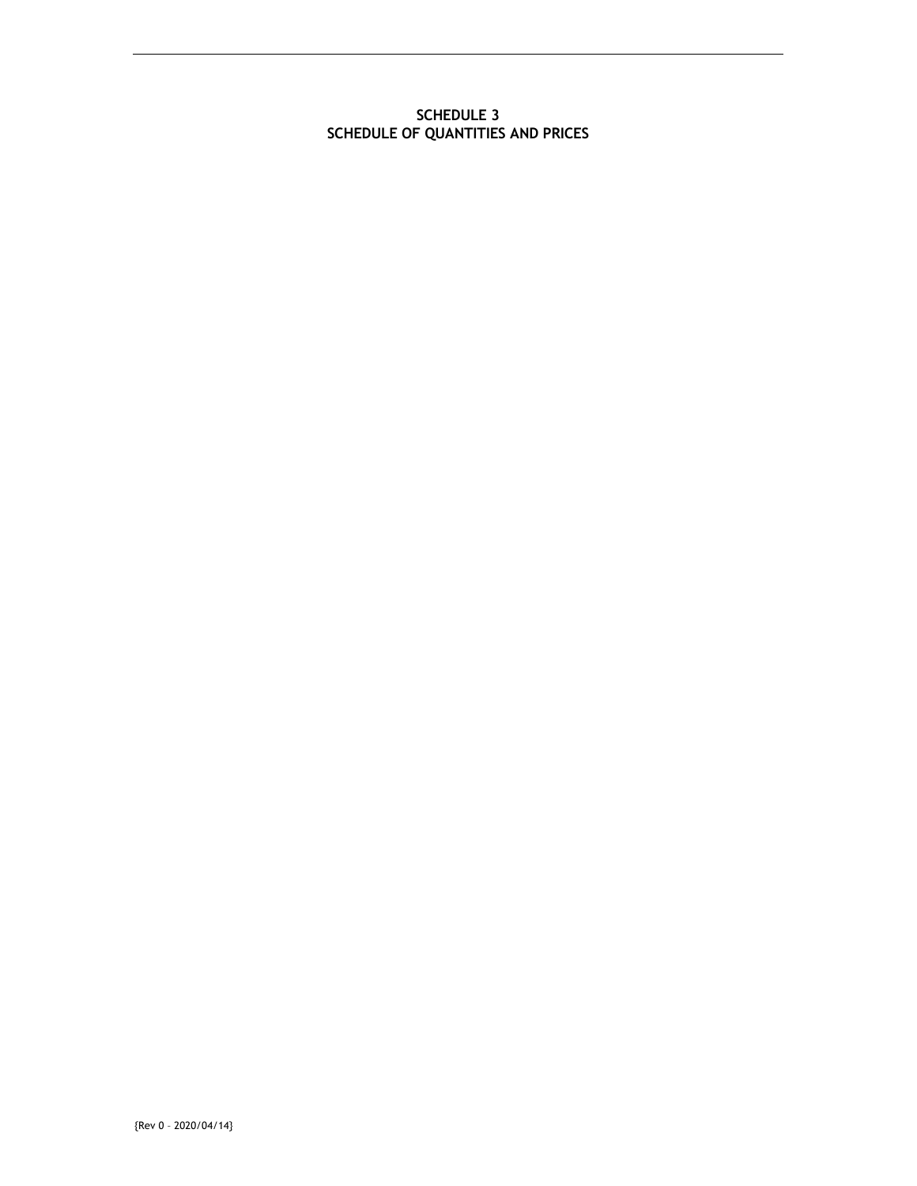# SCHEDULE 3
# SCHEDULE OF QUANTITIES AND PRICES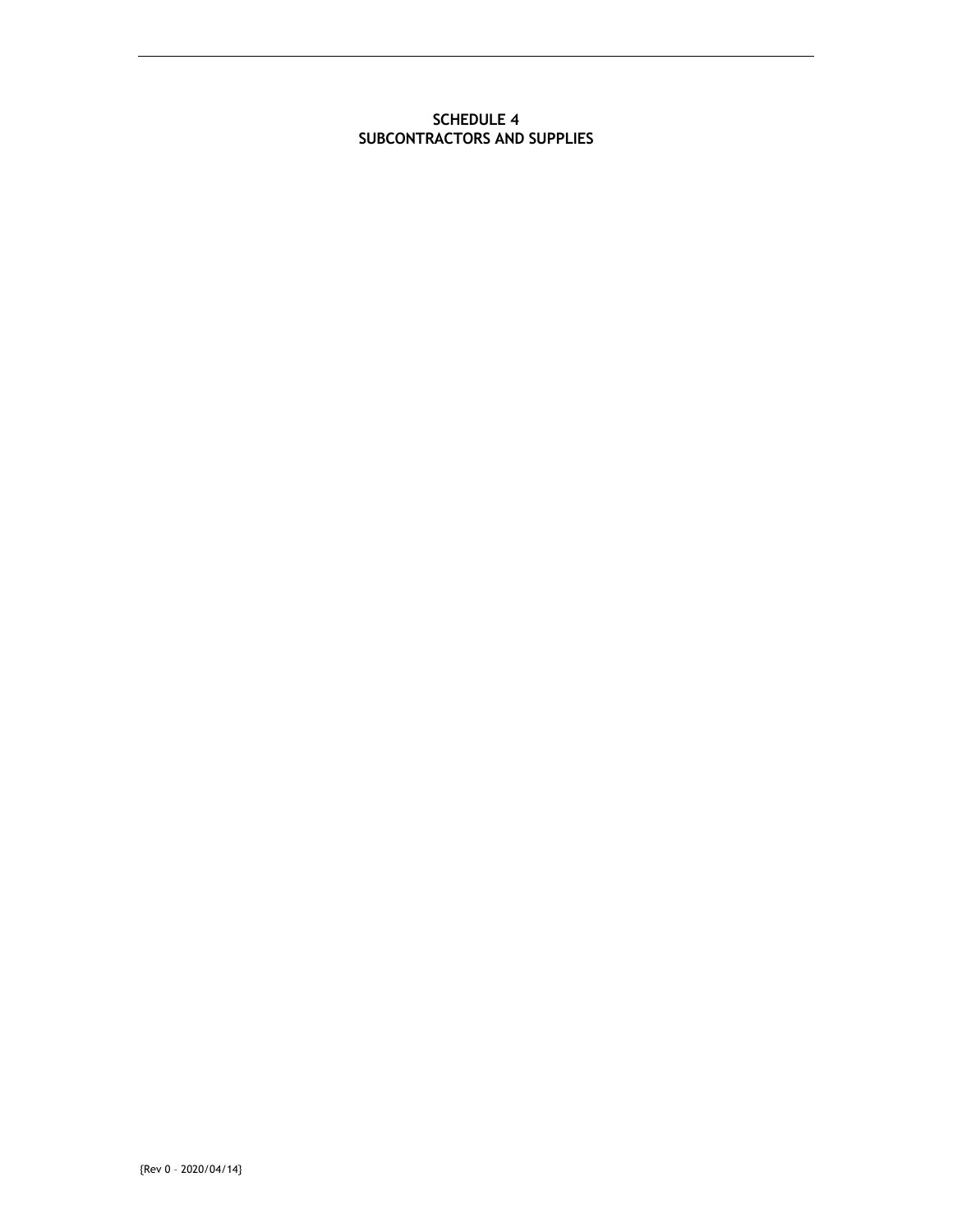# SCHEDULE 4
# SUBCONTRACTORS AND SUPPLIES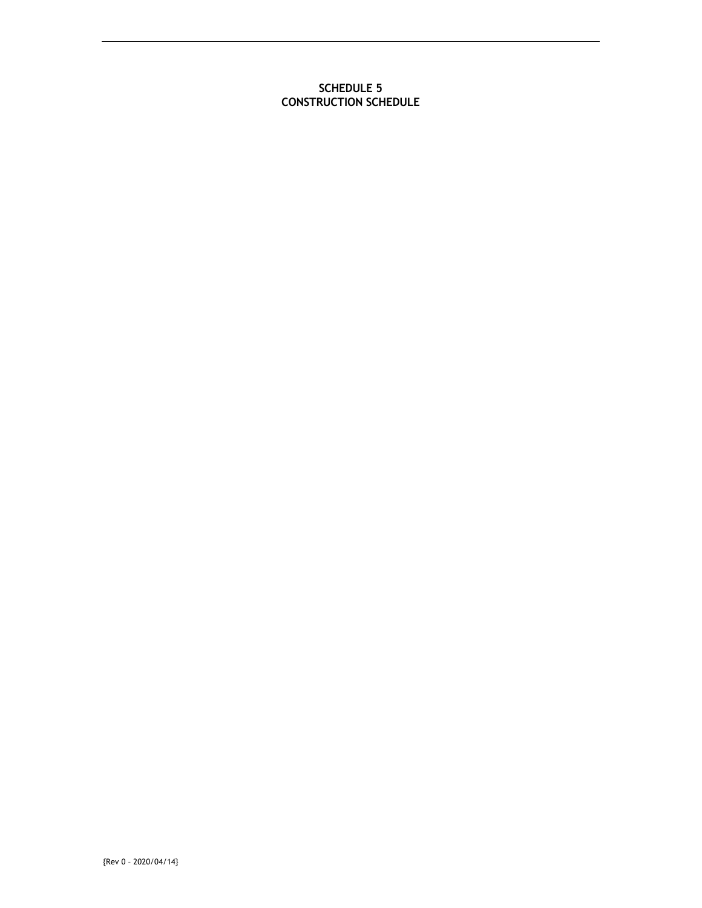**SCHEDULE 5**
**CONSTRUCTION SCHEDULE**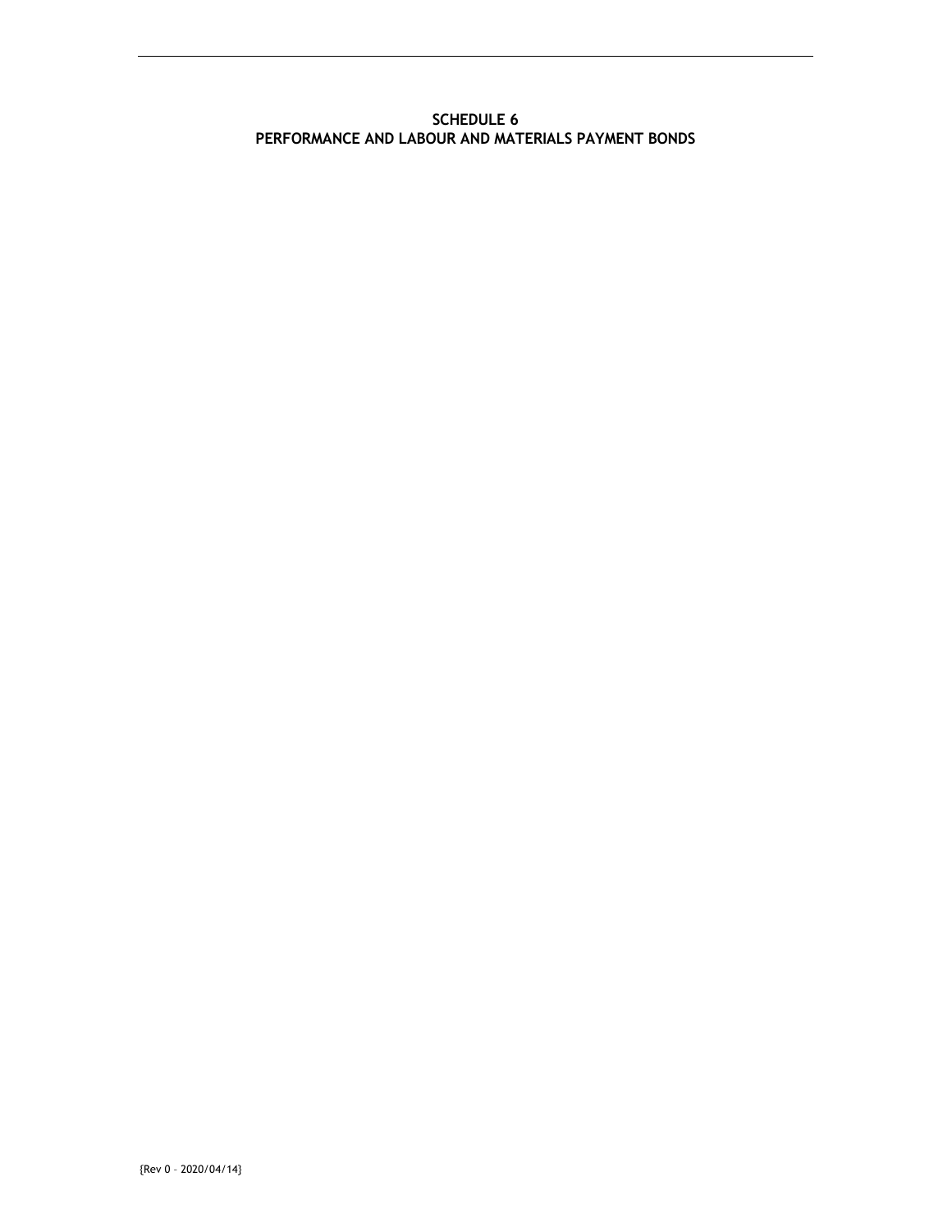## SCHEDULE 6
## PERFORMANCE AND LABOUR AND MATERIALS PAYMENT BONDS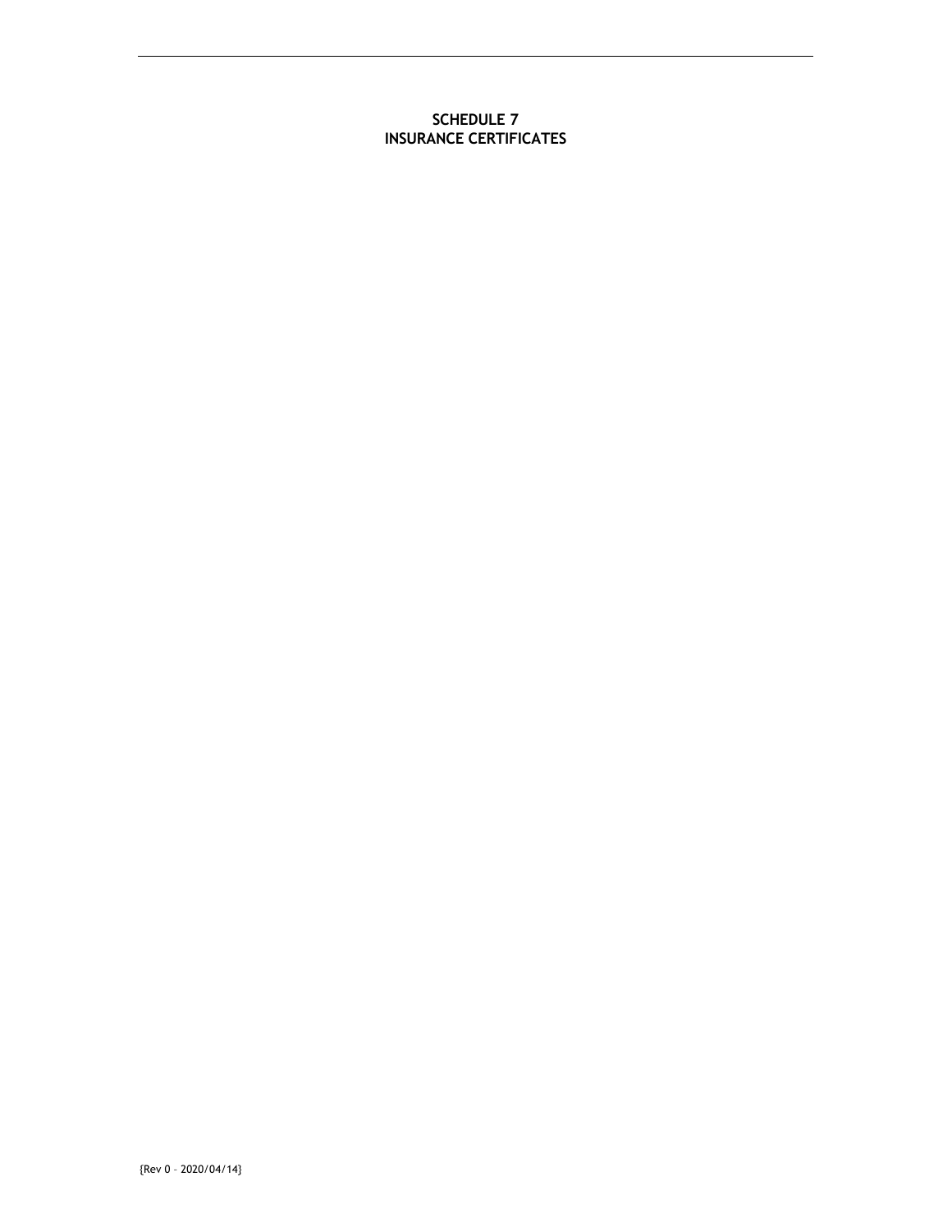# SCHEDULE 7
# INSURANCE CERTIFICATES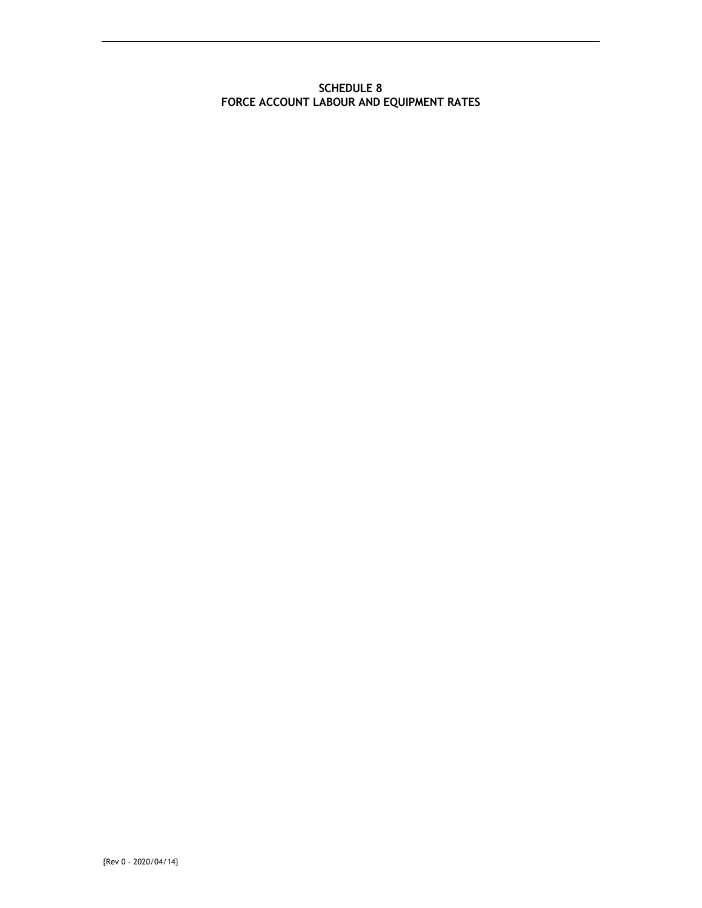# SCHEDULE 8
# FORCE ACCOUNT LABOUR AND EQUIPMENT RATES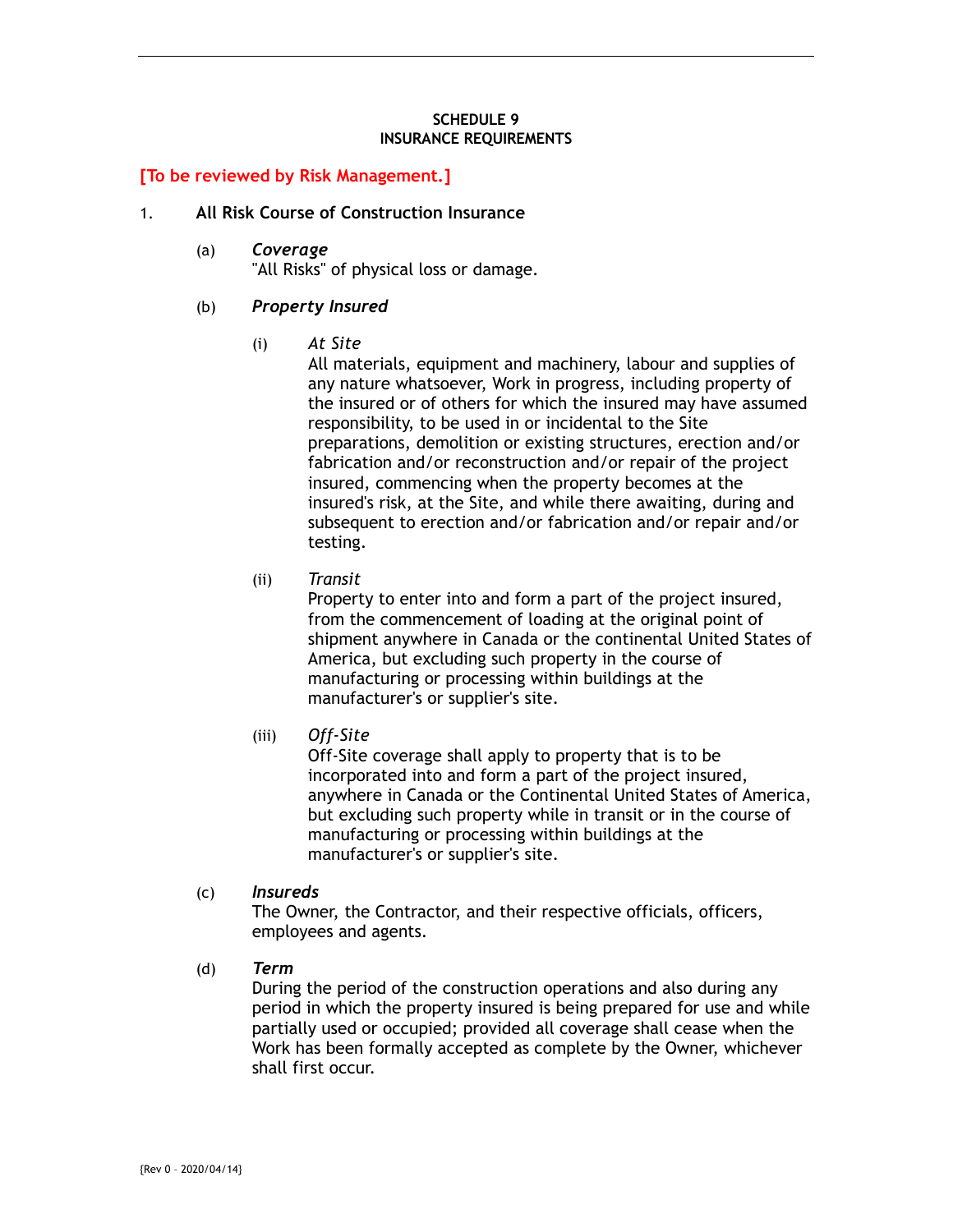# SCHEDULE 9
# INSURANCE REQUIREMENTS

**[To be reviewed by Risk Management.]**

1. **All Risk Course of Construction Insurance**

   (a) ***Coverage***
   "All Risks" of physical loss or damage.

   (b) ***Property Insured***

   (i) *At Site*
   All materials, equipment and machinery, labour and supplies of any nature whatsoever, Work in progress, including property of the insured or of others for which the insured may have assumed responsibility, to be used in or incidental to the Site preparations, demolition or existing structures, erection and/or fabrication and/or reconstruction and/or repair of the project insured, commencing when the property becomes at the insured's risk, at the Site, and while there awaiting, during and subsequent to erection and/or fabrication and/or repair and/or testing.

   (ii) *Transit*
   Property to enter into and form a part of the project insured, from the commencement of loading at the original point of shipment anywhere in Canada or the continental United States of America, but excluding such property in the course of manufacturing or processing within buildings at the manufacturer's or supplier's site.

   (iii) *Off-Site*
   Off-Site coverage shall apply to property that is to be incorporated into and form a part of the project insured, anywhere in Canada or the Continental United States of America, but excluding such property while in transit or in the course of manufacturing or processing within buildings at the manufacturer's or supplier's site.

   (c) ***Insureds***
   The Owner, the Contractor, and their respective officials, officers, employees and agents.

   (d) ***Term***
   During the period of the construction operations and also during any period in which the property insured is being prepared for use and while partially used or occupied; provided all coverage shall cease when the Work has been formally accepted as complete by the Owner, whichever shall first occur.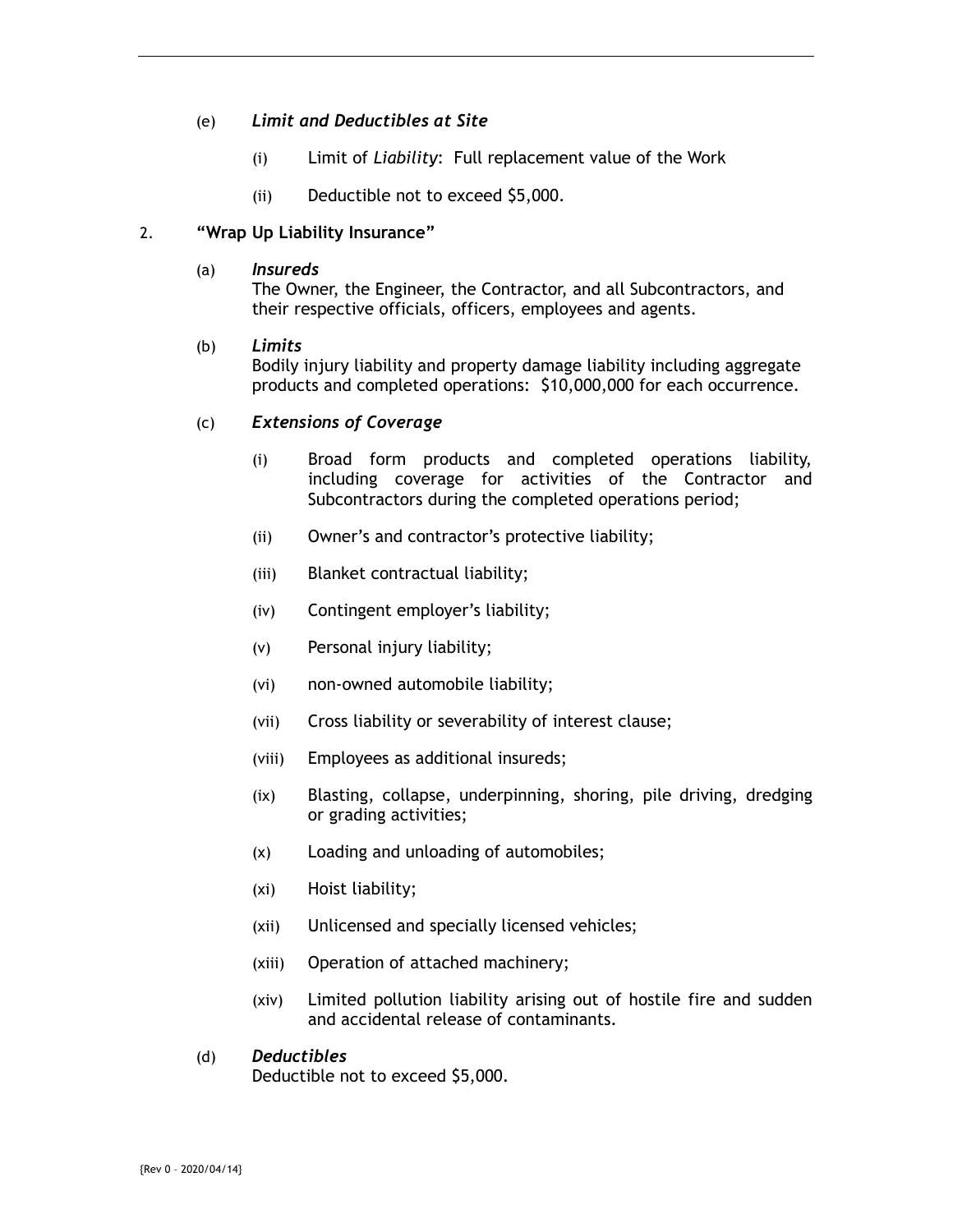(e) ***Limit and Deductibles at Site***

(i) Limit of *Liability*: Full replacement value of the Work

(ii) Deductible not to exceed $5,000.

2. **"Wrap Up Liability Insurance"**

(a) ***Insureds***
The Owner, the Engineer, the Contractor, and all Subcontractors, and their respective officials, officers, employees and agents.

(b) ***Limits***
Bodily injury liability and property damage liability including aggregate products and completed operations: $10,000,000 for each occurrence.

(c) ***Extensions of Coverage***

(i) Broad form products and completed operations liability, including coverage for activities of the Contractor and Subcontractors during the completed operations period;

(ii) Owner's and contractor's protective liability;

(iii) Blanket contractual liability;

(iv) Contingent employer's liability;

(v) Personal injury liability;

(vi) non-owned automobile liability;

(vii) Cross liability or severability of interest clause;

(viii) Employees as additional insureds;

(ix) Blasting, collapse, underpinning, shoring, pile driving, dredging or grading activities;

(x) Loading and unloading of automobiles;

(xi) Hoist liability;

(xii) Unlicensed and specially licensed vehicles;

(xiii) Operation of attached machinery;

(xiv) Limited pollution liability arising out of hostile fire and sudden and accidental release of contaminants.

(d) ***Deductibles***
Deductible not to exceed $5,000.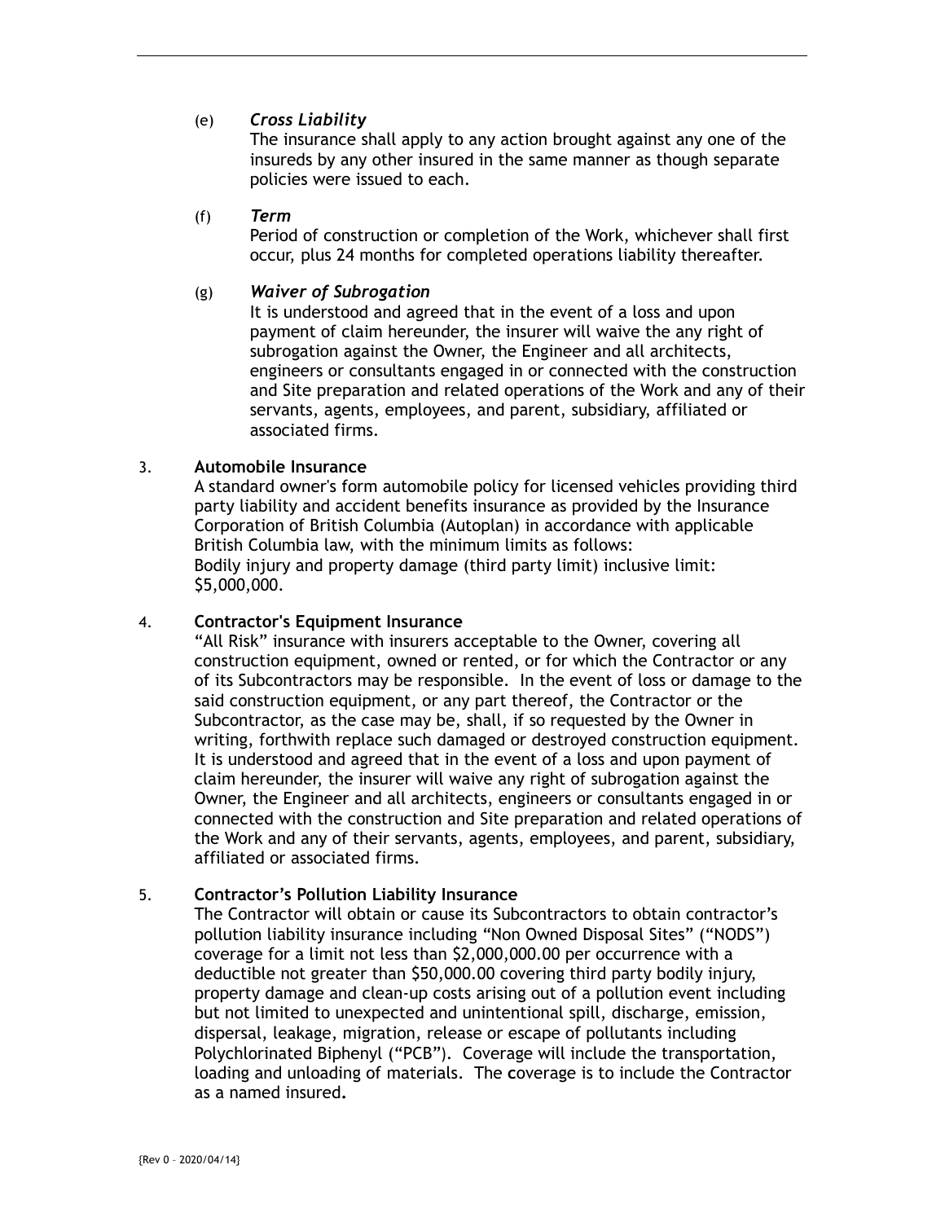(e) ***Cross Liability***

The insurance shall apply to any action brought against any one of the insureds by any other insured in the same manner as though separate policies were issued to each.

(f) ***Term***

Period of construction or completion of the Work, whichever shall first occur, plus 24 months for completed operations liability thereafter.

(g) ***Waiver of Subrogation***

It is understood and agreed that in the event of a loss and upon payment of claim hereunder, the insurer will waive the any right of subrogation against the Owner, the Engineer and all architects, engineers or consultants engaged in or connected with the construction and Site preparation and related operations of the Work and any of their servants, agents, employees, and parent, subsidiary, affiliated or associated firms.

3. **Automobile Insurance**

A standard owner's form automobile policy for licensed vehicles providing third party liability and accident benefits insurance as provided by the Insurance Corporation of British Columbia (Autoplan) in accordance with applicable British Columbia law, with the minimum limits as follows:
Bodily injury and property damage (third party limit) inclusive limit: $5,000,000.

4. **Contractor's Equipment Insurance**

"All Risk" insurance with insurers acceptable to the Owner, covering all construction equipment, owned or rented, or for which the Contractor or any of its Subcontractors may be responsible. In the event of loss or damage to the said construction equipment, or any part thereof, the Contractor or the Subcontractor, as the case may be, shall, if so requested by the Owner in writing, forthwith replace such damaged or destroyed construction equipment. It is understood and agreed that in the event of a loss and upon payment of claim hereunder, the insurer will waive any right of subrogation against the Owner, the Engineer and all architects, engineers or consultants engaged in or connected with the construction and Site preparation and related operations of the Work and any of their servants, agents, employees, and parent, subsidiary, affiliated or associated firms.

5. **Contractor's Pollution Liability Insurance**

The Contractor will obtain or cause its Subcontractors to obtain contractor's pollution liability insurance including "Non Owned Disposal Sites" ("NODS") coverage for a limit not less than $2,000,000.00 per occurrence with a deductible not greater than $50,000.00 covering third party bodily injury, property damage and clean-up costs arising out of a pollution event including but not limited to unexpected and unintentional spill, discharge, emission, dispersal, leakage, migration, release or escape of pollutants including Polychlorinated Biphenyl ("PCB"). Coverage will include the transportation, loading and unloading of materials. The coverage is to include the Contractor as a named insured.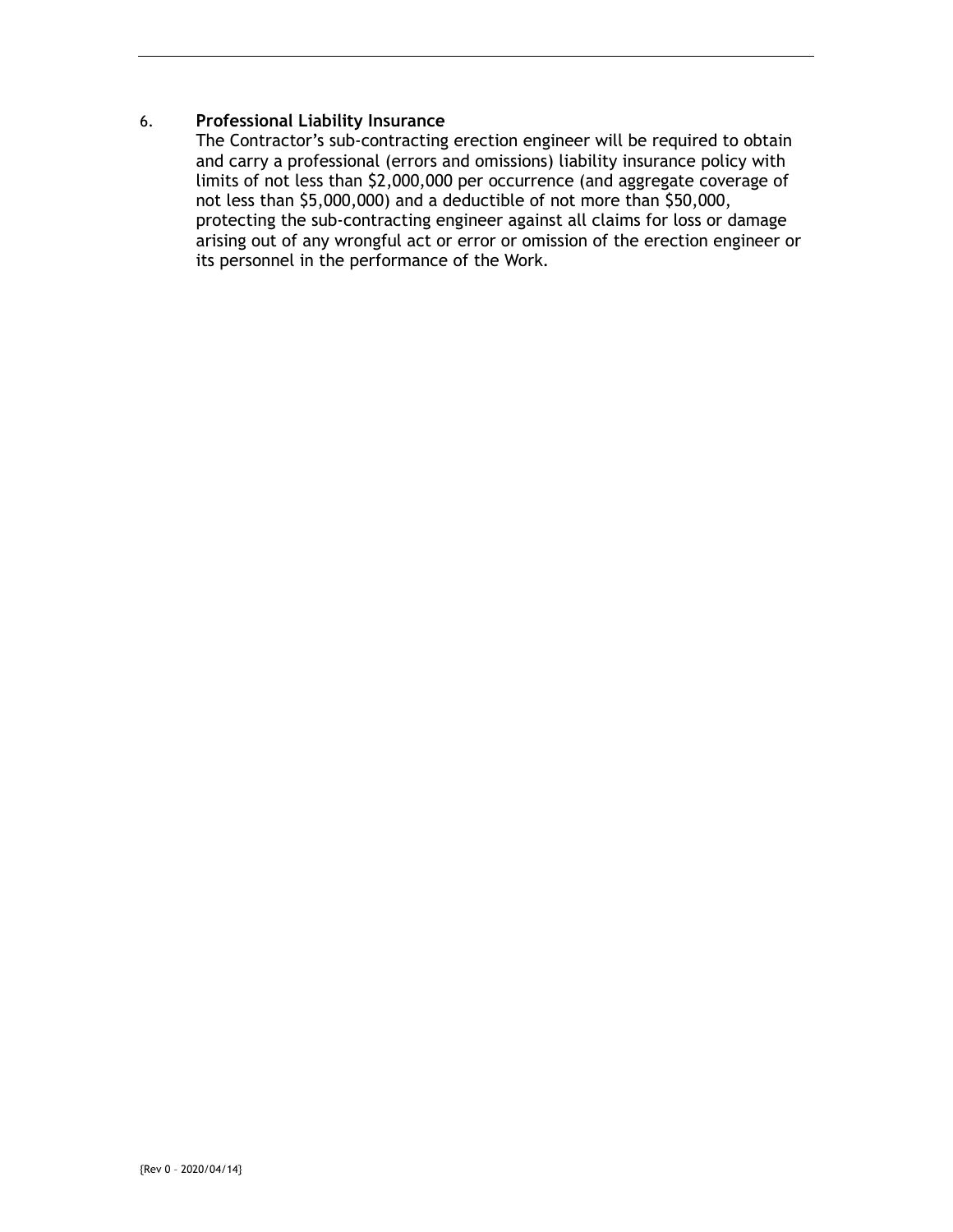6. **Professional Liability Insurance**

   The Contractor's sub-contracting erection engineer will be required to obtain and carry a professional (errors and omissions) liability insurance policy with limits of not less than $2,000,000 per occurrence (and aggregate coverage of not less than $5,000,000) and a deductible of not more than $50,000, protecting the sub-contracting engineer against all claims for loss or damage arising out of any wrongful act or error or omission of the erection engineer or its personnel in the performance of the Work.